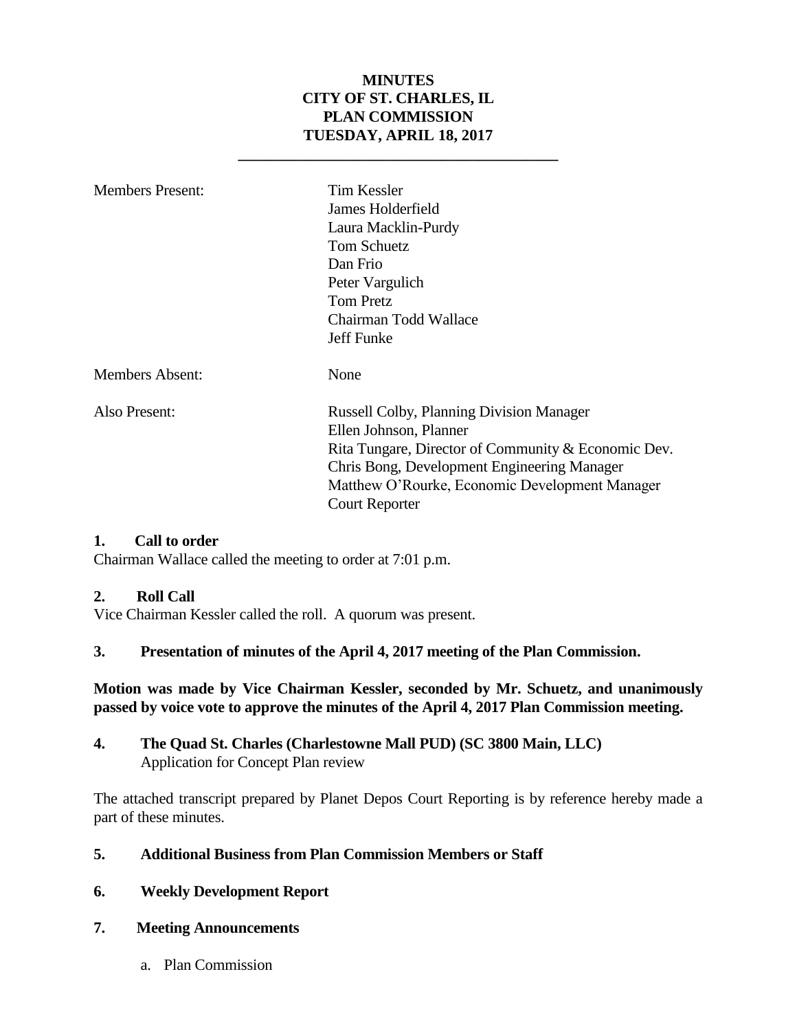# MINUTES
# CITY OF ST. CHARLES, IL
# PLAN COMMISSION
# TUESDAY, APRIL 18, 2017

| | |
|---|---|
| Members Present: | Tim Kessler<br>James Holderfield<br>Laura Macklin-Purdy<br>Tom Schuetz<br>Dan Frio<br>Peter Vargulich<br>Tom Pretz<br>Chairman Todd Wallace<br>Jeff Funke |
| Members Absent: | None |
| Also Present: | Russell Colby, Planning Division Manager<br>Ellen Johnson, Planner<br>Rita Tungare, Director of Community & Economic Dev.<br>Chris Bong, Development Engineering Manager<br>Matthew O'Rourke, Economic Development Manager<br>Court Reporter |

**1. Call to order**

Chairman Wallace called the meeting to order at 7:01 p.m.

**2. Roll Call**

Vice Chairman Kessler called the roll. A quorum was present.

**3. Presentation of minutes of the April 4, 2017 meeting of the Plan Commission.**

**Motion was made by Vice Chairman Kessler, seconded by Mr. Schuetz, and unanimously passed by voice vote to approve the minutes of the April 4, 2017 Plan Commission meeting.**

**4. The Quad St. Charles (Charlestowne Mall PUD) (SC 3800 Main, LLC)**
Application for Concept Plan review

The attached transcript prepared by Planet Depos Court Reporting is by reference hereby made a part of these minutes.

**5. Additional Business from Plan Commission Members or Staff**

**6. Weekly Development Report**

**7. Meeting Announcements**

a. Plan Commission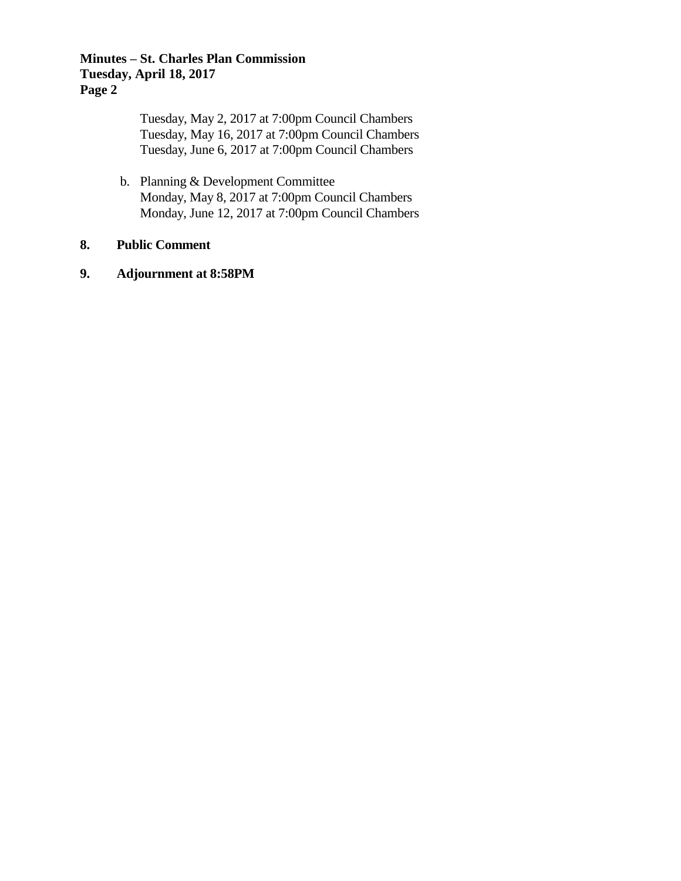Tuesday, May 2, 2017 at 7:00pm Council Chambers
Tuesday, May 16, 2017 at 7:00pm Council Chambers
Tuesday, June 6, 2017 at 7:00pm Council Chambers

b. Planning & Development Committee
   Monday, May 8, 2017 at 7:00pm Council Chambers
   Monday, June 12, 2017 at 7:00pm Council Chambers

**8. Public Comment**

**9. Adjournment at 8:58PM**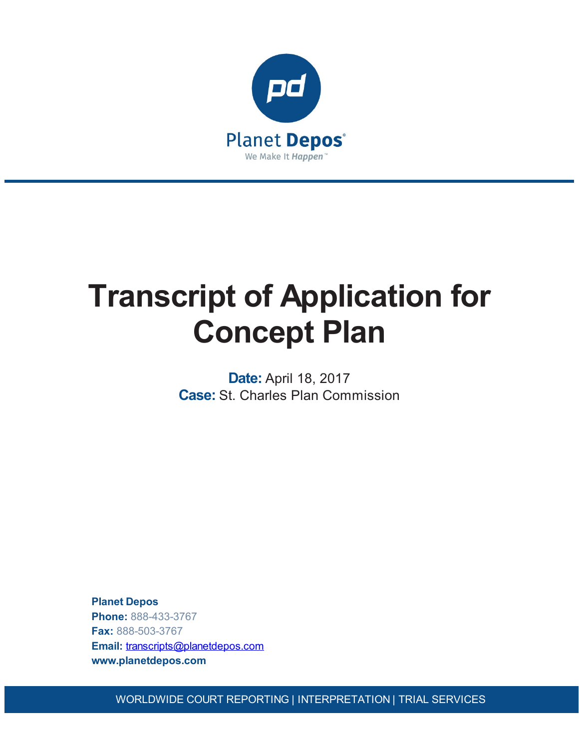Planet Depos

We Make It Happen™

# Transcript of Application for Concept Plan

**Date:** April 18, 2017
**Case:** St. Charles Plan Commission

**Planet Depos**
**Phone:** 888-433-3767
**Fax:** 888-503-3767
**Email:** transcripts@planetdepos.com
**www.planetdepos.com**

WORLDWIDE COURT REPORTING | INTERPRETATION | TRIAL SERVICES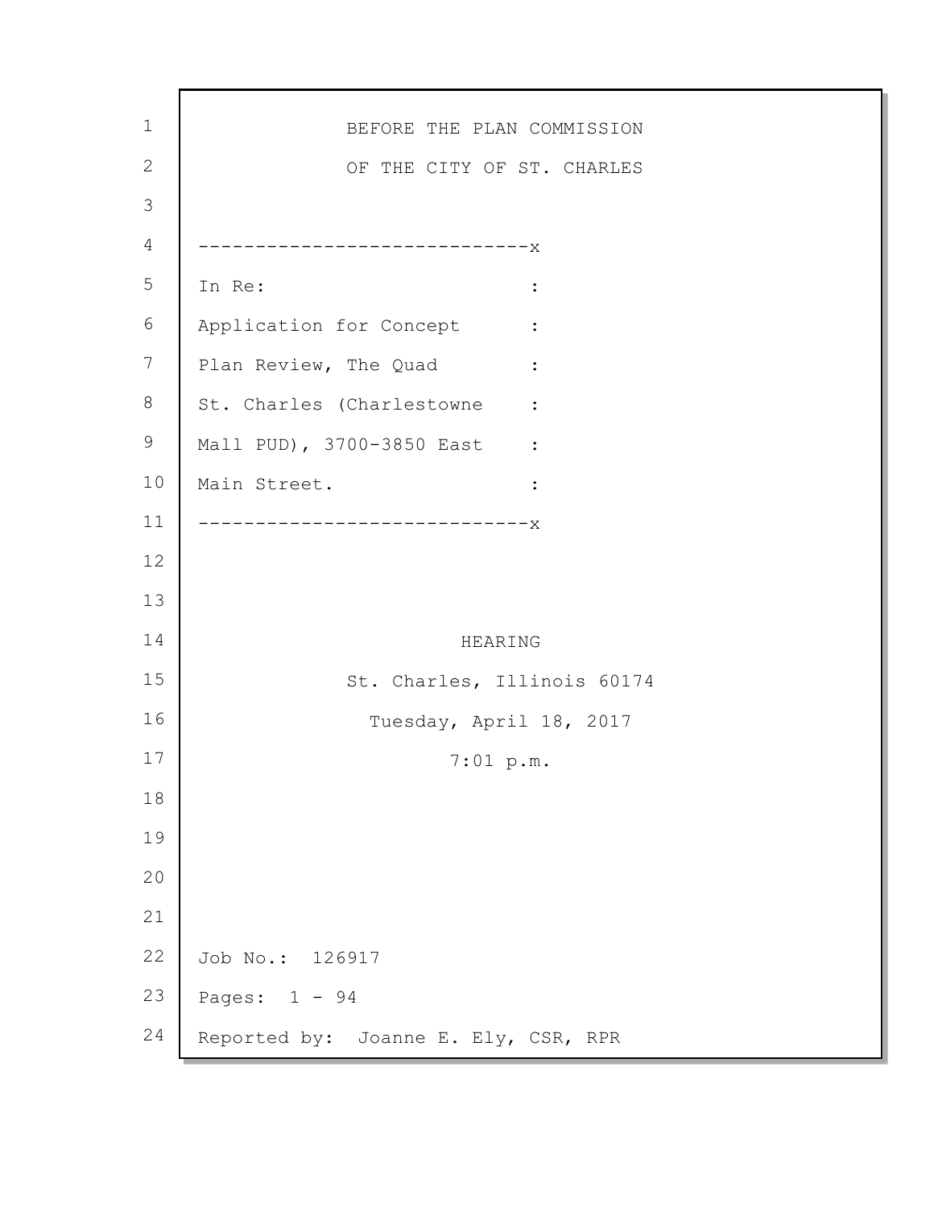BEFORE THE PLAN COMMISSION

OF THE CITY OF ST. CHARLES

------------------------------x

In Re: :

Application for Concept :

Plan Review, The Quad :

St. Charles (Charlestowne :

Mall PUD), 3700-3850 East :

Main Street. :

------------------------------x

HEARING

St. Charles, Illinois 60174

Tuesday, April 18, 2017

7:01 p.m.

Job No.: 126917

Pages: 1 - 94

Reported by: Joanne E. Ely, CSR, RPR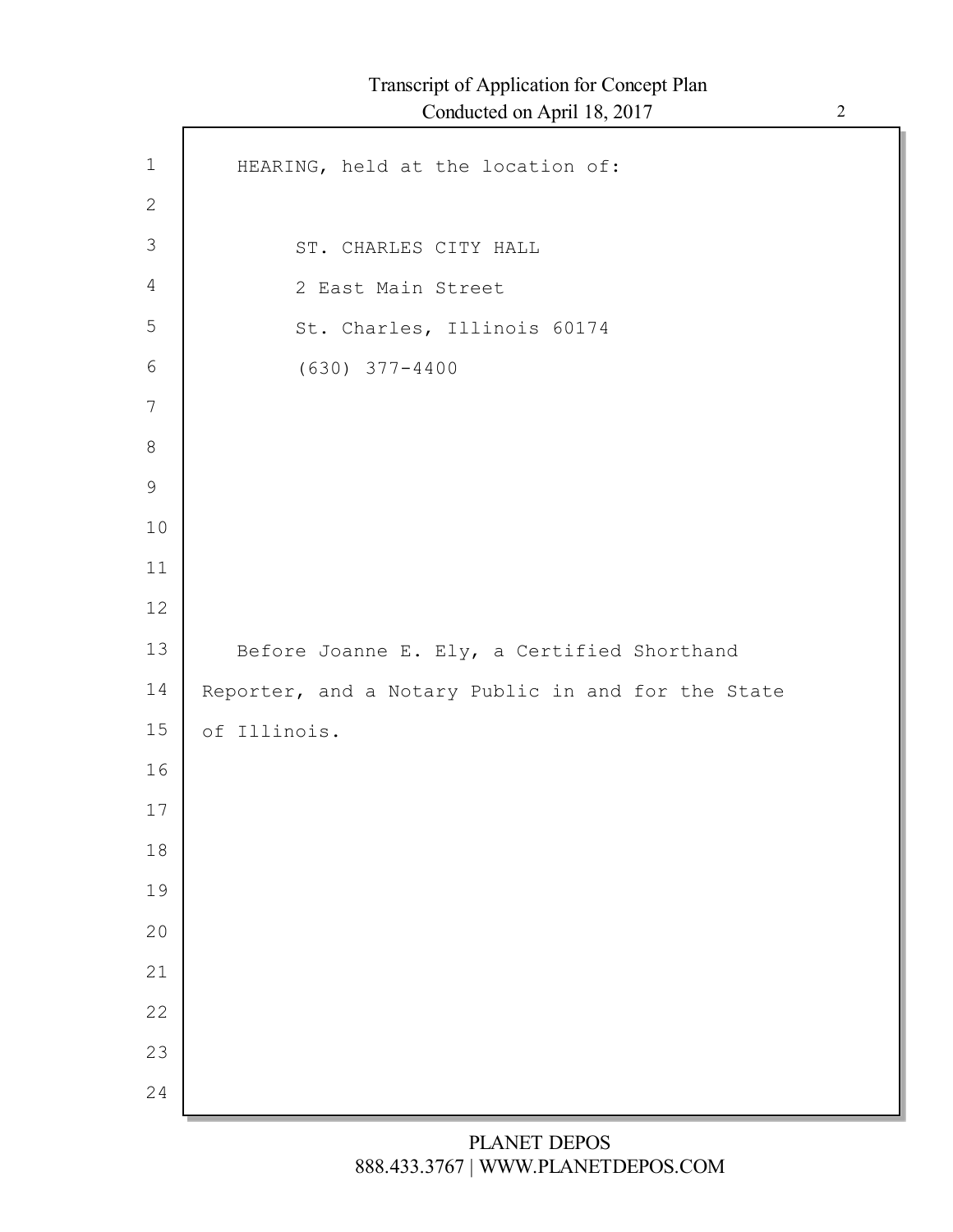HEARING, held at the location of:

ST. CHARLES CITY HALL
2 East Main Street
St. Charles, Illinois 60174
(630) 377-4400

Before Joanne E. Ely, a Certified Shorthand Reporter, and a Notary Public in and for the State of Illinois.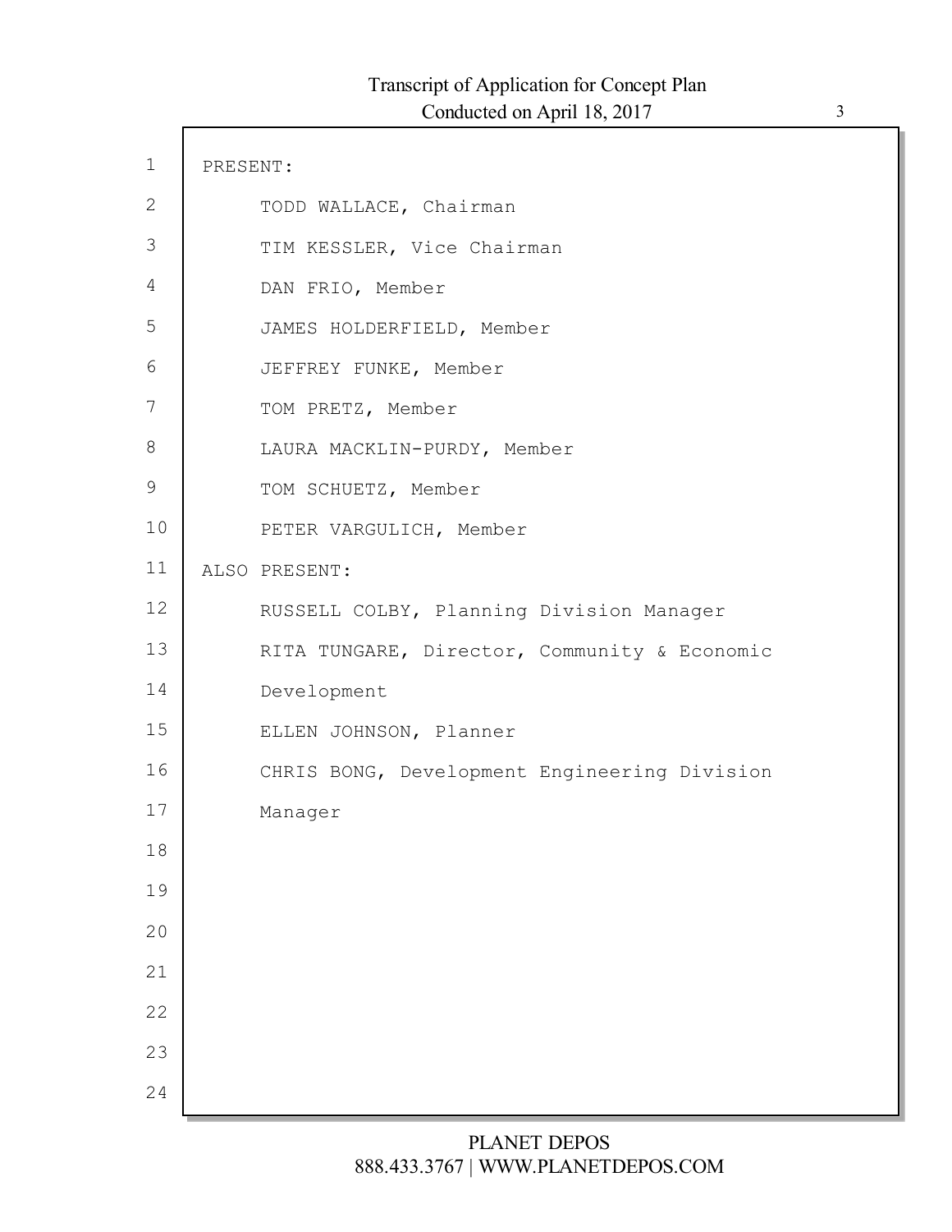PRESENT:

TODD WALLACE, Chairman

TIM KESSLER, Vice Chairman

DAN FRIO, Member

JAMES HOLDERFIELD, Member

JEFFREY FUNKE, Member

TOM PRETZ, Member

LAURA MACKLIN-PURDY, Member

TOM SCHUETZ, Member

PETER VARGULICH, Member

ALSO PRESENT:

RUSSELL COLBY, Planning Division Manager

RITA TUNGARE, Director, Community & Economic Development

ELLEN JOHNSON, Planner

CHRIS BONG, Development Engineering Division Manager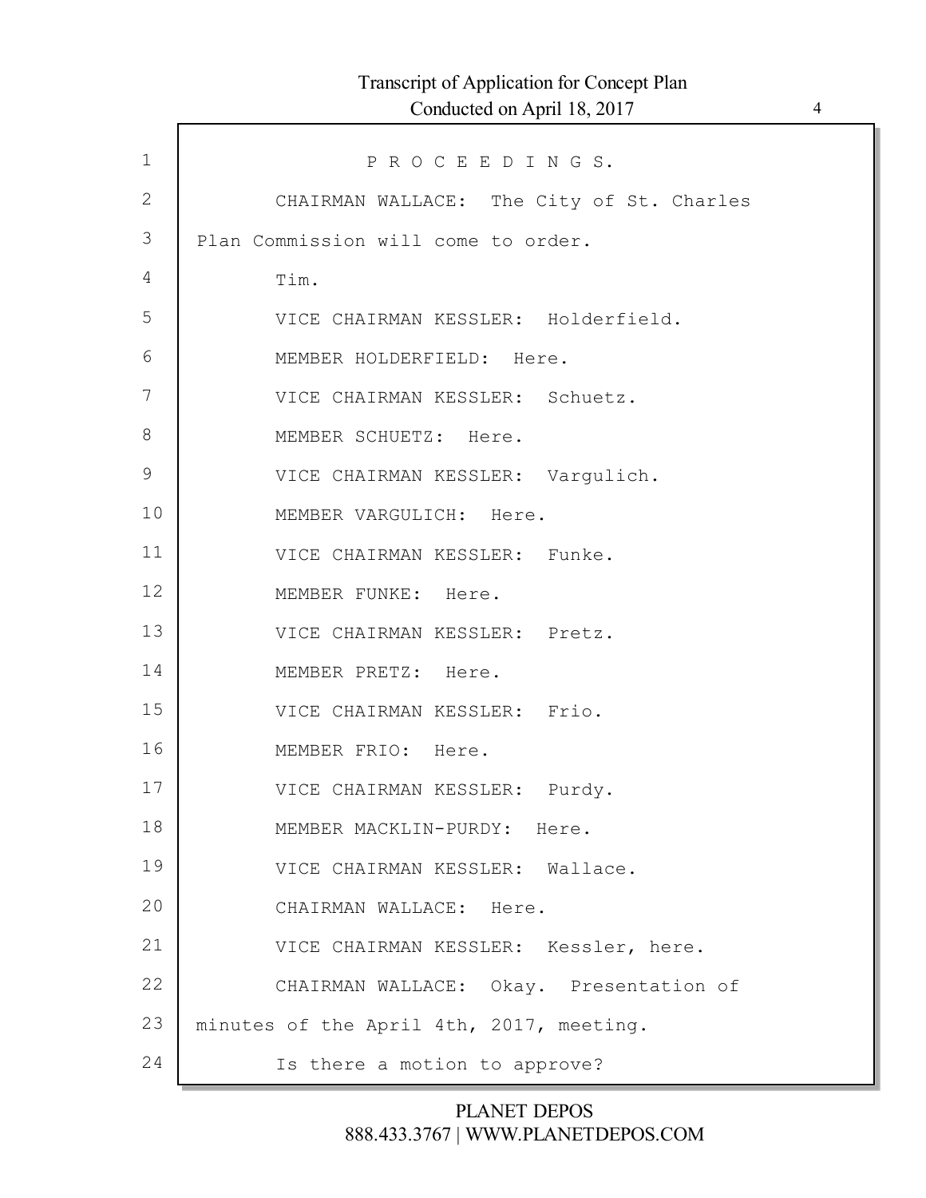P R O C E E D I N G S.

CHAIRMAN WALLACE: The City of St. Charles Plan Commission will come to order.

Tim.

VICE CHAIRMAN KESSLER: Holderfield.

MEMBER HOLDERFIELD: Here.

VICE CHAIRMAN KESSLER: Schuetz.

MEMBER SCHUETZ: Here.

VICE CHAIRMAN KESSLER: Vargulich.

MEMBER VARGULICH: Here.

VICE CHAIRMAN KESSLER: Funke.

MEMBER FUNKE: Here.

VICE CHAIRMAN KESSLER: Pretz.

MEMBER PRETZ: Here.

VICE CHAIRMAN KESSLER: Frio.

MEMBER FRIO: Here.

VICE CHAIRMAN KESSLER: Purdy.

MEMBER MACKLIN-PURDY: Here.

VICE CHAIRMAN KESSLER: Wallace.

CHAIRMAN WALLACE: Here.

VICE CHAIRMAN KESSLER: Kessler, here.

CHAIRMAN WALLACE: Okay. Presentation of minutes of the April 4th, 2017, meeting.

Is there a motion to approve?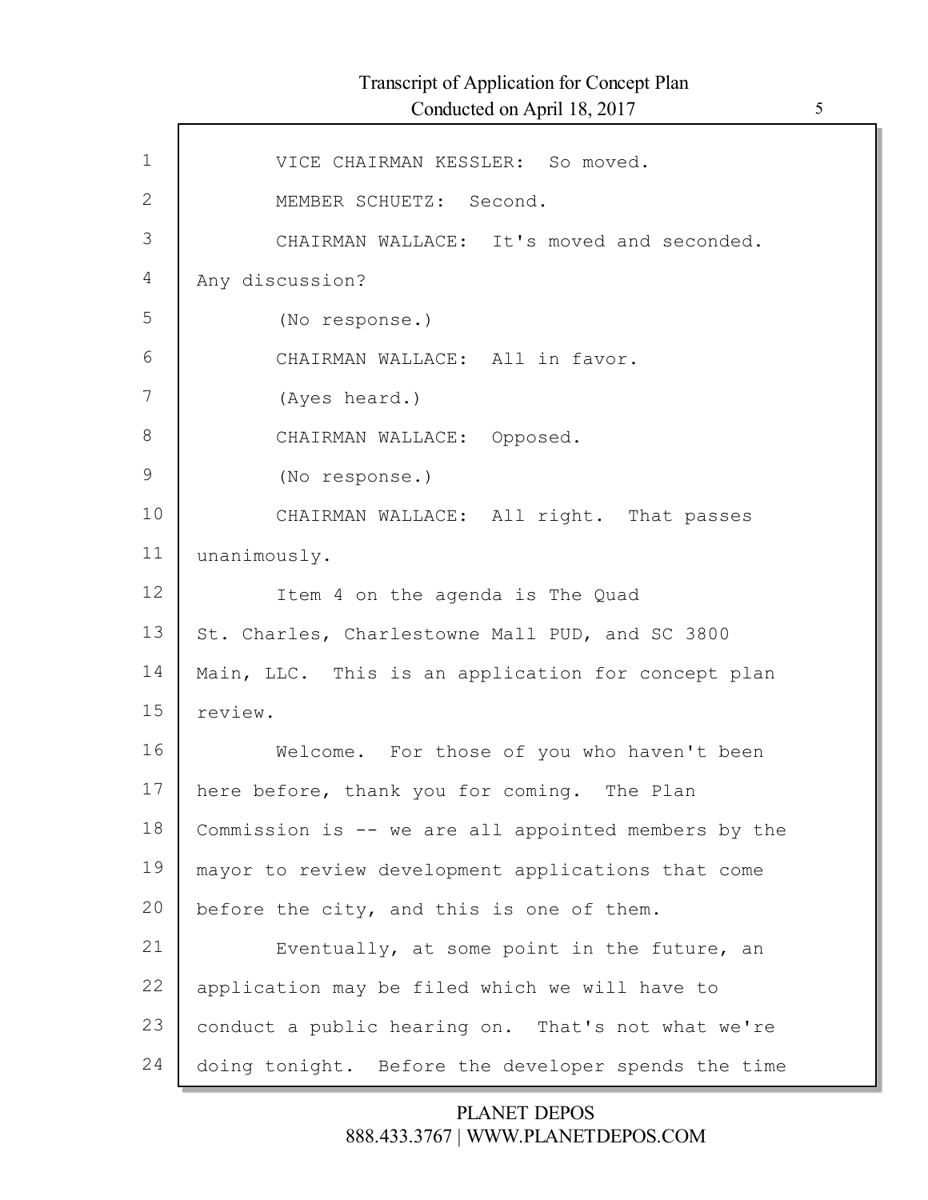VICE CHAIRMAN KESSLER: So moved.

MEMBER SCHUETZ: Second.

CHAIRMAN WALLACE: It's moved and seconded. Any discussion?

(No response.)

CHAIRMAN WALLACE: All in favor.

(Ayes heard.)

CHAIRMAN WALLACE: Opposed.

(No response.)

CHAIRMAN WALLACE: All right. That passes unanimously.

Item 4 on the agenda is The Quad St. Charles, Charlestowne Mall PUD, and SC 3800 Main, LLC. This is an application for concept plan review.

Welcome. For those of you who haven't been here before, thank you for coming. The Plan Commission is -- we are all appointed members by the mayor to review development applications that come before the city, and this is one of them.

Eventually, at some point in the future, an application may be filed which we will have to conduct a public hearing on. That's not what we're doing tonight. Before the developer spends the time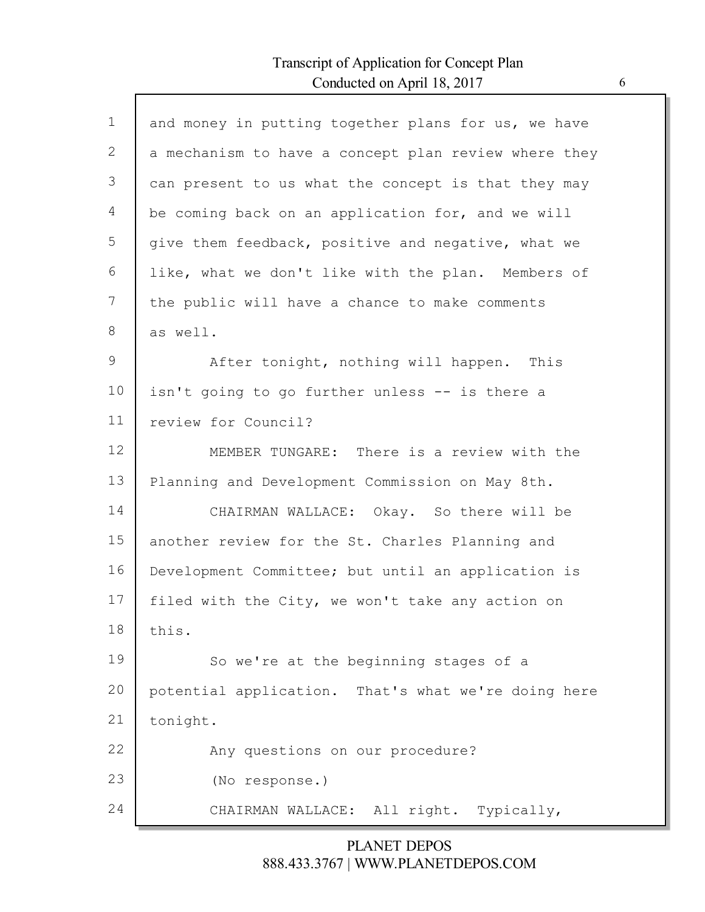and money in putting together plans for us, we have a mechanism to have a concept plan review where they can present to us what the concept is that they may be coming back on an application for, and we will give them feedback, positive and negative, what we like, what we don't like with the plan. Members of the public will have a chance to make comments as well.

After tonight, nothing will happen. This isn't going to go further unless -- is there a review for Council?

MEMBER TUNGARE: There is a review with the Planning and Development Commission on May 8th.

CHAIRMAN WALLACE: Okay. So there will be another review for the St. Charles Planning and Development Committee; but until an application is filed with the City, we won't take any action on this.

So we're at the beginning stages of a potential application. That's what we're doing here tonight.

Any questions on our procedure?

(No response.)

CHAIRMAN WALLACE: All right. Typically,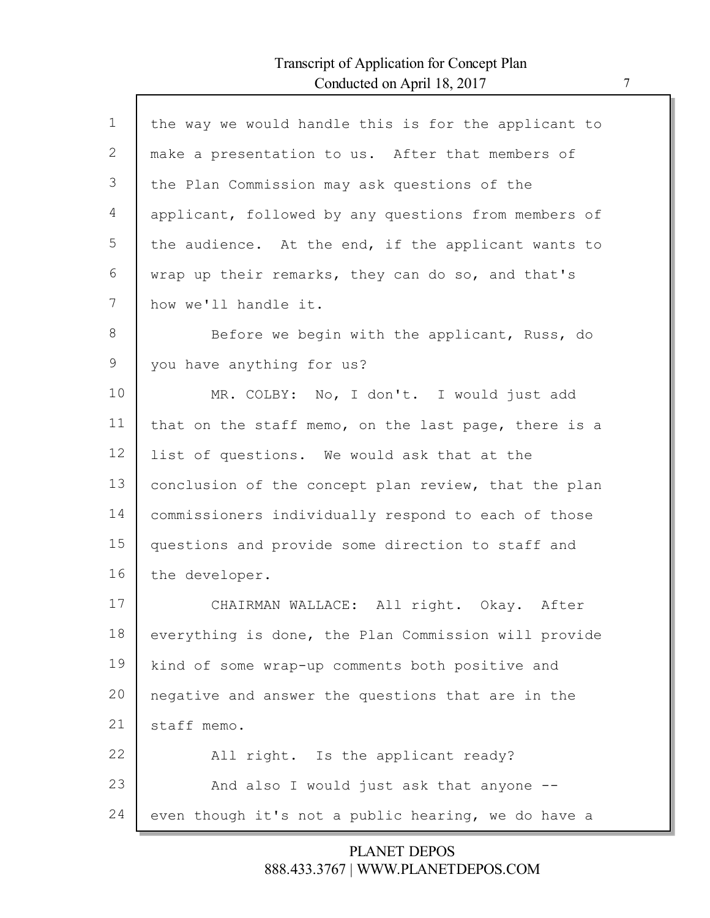the way we would handle this is for the applicant to make a presentation to us. After that members of the Plan Commission may ask questions of the applicant, followed by any questions from members of the audience. At the end, if the applicant wants to wrap up their remarks, they can do so, and that's how we'll handle it.

Before we begin with the applicant, Russ, do you have anything for us?

MR. COLBY: No, I don't. I would just add that on the staff memo, on the last page, there is a list of questions. We would ask that at the conclusion of the concept plan review, that the plan commissioners individually respond to each of those questions and provide some direction to staff and the developer.

CHAIRMAN WALLACE: All right. Okay. After everything is done, the Plan Commission will provide kind of some wrap-up comments both positive and negative and answer the questions that are in the staff memo.

All right. Is the applicant ready?

And also I would just ask that anyone -- even though it's not a public hearing, we do have a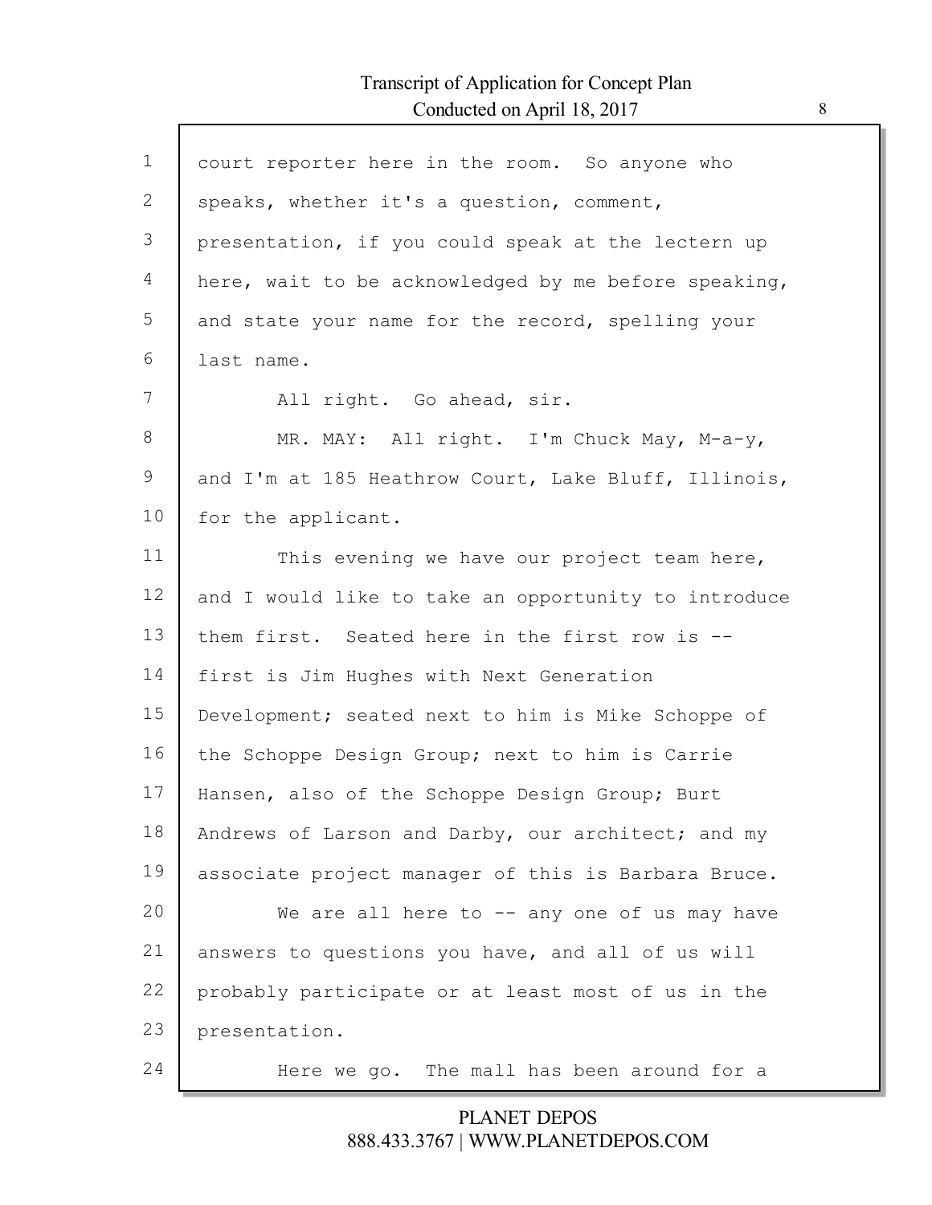court reporter here in the room. So anyone who speaks, whether it's a question, comment, presentation, if you could speak at the lectern up here, wait to be acknowledged by me before speaking, and state your name for the record, spelling your last name.

All right. Go ahead, sir.

MR. MAY: All right. I'm Chuck May, M-a-y, and I'm at 185 Heathrow Court, Lake Bluff, Illinois, for the applicant.

This evening we have our project team here, and I would like to take an opportunity to introduce them first. Seated here in the first row is -- first is Jim Hughes with Next Generation Development; seated next to him is Mike Schoppe of the Schoppe Design Group; next to him is Carrie Hansen, also of the Schoppe Design Group; Burt Andrews of Larson and Darby, our architect; and my associate project manager of this is Barbara Bruce.

We are all here to -- any one of us may have answers to questions you have, and all of us will probably participate or at least most of us in the presentation.

Here we go. The mall has been around for a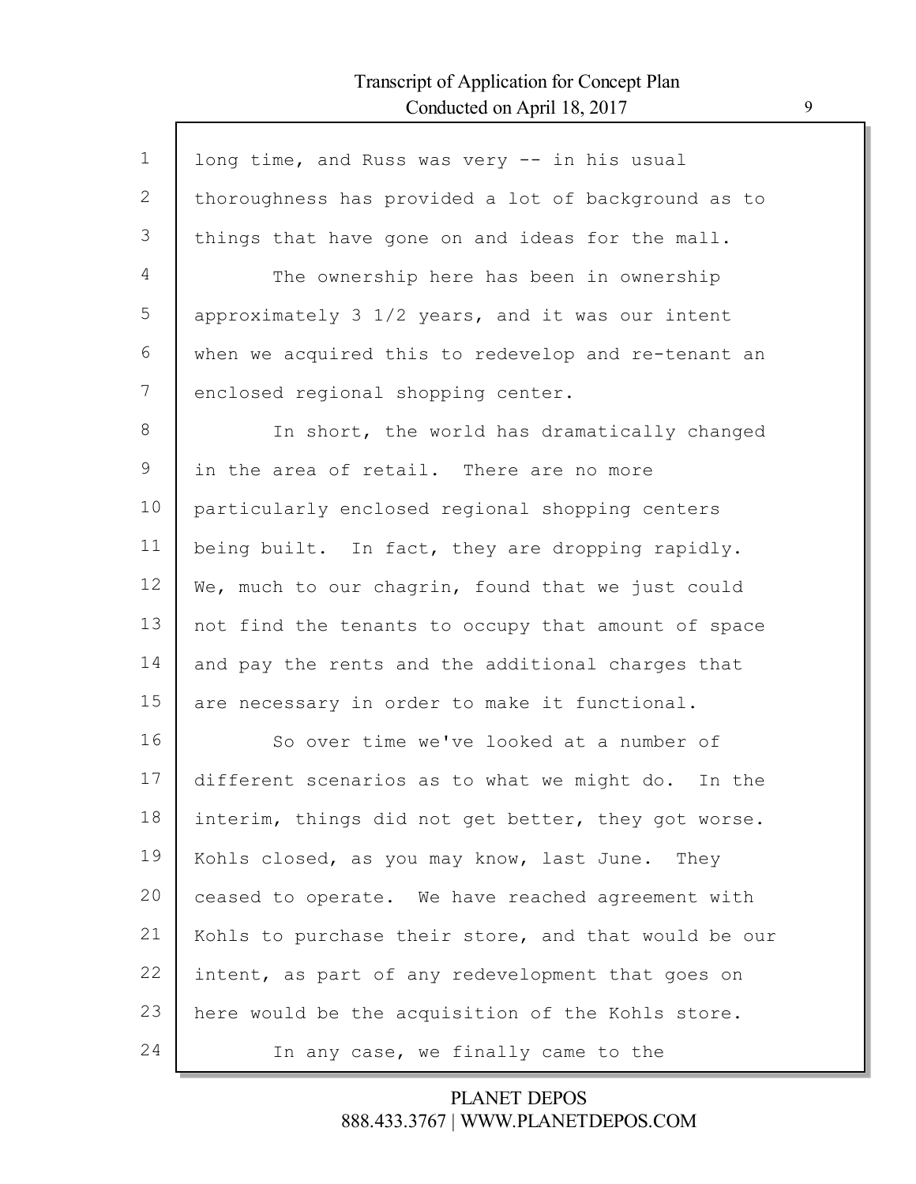long time, and Russ was very -- in his usual thoroughness has provided a lot of background as to things that have gone on and ideas for the mall.

The ownership here has been in ownership approximately 3 1/2 years, and it was our intent when we acquired this to redevelop and re-tenant an enclosed regional shopping center.

In short, the world has dramatically changed in the area of retail. There are no more particularly enclosed regional shopping centers being built. In fact, they are dropping rapidly. We, much to our chagrin, found that we just could not find the tenants to occupy that amount of space and pay the rents and the additional charges that are necessary in order to make it functional.

So over time we've looked at a number of different scenarios as to what we might do. In the interim, things did not get better, they got worse. Kohls closed, as you may know, last June. They ceased to operate. We have reached agreement with Kohls to purchase their store, and that would be our intent, as part of any redevelopment that goes on here would be the acquisition of the Kohls store.

In any case, we finally came to the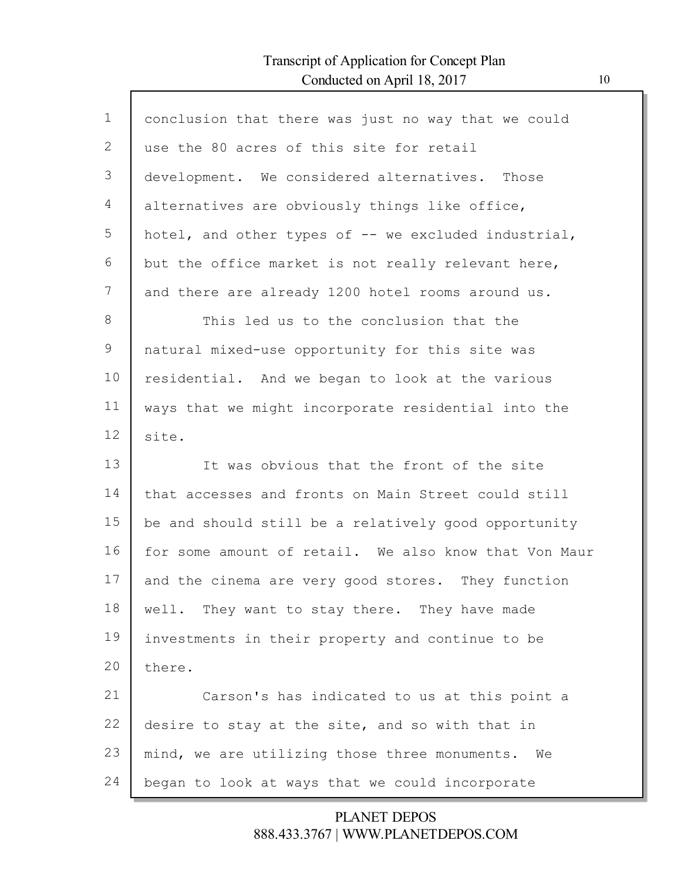conclusion that there was just no way that we could use the 80 acres of this site for retail development. We considered alternatives. Those alternatives are obviously things like office, hotel, and other types of -- we excluded industrial, but the office market is not really relevant here, and there are already 1200 hotel rooms around us.

This led us to the conclusion that the natural mixed-use opportunity for this site was residential. And we began to look at the various ways that we might incorporate residential into the site.

It was obvious that the front of the site that accesses and fronts on Main Street could still be and should still be a relatively good opportunity for some amount of retail. We also know that Von Maur and the cinema are very good stores. They function well. They want to stay there. They have made investments in their property and continue to be there.

Carson's has indicated to us at this point a desire to stay at the site, and so with that in mind, we are utilizing those three monuments. We began to look at ways that we could incorporate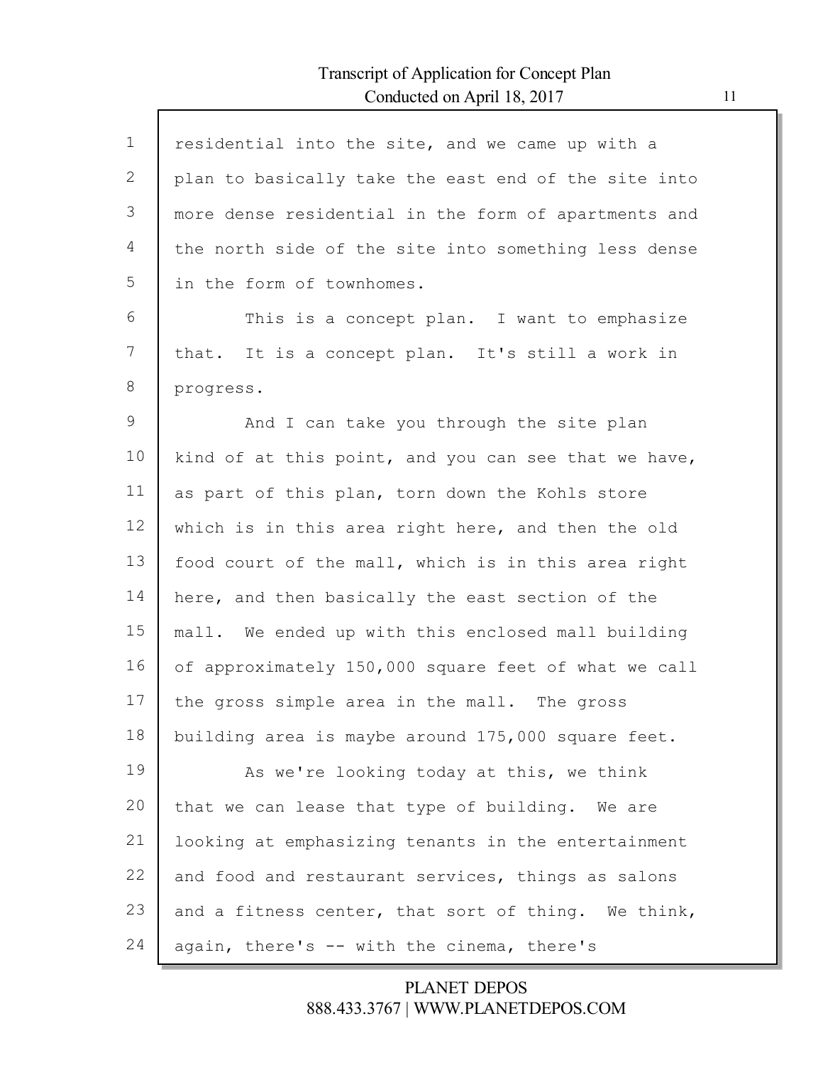residential into the site, and we came up with a plan to basically take the east end of the site into more dense residential in the form of apartments and the north side of the site into something less dense in the form of townhomes.

This is a concept plan. I want to emphasize that. It is a concept plan. It's still a work in progress.

And I can take you through the site plan kind of at this point, and you can see that we have, as part of this plan, torn down the Kohls store which is in this area right here, and then the old food court of the mall, which is in this area right here, and then basically the east section of the mall. We ended up with this enclosed mall building of approximately 150,000 square feet of what we call the gross simple area in the mall. The gross building area is maybe around 175,000 square feet.

As we're looking today at this, we think that we can lease that type of building. We are looking at emphasizing tenants in the entertainment and food and restaurant services, things as salons and a fitness center, that sort of thing. We think, again, there's -- with the cinema, there's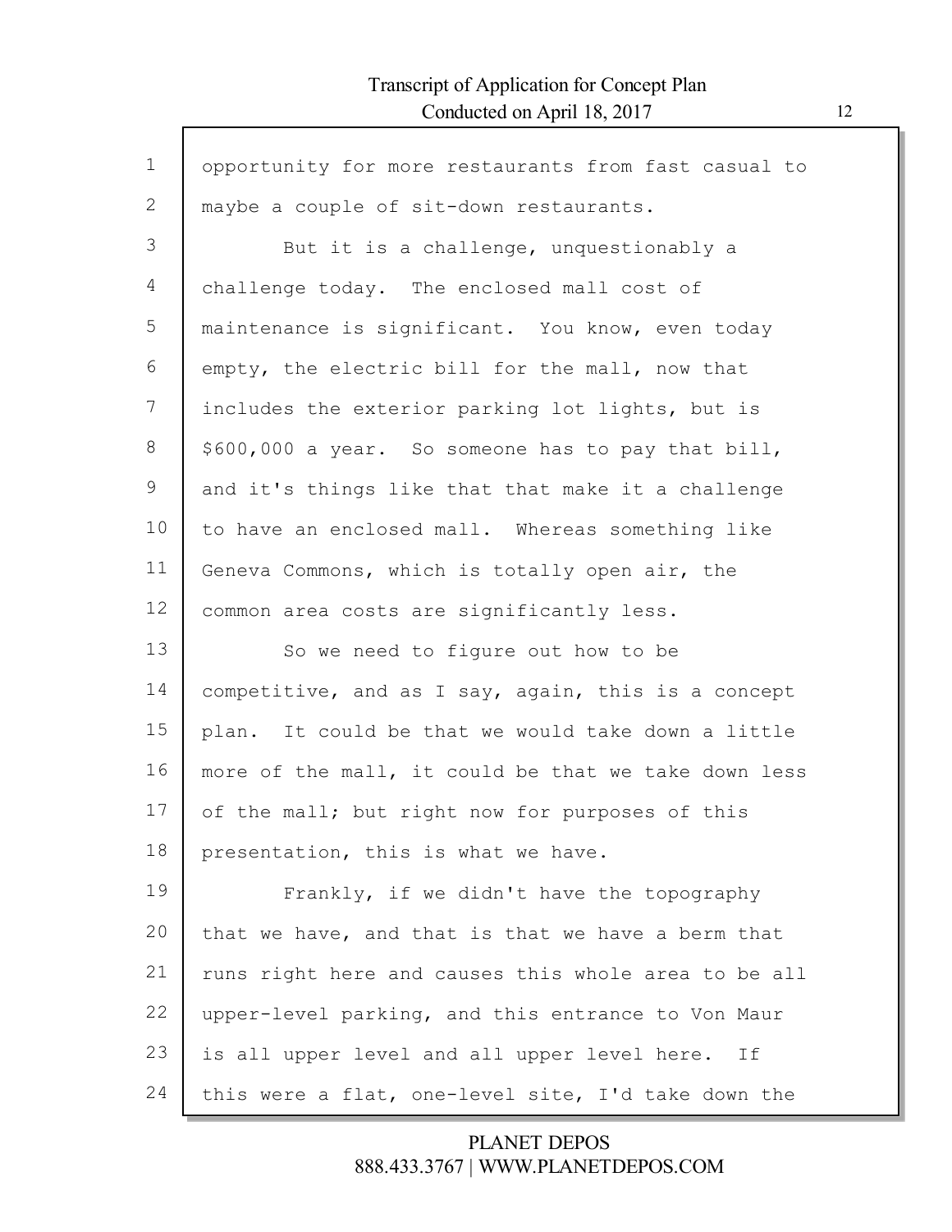opportunity for more restaurants from fast casual to maybe a couple of sit-down restaurants.

But it is a challenge, unquestionably a challenge today. The enclosed mall cost of maintenance is significant. You know, even today empty, the electric bill for the mall, now that includes the exterior parking lot lights, but is $600,000 a year. So someone has to pay that bill, and it's things like that that make it a challenge to have an enclosed mall. Whereas something like Geneva Commons, which is totally open air, the common area costs are significantly less.

So we need to figure out how to be competitive, and as I say, again, this is a concept plan. It could be that we would take down a little more of the mall, it could be that we take down less of the mall; but right now for purposes of this presentation, this is what we have.

Frankly, if we didn't have the topography that we have, and that is that we have a berm that runs right here and causes this whole area to be all upper-level parking, and this entrance to Von Maur is all upper level and all upper level here. If this were a flat, one-level site, I'd take down the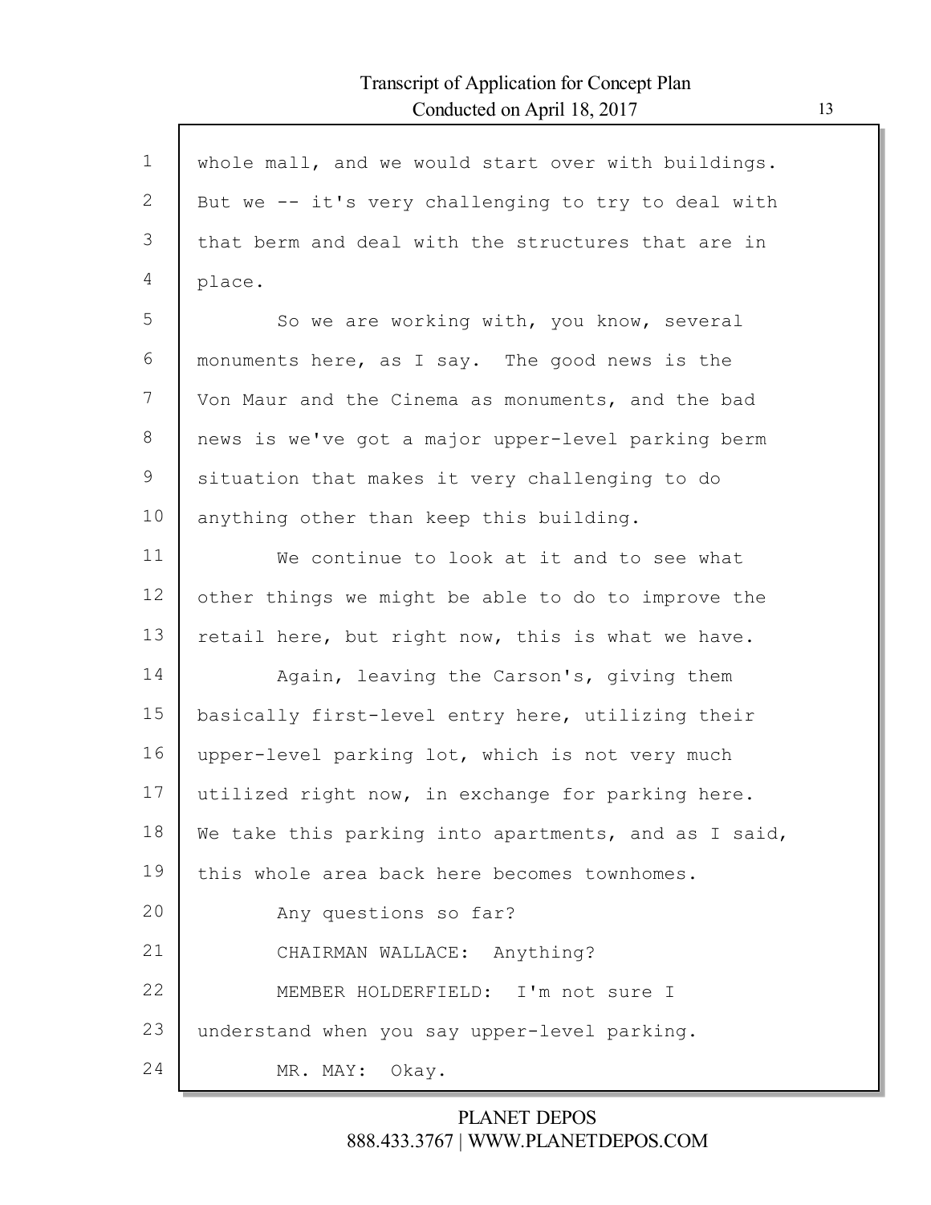whole mall, and we would start over with buildings. But we -- it's very challenging to try to deal with that berm and deal with the structures that are in place.

So we are working with, you know, several monuments here, as I say. The good news is the Von Maur and the Cinema as monuments, and the bad news is we've got a major upper-level parking berm situation that makes it very challenging to do anything other than keep this building.

We continue to look at it and to see what other things we might be able to do to improve the retail here, but right now, this is what we have.

Again, leaving the Carson's, giving them basically first-level entry here, utilizing their upper-level parking lot, which is not very much utilized right now, in exchange for parking here. We take this parking into apartments, and as I said, this whole area back here becomes townhomes.

Any questions so far?

CHAIRMAN WALLACE: Anything?

MEMBER HOLDERFIELD: I'm not sure I understand when you say upper-level parking.

MR. MAY: Okay.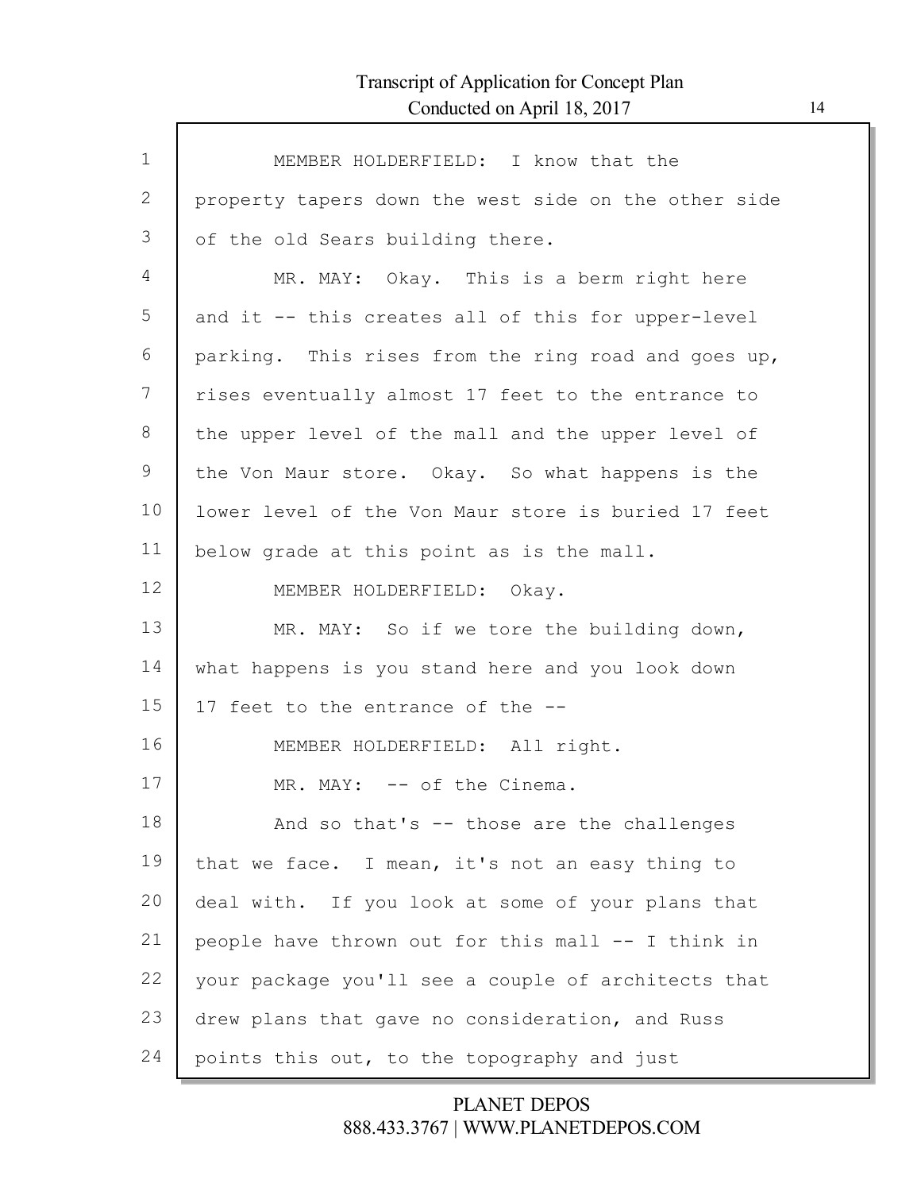MEMBER HOLDERFIELD: I know that the property tapers down the west side on the other side of the old Sears building there.

MR. MAY: Okay. This is a berm right here and it -- this creates all of this for upper-level parking. This rises from the ring road and goes up, rises eventually almost 17 feet to the entrance to the upper level of the mall and the upper level of the Von Maur store. Okay. So what happens is the lower level of the Von Maur store is buried 17 feet below grade at this point as is the mall.

MEMBER HOLDERFIELD: Okay.

MR. MAY: So if we tore the building down, what happens is you stand here and you look down 17 feet to the entrance of the --

MEMBER HOLDERFIELD: All right.

MR. MAY: -- of the Cinema.

And so that's -- those are the challenges that we face. I mean, it's not an easy thing to deal with. If you look at some of your plans that people have thrown out for this mall -- I think in your package you'll see a couple of architects that drew plans that gave no consideration, and Russ points this out, to the topography and just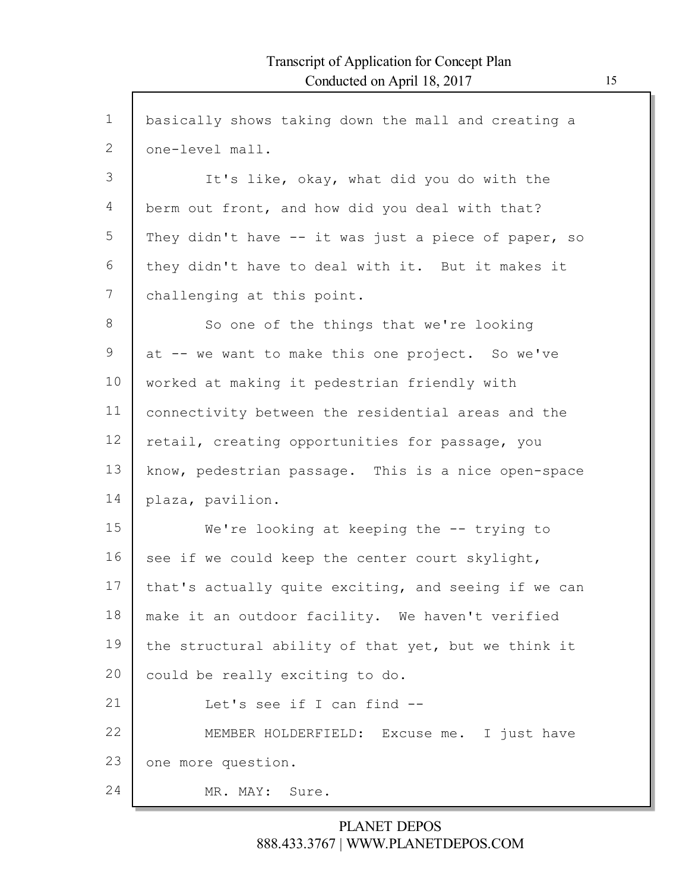basically shows taking down the mall and creating a one-level mall.

It's like, okay, what did you do with the berm out front, and how did you deal with that? They didn't have -- it was just a piece of paper, so they didn't have to deal with it. But it makes it challenging at this point.

So one of the things that we're looking at -- we want to make this one project. So we've worked at making it pedestrian friendly with connectivity between the residential areas and the retail, creating opportunities for passage, you know, pedestrian passage. This is a nice open-space plaza, pavilion.

We're looking at keeping the -- trying to see if we could keep the center court skylight, that's actually quite exciting, and seeing if we can make it an outdoor facility. We haven't verified the structural ability of that yet, but we think it could be really exciting to do.

Let's see if I can find --

MEMBER HOLDERFIELD: Excuse me. I just have one more question.

MR. MAY: Sure.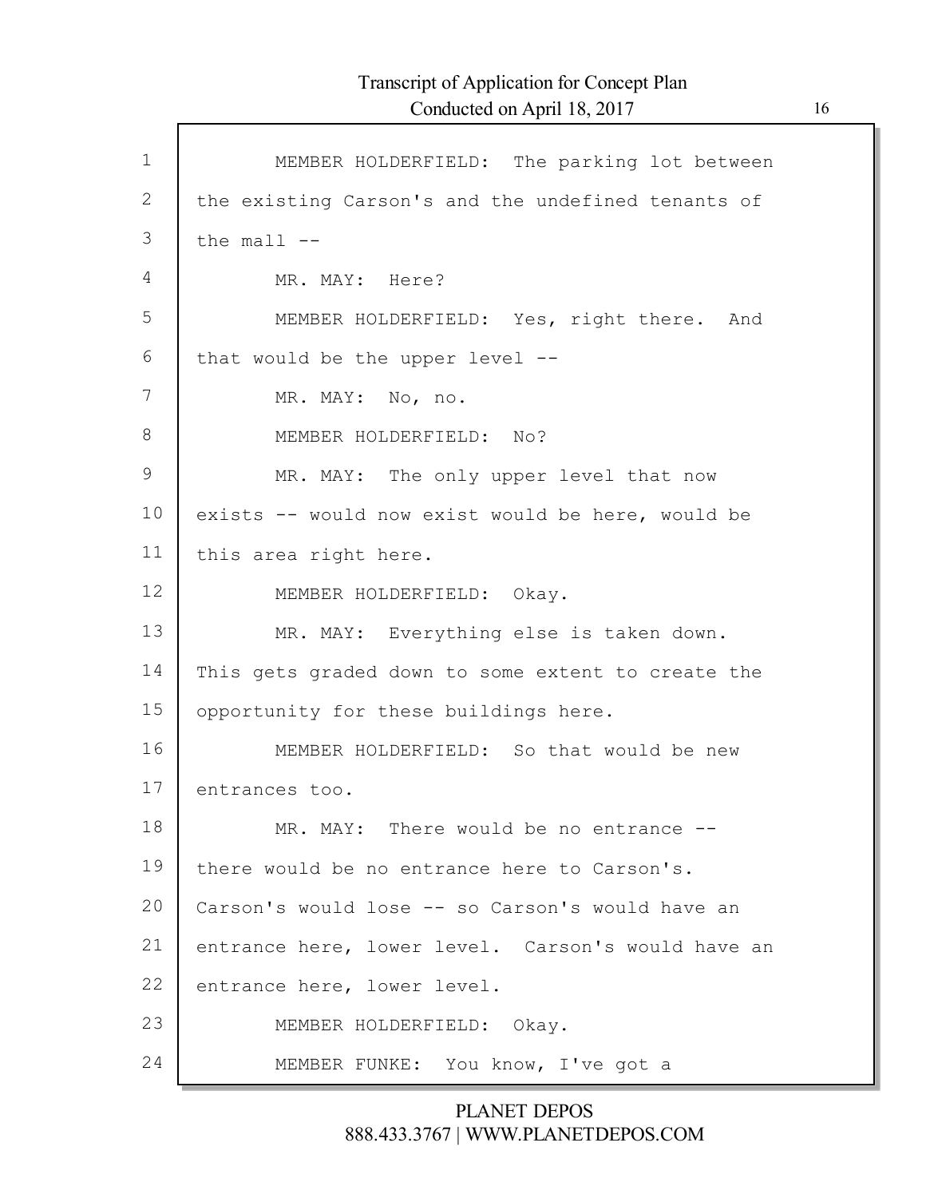MEMBER HOLDERFIELD: The parking lot between the existing Carson's and the undefined tenants of the mall --

MR. MAY: Here?

MEMBER HOLDERFIELD: Yes, right there. And that would be the upper level --

MR. MAY: No, no.

MEMBER HOLDERFIELD: No?

MR. MAY: The only upper level that now exists -- would now exist would be here, would be this area right here.

MEMBER HOLDERFIELD: Okay.

MR. MAY: Everything else is taken down. This gets graded down to some extent to create the opportunity for these buildings here.

MEMBER HOLDERFIELD: So that would be new entrances too.

MR. MAY: There would be no entrance -- there would be no entrance here to Carson's. Carson's would lose -- so Carson's would have an entrance here, lower level. Carson's would have an entrance here, lower level.

MEMBER HOLDERFIELD: Okay.

MEMBER FUNKE: You know, I've got a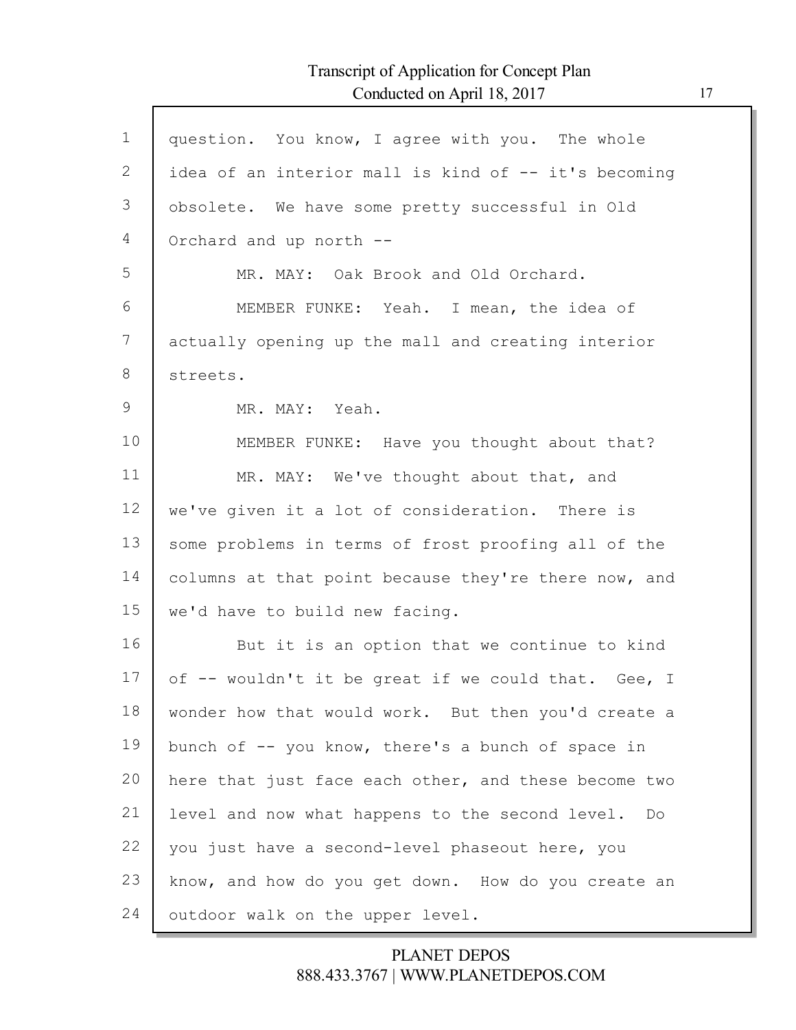question. You know, I agree with you. The whole idea of an interior mall is kind of -- it's becoming obsolete. We have some pretty successful in Old Orchard and up north --

MR. MAY: Oak Brook and Old Orchard.

MEMBER FUNKE: Yeah. I mean, the idea of actually opening up the mall and creating interior streets.

MR. MAY: Yeah.

MEMBER FUNKE: Have you thought about that?

MR. MAY: We've thought about that, and we've given it a lot of consideration. There is some problems in terms of frost proofing all of the columns at that point because they're there now, and we'd have to build new facing.

But it is an option that we continue to kind of -- wouldn't it be great if we could that. Gee, I wonder how that would work. But then you'd create a bunch of -- you know, there's a bunch of space in here that just face each other, and these become two level and now what happens to the second level. Do you just have a second-level phaseout here, you know, and how do you get down. How do you create an outdoor walk on the upper level.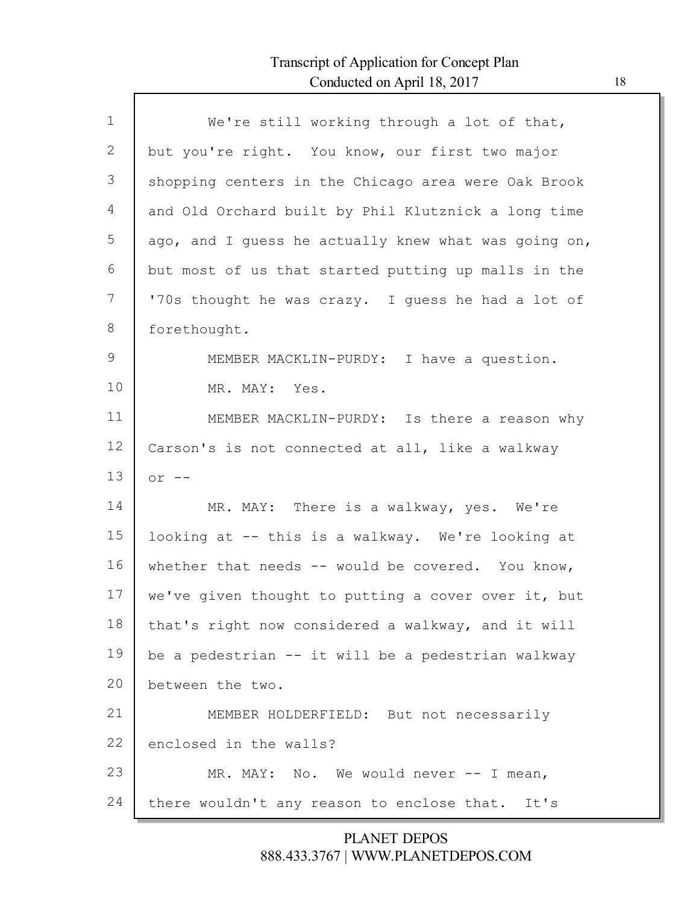We're still working through a lot of that, but you're right. You know, our first two major shopping centers in the Chicago area were Oak Brook and Old Orchard built by Phil Klutznick a long time ago, and I guess he actually knew what was going on, but most of us that started putting up malls in the '70s thought he was crazy. I guess he had a lot of forethought.

MEMBER MACKLIN-PURDY: I have a question.

MR. MAY: Yes.

MEMBER MACKLIN-PURDY: Is there a reason why Carson's is not connected at all, like a walkway or --

MR. MAY: There is a walkway, yes. We're looking at -- this is a walkway. We're looking at whether that needs -- would be covered. You know, we've given thought to putting a cover over it, but that's right now considered a walkway, and it will be a pedestrian -- it will be a pedestrian walkway between the two.

MEMBER HOLDERFIELD: But not necessarily enclosed in the walls?

MR. MAY: No. We would never -- I mean, there wouldn't any reason to enclose that. It's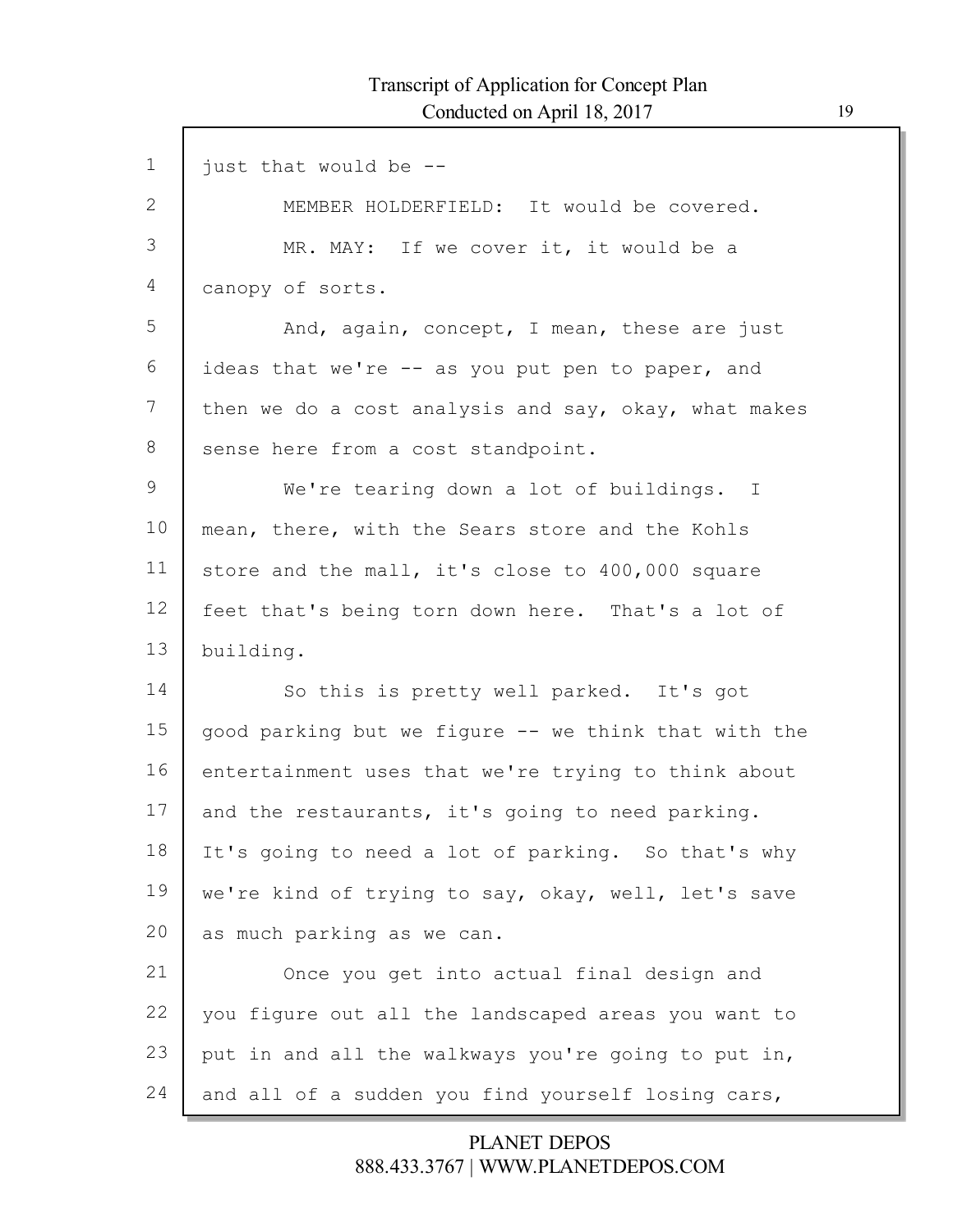just that would be --

MEMBER HOLDERFIELD: It would be covered.

MR. MAY: If we cover it, it would be a canopy of sorts.

And, again, concept, I mean, these are just ideas that we're -- as you put pen to paper, and then we do a cost analysis and say, okay, what makes sense here from a cost standpoint.

We're tearing down a lot of buildings. I mean, there, with the Sears store and the Kohls store and the mall, it's close to 400,000 square feet that's being torn down here. That's a lot of building.

So this is pretty well parked. It's got good parking but we figure -- we think that with the entertainment uses that we're trying to think about and the restaurants, it's going to need parking. It's going to need a lot of parking. So that's why we're kind of trying to say, okay, well, let's save as much parking as we can.

Once you get into actual final design and you figure out all the landscaped areas you want to put in and all the walkways you're going to put in, and all of a sudden you find yourself losing cars,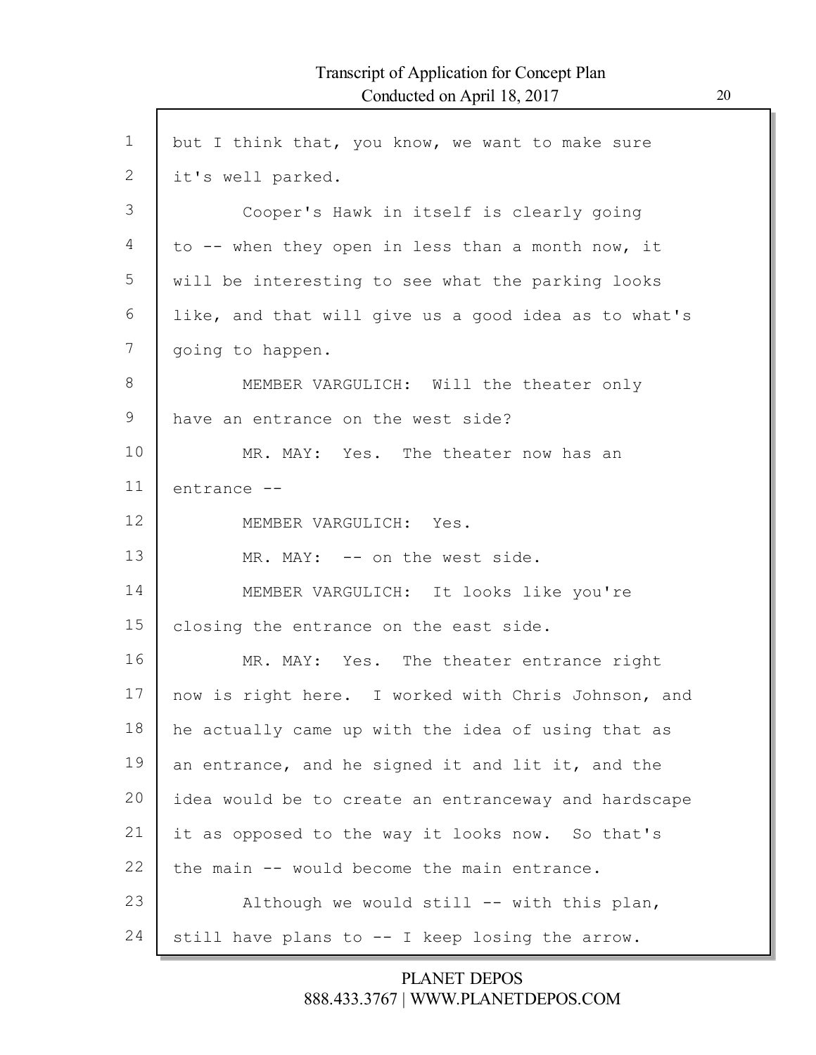but I think that, you know, we want to make sure it's well parked.

Cooper's Hawk in itself is clearly going to -- when they open in less than a month now, it will be interesting to see what the parking looks like, and that will give us a good idea as to what's going to happen.

MEMBER VARGULICH: Will the theater only have an entrance on the west side?

MR. MAY: Yes. The theater now has an entrance --

MEMBER VARGULICH: Yes.

MR. MAY: -- on the west side.

MEMBER VARGULICH: It looks like you're closing the entrance on the east side.

MR. MAY: Yes. The theater entrance right now is right here. I worked with Chris Johnson, and he actually came up with the idea of using that as an entrance, and he signed it and lit it, and the idea would be to create an entranceway and hardscape it as opposed to the way it looks now. So that's the main -- would become the main entrance.

Although we would still -- with this plan, still have plans to -- I keep losing the arrow.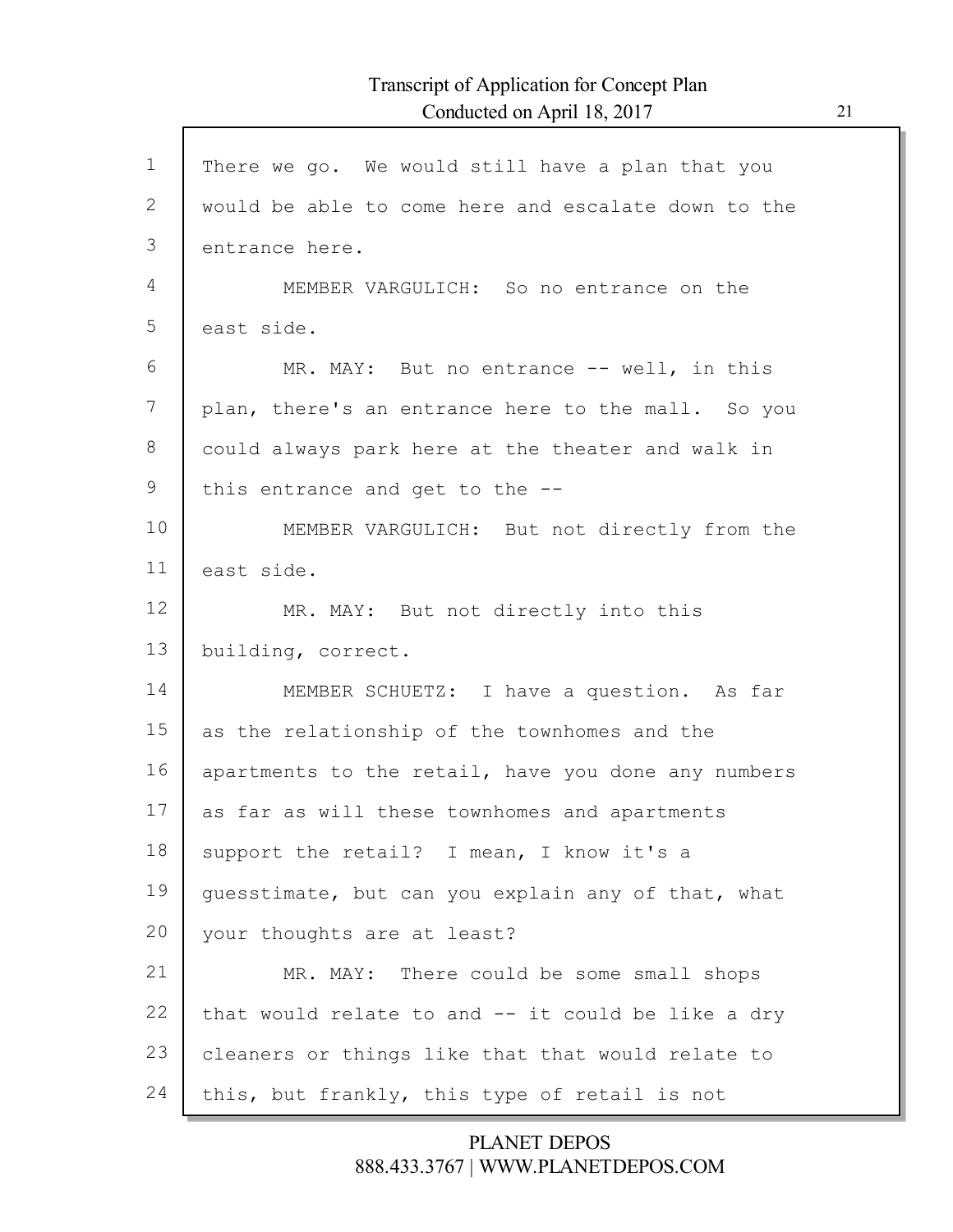There we go. We would still have a plan that you would be able to come here and escalate down to the entrance here.

MEMBER VARGULICH: So no entrance on the east side.

MR. MAY: But no entrance -- well, in this plan, there's an entrance here to the mall. So you could always park here at the theater and walk in this entrance and get to the --

MEMBER VARGULICH: But not directly from the east side.

MR. MAY: But not directly into this building, correct.

MEMBER SCHUETZ: I have a question. As far as the relationship of the townhomes and the apartments to the retail, have you done any numbers as far as will these townhomes and apartments support the retail? I mean, I know it's a guesstimate, but can you explain any of that, what your thoughts are at least?

MR. MAY: There could be some small shops that would relate to and -- it could be like a dry cleaners or things like that that would relate to this, but frankly, this type of retail is not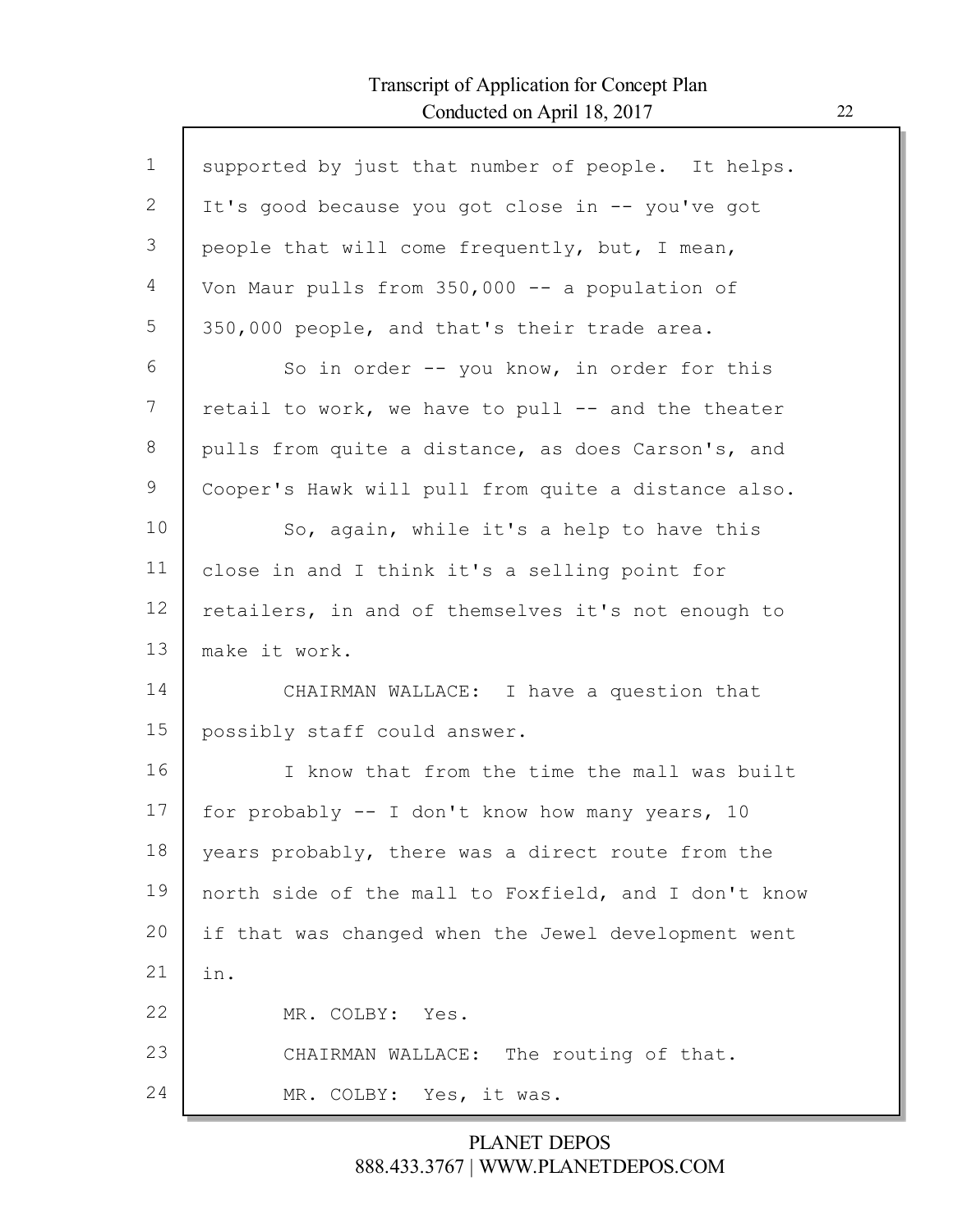supported by just that number of people. It helps. It's good because you got close in -- you've got people that will come frequently, but, I mean, Von Maur pulls from 350,000 -- a population of 350,000 people, and that's their trade area.

So in order -- you know, in order for this retail to work, we have to pull -- and the theater pulls from quite a distance, as does Carson's, and Cooper's Hawk will pull from quite a distance also.

So, again, while it's a help to have this close in and I think it's a selling point for retailers, in and of themselves it's not enough to make it work.

CHAIRMAN WALLACE: I have a question that possibly staff could answer.

I know that from the time the mall was built for probably -- I don't know how many years, 10 years probably, there was a direct route from the north side of the mall to Foxfield, and I don't know if that was changed when the Jewel development went in.

MR. COLBY: Yes.

CHAIRMAN WALLACE: The routing of that.

MR. COLBY: Yes, it was.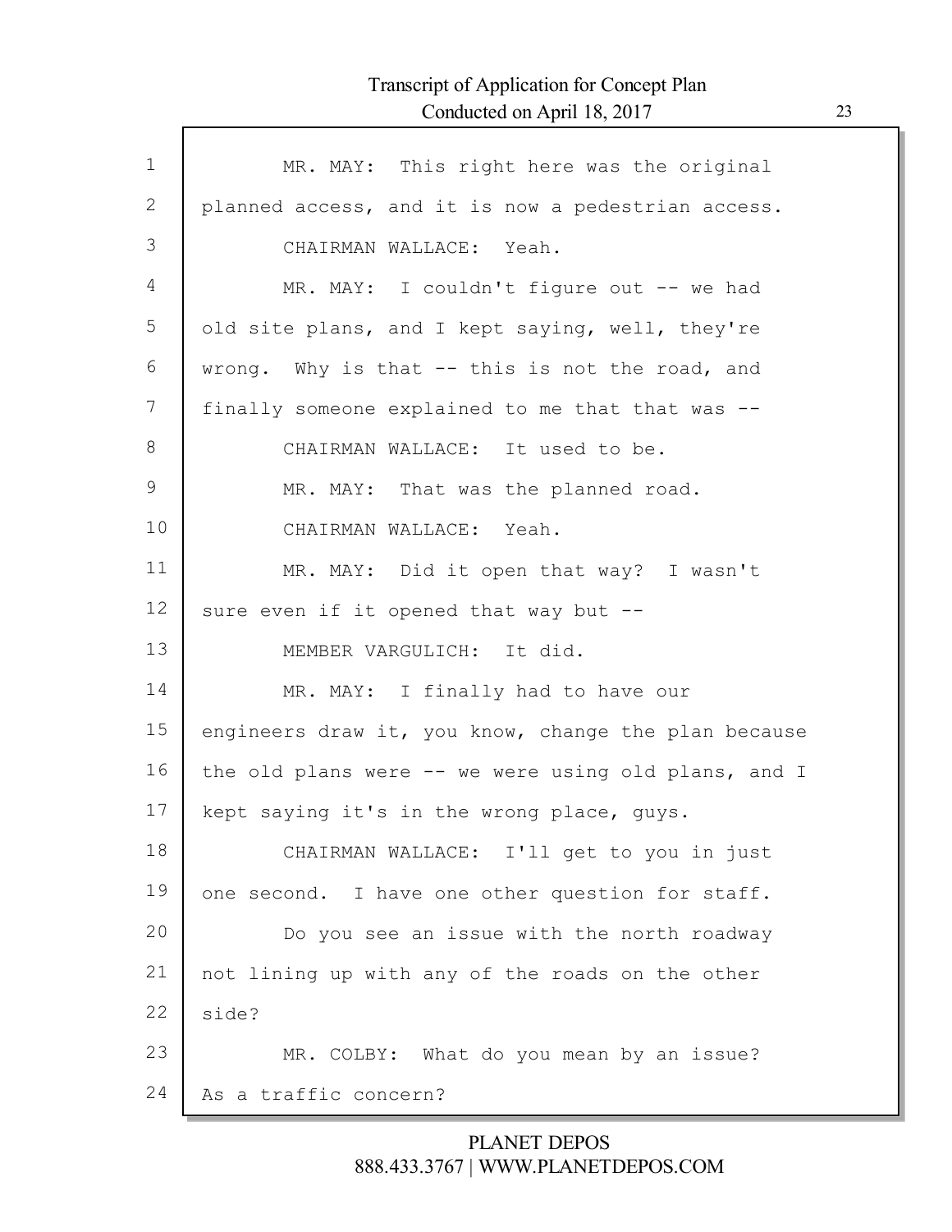MR. MAY: This right here was the original planned access, and it is now a pedestrian access.

CHAIRMAN WALLACE: Yeah.

MR. MAY: I couldn't figure out -- we had old site plans, and I kept saying, well, they're wrong. Why is that -- this is not the road, and finally someone explained to me that that was --

CHAIRMAN WALLACE: It used to be.

MR. MAY: That was the planned road.

CHAIRMAN WALLACE: Yeah.

MR. MAY: Did it open that way? I wasn't sure even if it opened that way but --

MEMBER VARGULICH: It did.

MR. MAY: I finally had to have our engineers draw it, you know, change the plan because the old plans were -- we were using old plans, and I kept saying it's in the wrong place, guys.

CHAIRMAN WALLACE: I'll get to you in just one second. I have one other question for staff.

Do you see an issue with the north roadway not lining up with any of the roads on the other side?

MR. COLBY: What do you mean by an issue? As a traffic concern?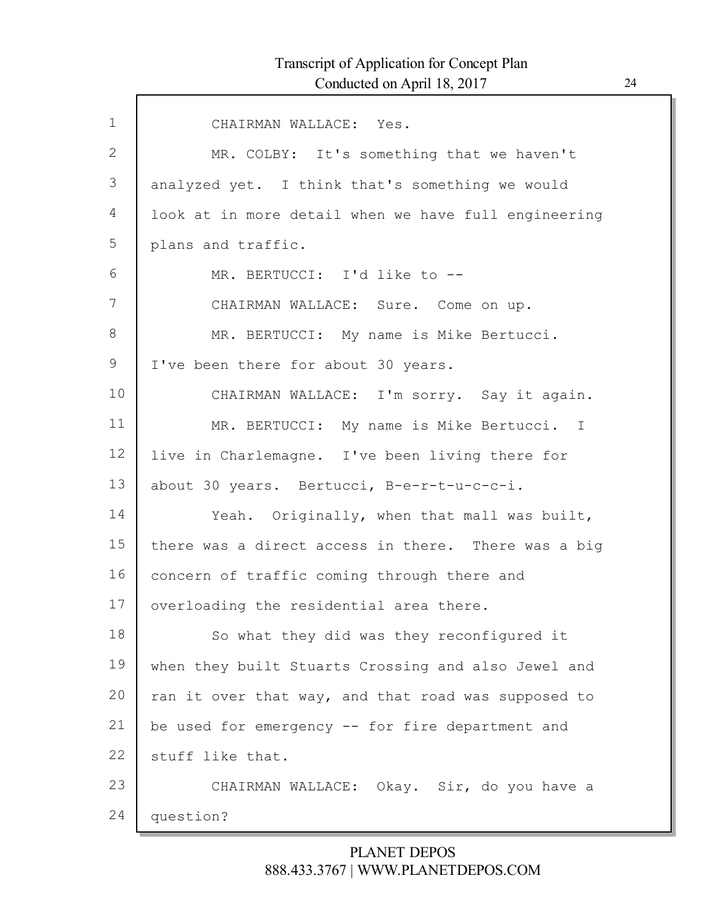CHAIRMAN WALLACE: Yes.

MR. COLBY: It's something that we haven't analyzed yet. I think that's something we would look at in more detail when we have full engineering plans and traffic.

MR. BERTUCCI: I'd like to --

CHAIRMAN WALLACE: Sure. Come on up.

MR. BERTUCCI: My name is Mike Bertucci. I've been there for about 30 years.

CHAIRMAN WALLACE: I'm sorry. Say it again.

MR. BERTUCCI: My name is Mike Bertucci. I live in Charlemagne. I've been living there for about 30 years. Bertucci, B-e-r-t-u-c-c-i.

Yeah. Originally, when that mall was built, there was a direct access in there. There was a big concern of traffic coming through there and overloading the residential area there.

So what they did was they reconfigured it when they built Stuarts Crossing and also Jewel and ran it over that way, and that road was supposed to be used for emergency -- for fire department and stuff like that.

CHAIRMAN WALLACE: Okay. Sir, do you have a question?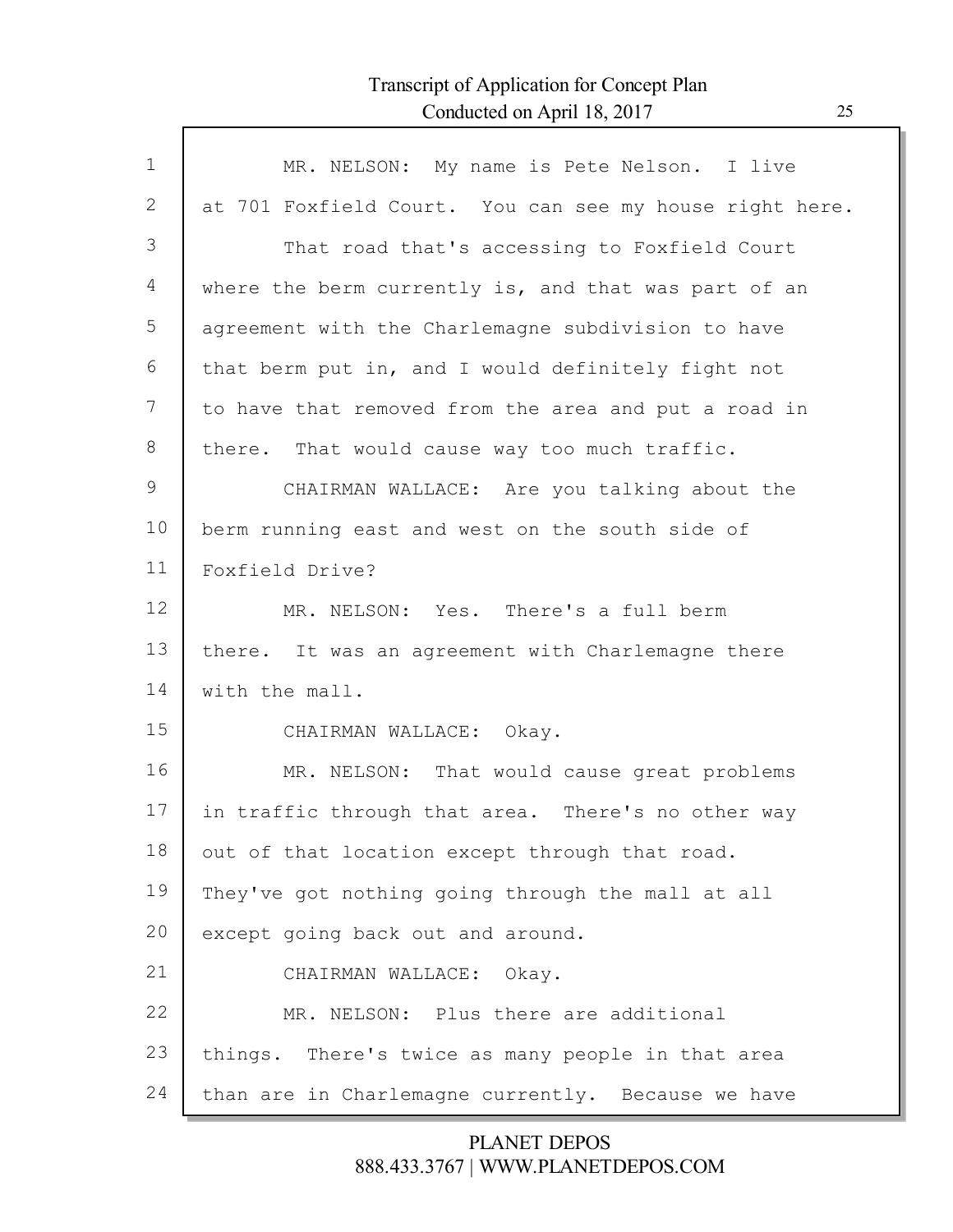MR. NELSON: My name is Pete Nelson. I live at 701 Foxfield Court. You can see my house right here.

That road that's accessing to Foxfield Court where the berm currently is, and that was part of an agreement with the Charlemagne subdivision to have that berm put in, and I would definitely fight not to have that removed from the area and put a road in there. That would cause way too much traffic.

CHAIRMAN WALLACE: Are you talking about the berm running east and west on the south side of Foxfield Drive?

MR. NELSON: Yes. There's a full berm there. It was an agreement with Charlemagne there with the mall.

CHAIRMAN WALLACE: Okay.

MR. NELSON: That would cause great problems in traffic through that area. There's no other way out of that location except through that road. They've got nothing going through the mall at all except going back out and around.

CHAIRMAN WALLACE: Okay.

MR. NELSON: Plus there are additional things. There's twice as many people in that area than are in Charlemagne currently. Because we have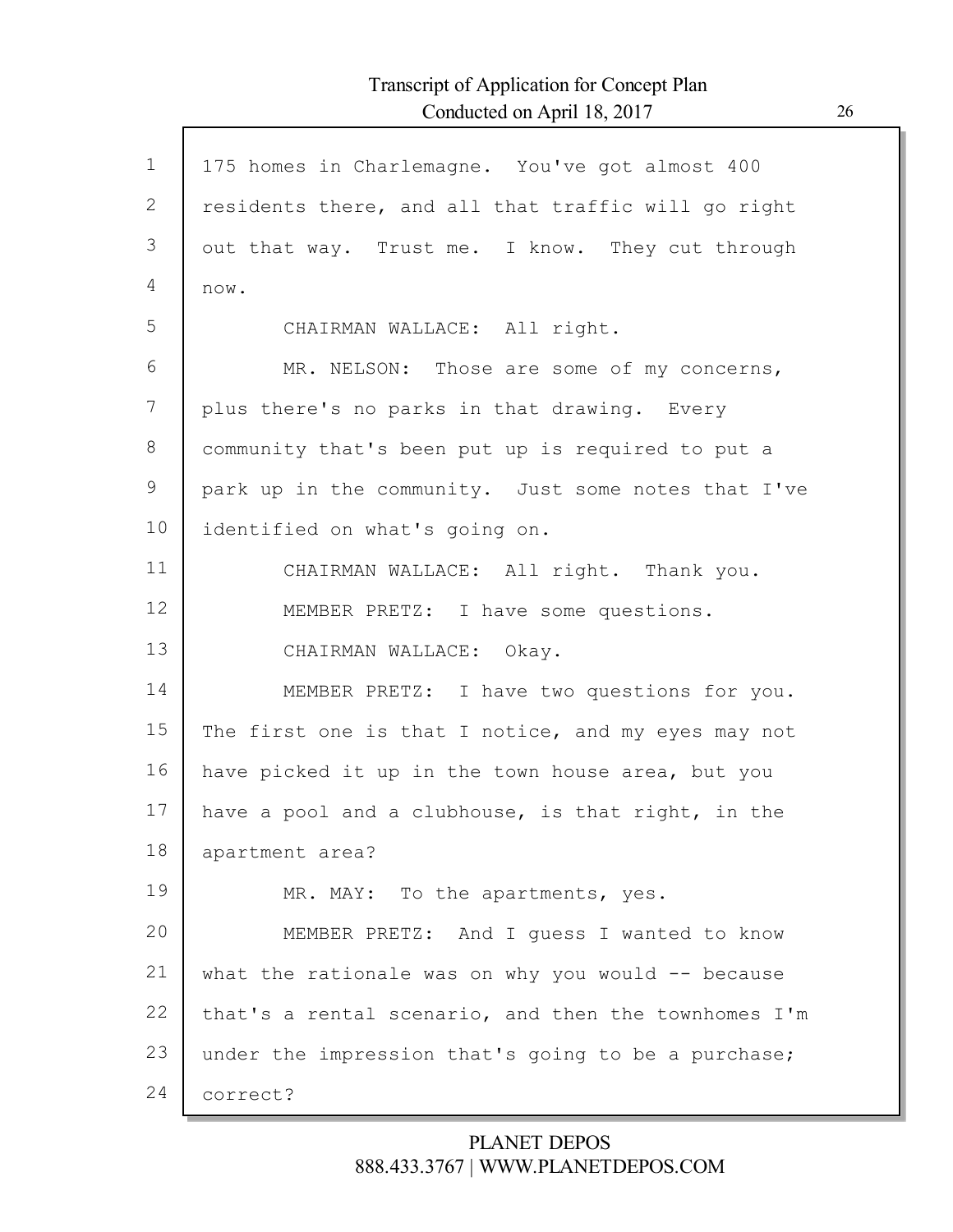175 homes in Charlemagne. You've got almost 400 residents there, and all that traffic will go right out that way. Trust me. I know. They cut through now.

CHAIRMAN WALLACE: All right.

MR. NELSON: Those are some of my concerns, plus there's no parks in that drawing. Every community that's been put up is required to put a park up in the community. Just some notes that I've identified on what's going on.

CHAIRMAN WALLACE: All right. Thank you.

MEMBER PRETZ: I have some questions.

CHAIRMAN WALLACE: Okay.

MEMBER PRETZ: I have two questions for you. The first one is that I notice, and my eyes may not have picked it up in the town house area, but you have a pool and a clubhouse, is that right, in the apartment area?

MR. MAY: To the apartments, yes.

MEMBER PRETZ: And I guess I wanted to know what the rationale was on why you would -- because that's a rental scenario, and then the townhomes I'm under the impression that's going to be a purchase; correct?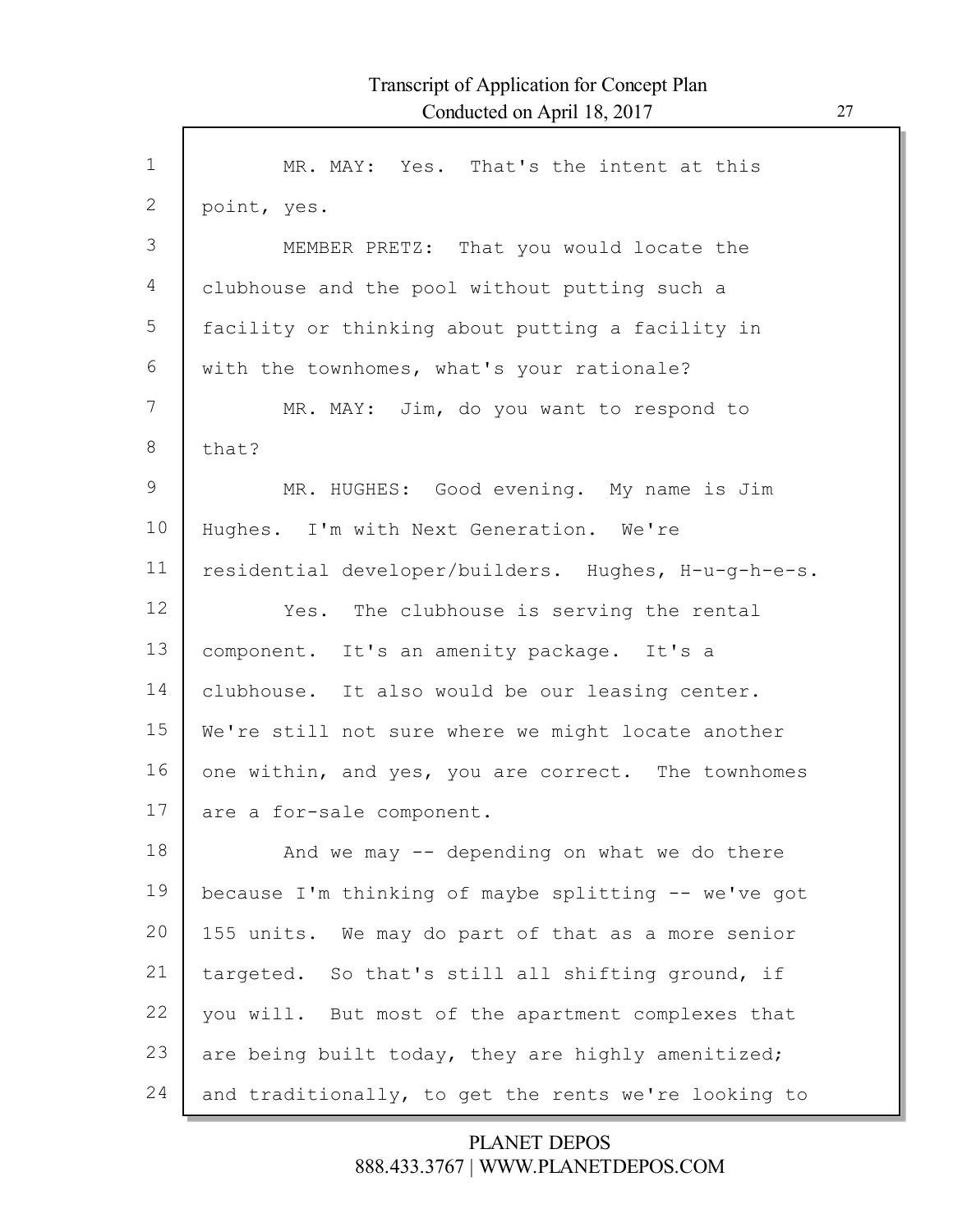MR. MAY: Yes. That's the intent at this point, yes.

MEMBER PRETZ: That you would locate the clubhouse and the pool without putting such a facility or thinking about putting a facility in with the townhomes, what's your rationale?

MR. MAY: Jim, do you want to respond to that?

MR. HUGHES: Good evening. My name is Jim Hughes. I'm with Next Generation. We're residential developer/builders. Hughes, H-u-g-h-e-s.

Yes. The clubhouse is serving the rental component. It's an amenity package. It's a clubhouse. It also would be our leasing center. We're still not sure where we might locate another one within, and yes, you are correct. The townhomes are a for-sale component.

And we may -- depending on what we do there because I'm thinking of maybe splitting -- we've got 155 units. We may do part of that as a more senior targeted. So that's still all shifting ground, if you will. But most of the apartment complexes that are being built today, they are highly amenitized; and traditionally, to get the rents we're looking to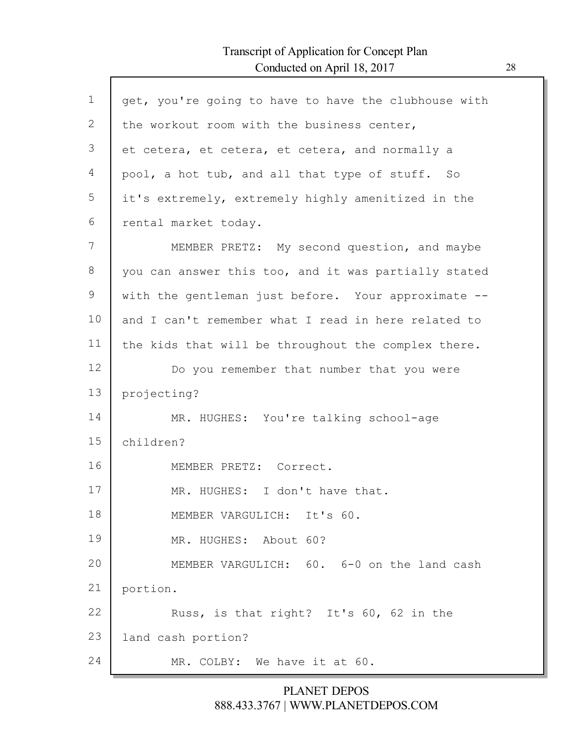get, you're going to have to have the clubhouse with the workout room with the business center, et cetera, et cetera, et cetera, and normally a pool, a hot tub, and all that type of stuff. So it's extremely, extremely highly amenitized in the rental market today.

MEMBER PRETZ: My second question, and maybe you can answer this too, and it was partially stated with the gentleman just before. Your approximate -- and I can't remember what I read in here related to the kids that will be throughout the complex there.

Do you remember that number that you were projecting?

MR. HUGHES: You're talking school-age children?

MEMBER PRETZ: Correct.

MR. HUGHES: I don't have that.

MEMBER VARGULICH: It's 60.

MR. HUGHES: About 60?

MEMBER VARGULICH: 60. 6-0 on the land cash portion.

Russ, is that right? It's 60, 62 in the land cash portion?

MR. COLBY: We have it at 60.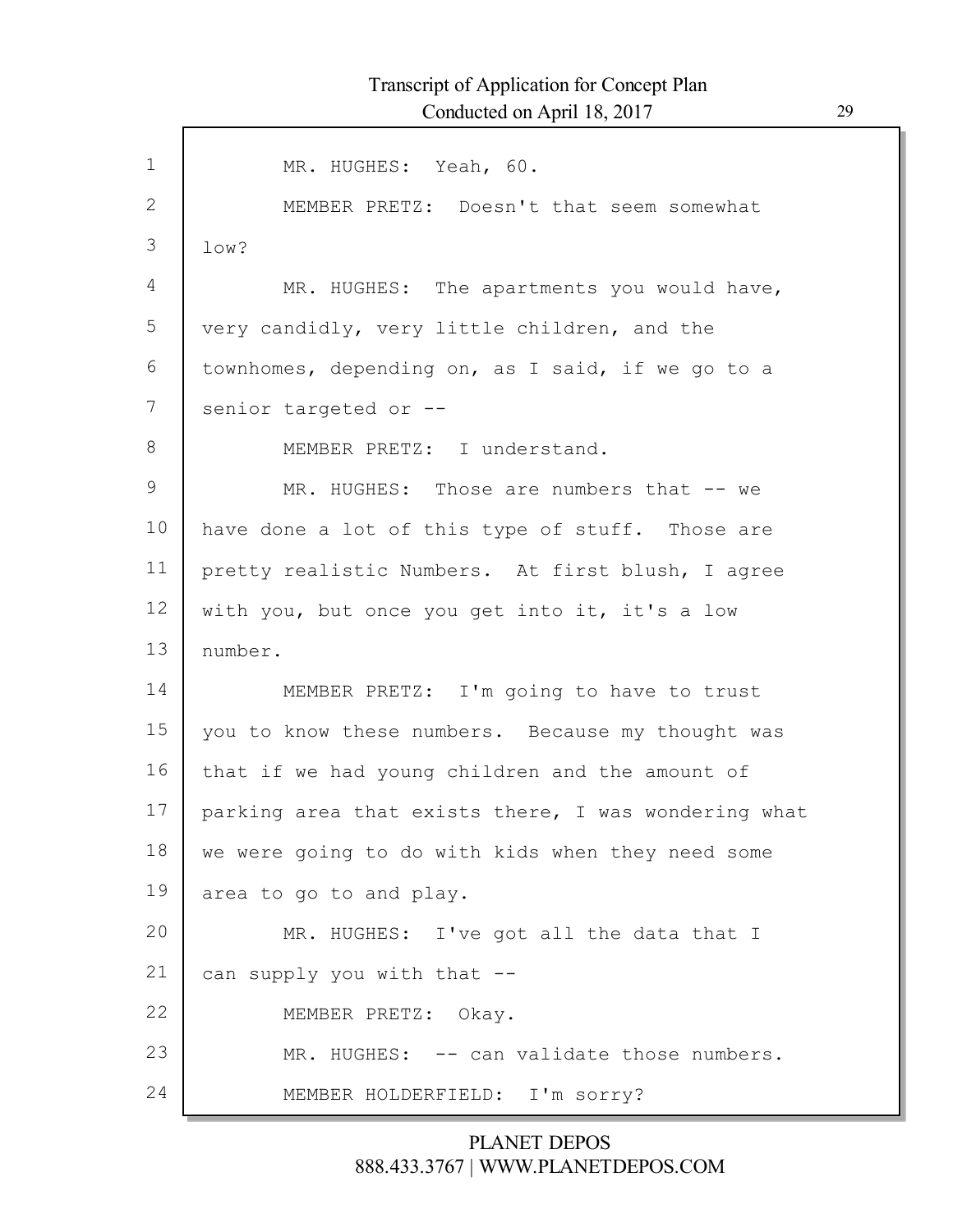MR. HUGHES: Yeah, 60.

MEMBER PRETZ: Doesn't that seem somewhat low?

MR. HUGHES: The apartments you would have, very candidly, very little children, and the townhomes, depending on, as I said, if we go to a senior targeted or --

MEMBER PRETZ: I understand.

MR. HUGHES: Those are numbers that -- we have done a lot of this type of stuff. Those are pretty realistic Numbers. At first blush, I agree with you, but once you get into it, it's a low number.

MEMBER PRETZ: I'm going to have to trust you to know these numbers. Because my thought was that if we had young children and the amount of parking area that exists there, I was wondering what we were going to do with kids when they need some area to go to and play.

MR. HUGHES: I've got all the data that I can supply you with that --

MEMBER PRETZ: Okay.

MR. HUGHES: -- can validate those numbers.

MEMBER HOLDERFIELD: I'm sorry?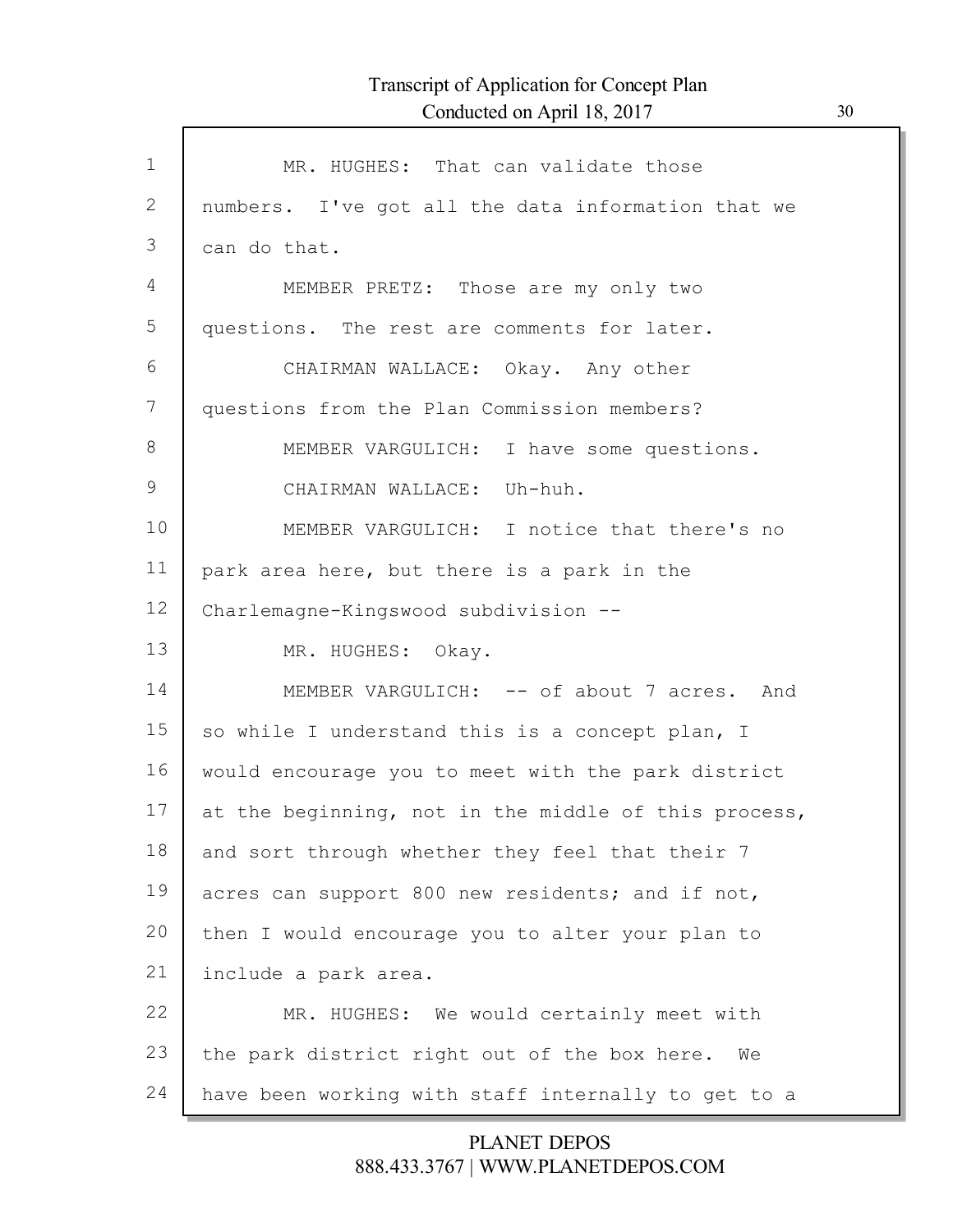MR. HUGHES: That can validate those numbers. I've got all the data information that we can do that.

MEMBER PRETZ: Those are my only two questions. The rest are comments for later.

CHAIRMAN WALLACE: Okay. Any other questions from the Plan Commission members?

MEMBER VARGULICH: I have some questions.

CHAIRMAN WALLACE: Uh-huh.

MEMBER VARGULICH: I notice that there's no park area here, but there is a park in the Charlemagne-Kingswood subdivision --

MR. HUGHES: Okay.

MEMBER VARGULICH: -- of about 7 acres. And so while I understand this is a concept plan, I would encourage you to meet with the park district at the beginning, not in the middle of this process, and sort through whether they feel that their 7 acres can support 800 new residents; and if not, then I would encourage you to alter your plan to include a park area.

MR. HUGHES: We would certainly meet with the park district right out of the box here. We have been working with staff internally to get to a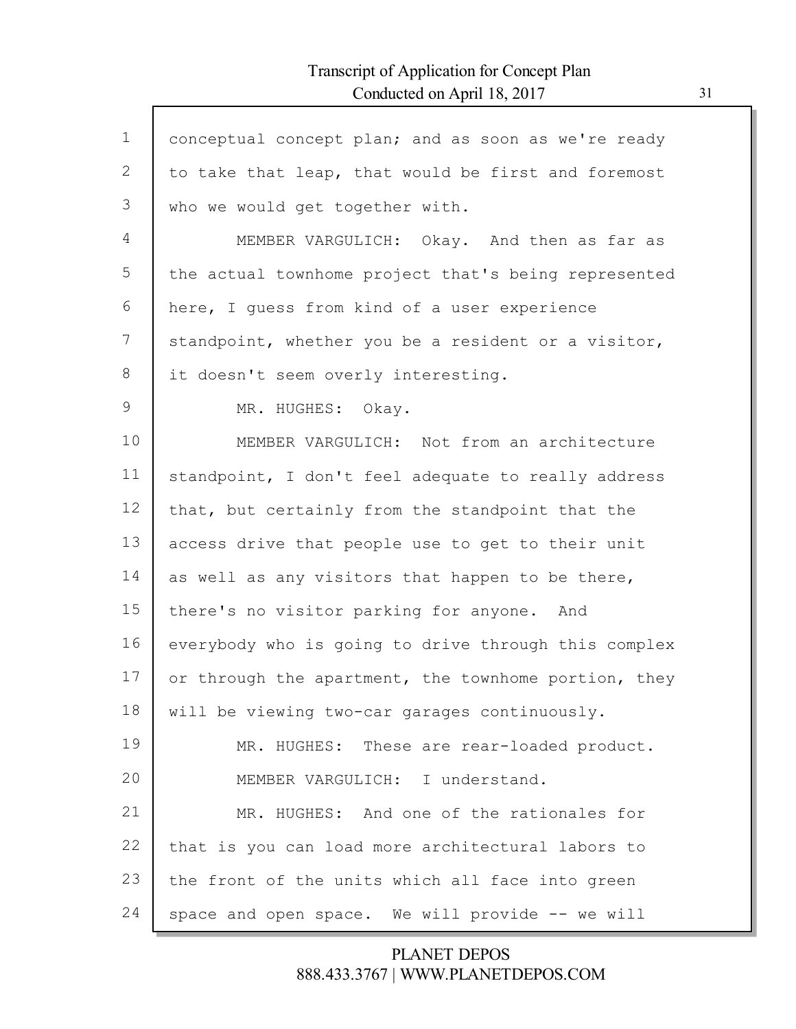conceptual concept plan; and as soon as we're ready to take that leap, that would be first and foremost who we would get together with.

MEMBER VARGULICH: Okay. And then as far as the actual townhome project that's being represented here, I guess from kind of a user experience standpoint, whether you be a resident or a visitor, it doesn't seem overly interesting.

MR. HUGHES: Okay.

MEMBER VARGULICH: Not from an architecture standpoint, I don't feel adequate to really address that, but certainly from the standpoint that the access drive that people use to get to their unit as well as any visitors that happen to be there, there's no visitor parking for anyone. And everybody who is going to drive through this complex or through the apartment, the townhome portion, they will be viewing two-car garages continuously.

MR. HUGHES: These are rear-loaded product.

MEMBER VARGULICH: I understand.

MR. HUGHES: And one of the rationales for that is you can load more architectural labors to the front of the units which all face into green space and open space. We will provide -- we will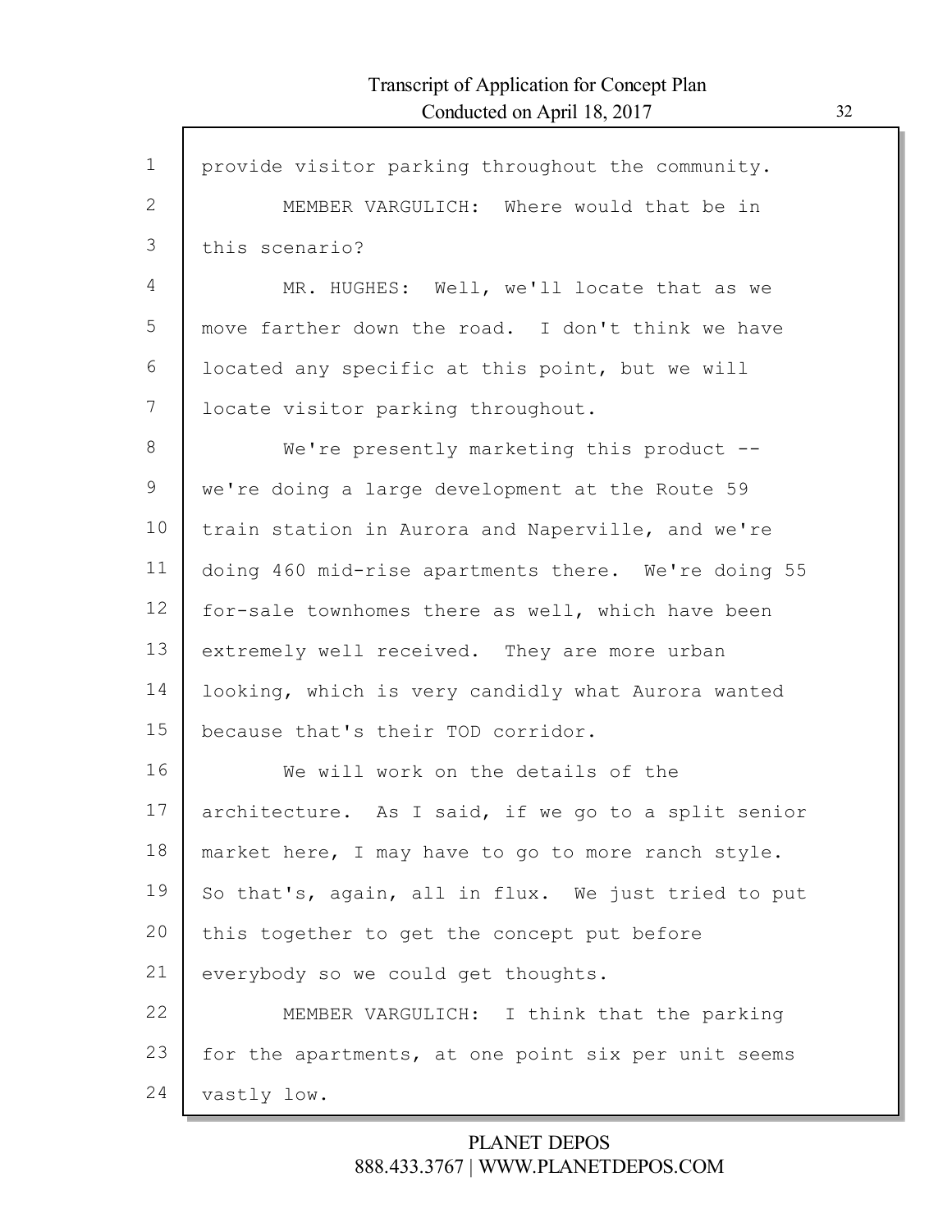provide visitor parking throughout the community.

MEMBER VARGULICH: Where would that be in this scenario?

MR. HUGHES: Well, we'll locate that as we move farther down the road. I don't think we have located any specific at this point, but we will locate visitor parking throughout.

We're presently marketing this product -- we're doing a large development at the Route 59 train station in Aurora and Naperville, and we're doing 460 mid-rise apartments there. We're doing 55 for-sale townhomes there as well, which have been extremely well received. They are more urban looking, which is very candidly what Aurora wanted because that's their TOD corridor.

We will work on the details of the architecture. As I said, if we go to a split senior market here, I may have to go to more ranch style. So that's, again, all in flux. We just tried to put this together to get the concept put before everybody so we could get thoughts.

MEMBER VARGULICH: I think that the parking for the apartments, at one point six per unit seems vastly low.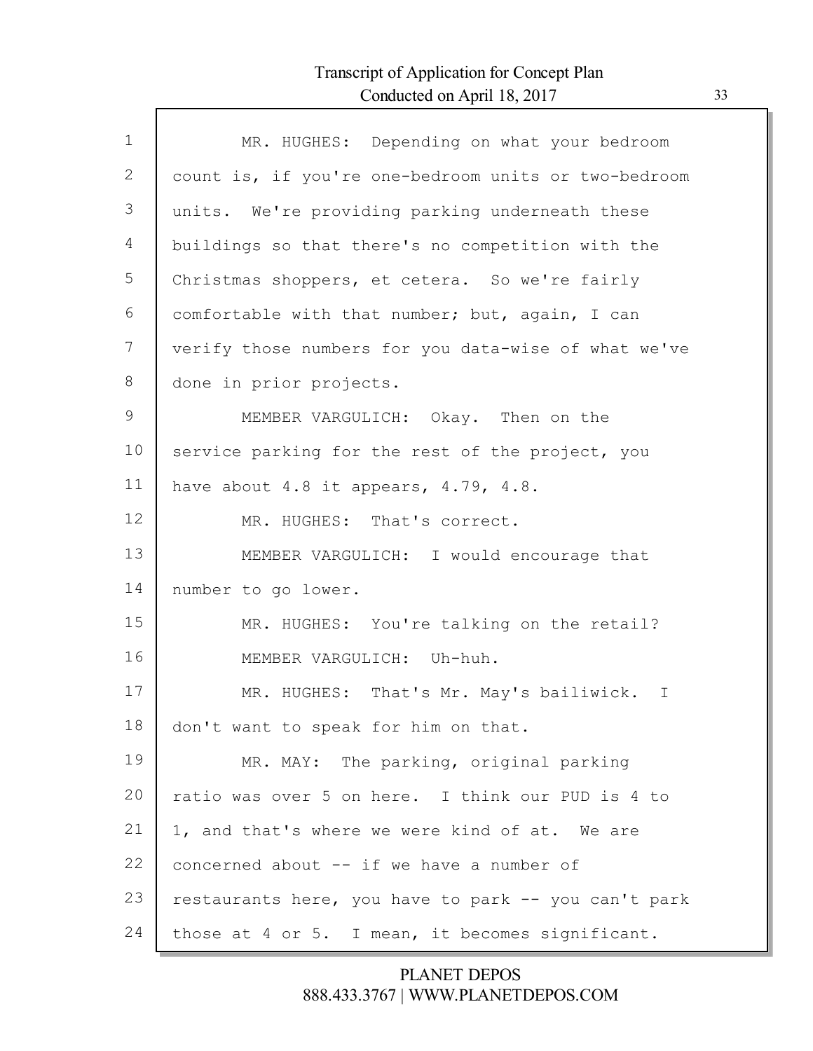MR. HUGHES: Depending on what your bedroom count is, if you're one-bedroom units or two-bedroom units. We're providing parking underneath these buildings so that there's no competition with the Christmas shoppers, et cetera. So we're fairly comfortable with that number; but, again, I can verify those numbers for you data-wise of what we've done in prior projects.

MEMBER VARGULICH: Okay. Then on the service parking for the rest of the project, you have about 4.8 it appears, 4.79, 4.8.

MR. HUGHES: That's correct.

MEMBER VARGULICH: I would encourage that number to go lower.

MR. HUGHES: You're talking on the retail?

MEMBER VARGULICH: Uh-huh.

MR. HUGHES: That's Mr. May's bailiwick. I don't want to speak for him on that.

MR. MAY: The parking, original parking ratio was over 5 on here. I think our PUD is 4 to 1, and that's where we were kind of at. We are concerned about -- if we have a number of restaurants here, you have to park -- you can't park those at 4 or 5. I mean, it becomes significant.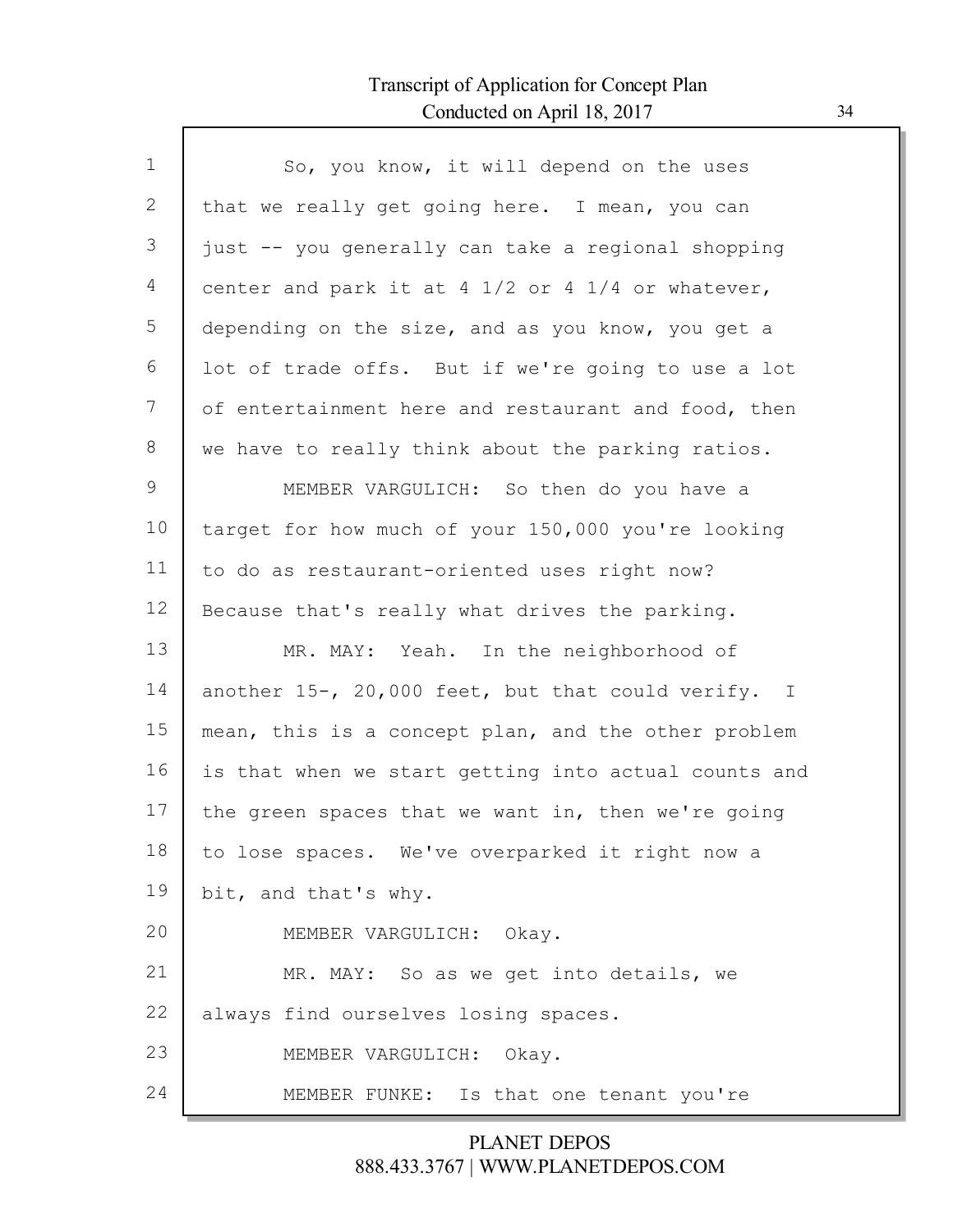So, you know, it will depend on the uses that we really get going here. I mean, you can just -- you generally can take a regional shopping center and park it at 4 1/2 or 4 1/4 or whatever, depending on the size, and as you know, you get a lot of trade offs. But if we're going to use a lot of entertainment here and restaurant and food, then we have to really think about the parking ratios.

MEMBER VARGULICH: So then do you have a target for how much of your 150,000 you're looking to do as restaurant-oriented uses right now? Because that's really what drives the parking.

MR. MAY: Yeah. In the neighborhood of another 15-, 20,000 feet, but that could verify. I mean, this is a concept plan, and the other problem is that when we start getting into actual counts and the green spaces that we want in, then we're going to lose spaces. We've overparked it right now a bit, and that's why.

MEMBER VARGULICH: Okay.

MR. MAY: So as we get into details, we always find ourselves losing spaces.

MEMBER VARGULICH: Okay.

MEMBER FUNKE: Is that one tenant you're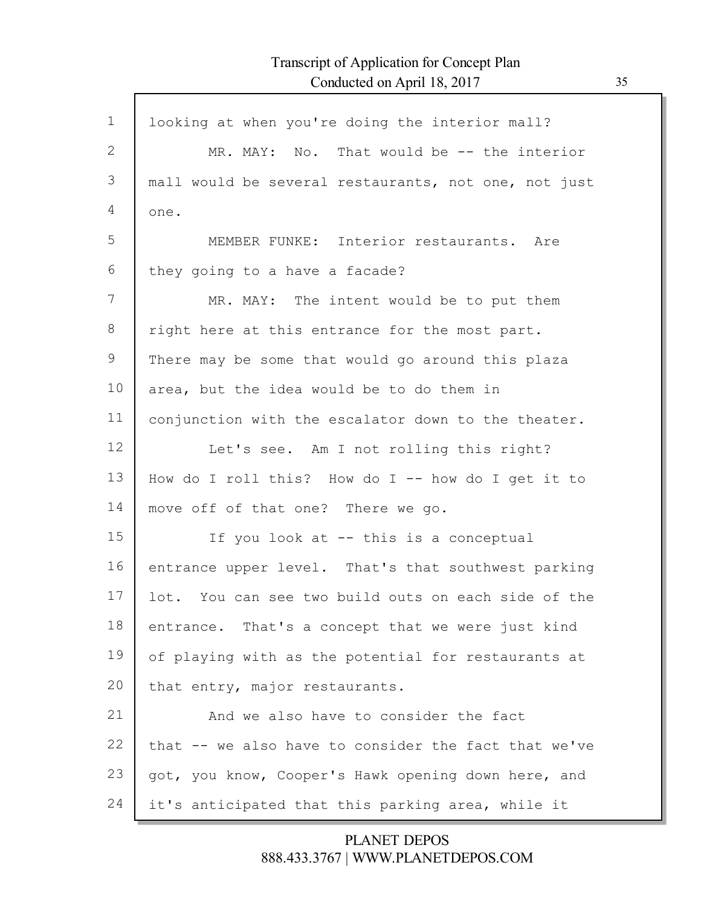looking at when you're doing the interior mall?

MR. MAY: No. That would be -- the interior mall would be several restaurants, not one, not just one.

MEMBER FUNKE: Interior restaurants. Are they going to a have a facade?

MR. MAY: The intent would be to put them right here at this entrance for the most part. There may be some that would go around this plaza area, but the idea would be to do them in conjunction with the escalator down to the theater.

Let's see. Am I not rolling this right? How do I roll this? How do I -- how do I get it to move off of that one? There we go.

If you look at -- this is a conceptual entrance upper level. That's that southwest parking lot. You can see two build outs on each side of the entrance. That's a concept that we were just kind of playing with as the potential for restaurants at that entry, major restaurants.

And we also have to consider the fact that -- we also have to consider the fact that we've got, you know, Cooper's Hawk opening down here, and it's anticipated that this parking area, while it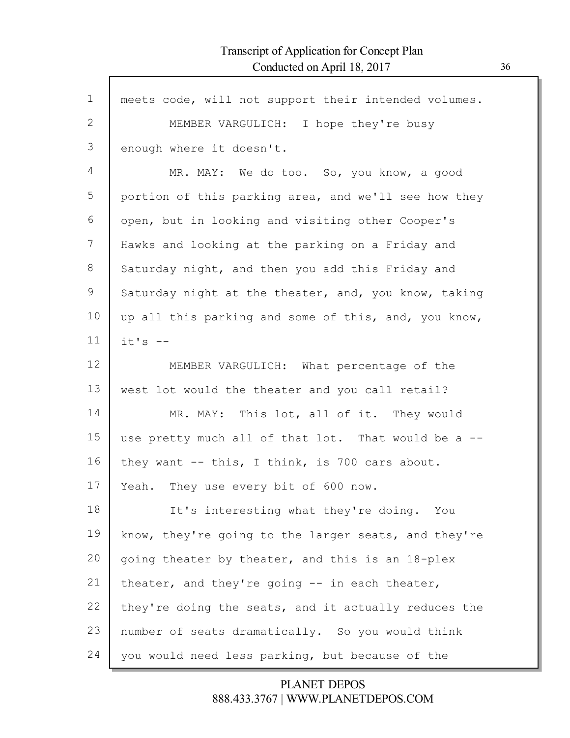meets code, will not support their intended volumes.

MEMBER VARGULICH: I hope they're busy enough where it doesn't.

MR. MAY: We do too. So, you know, a good portion of this parking area, and we'll see how they open, but in looking and visiting other Cooper's Hawks and looking at the parking on a Friday and Saturday night, and then you add this Friday and Saturday night at the theater, and, you know, taking up all this parking and some of this, and, you know, it's --

MEMBER VARGULICH: What percentage of the west lot would the theater and you call retail?

MR. MAY: This lot, all of it. They would use pretty much all of that lot. That would be a -- they want -- this, I think, is 700 cars about. Yeah. They use every bit of 600 now.

It's interesting what they're doing. You know, they're going to the larger seats, and they're going theater by theater, and this is an 18-plex theater, and they're going -- in each theater, they're doing the seats, and it actually reduces the number of seats dramatically. So you would think you would need less parking, but because of the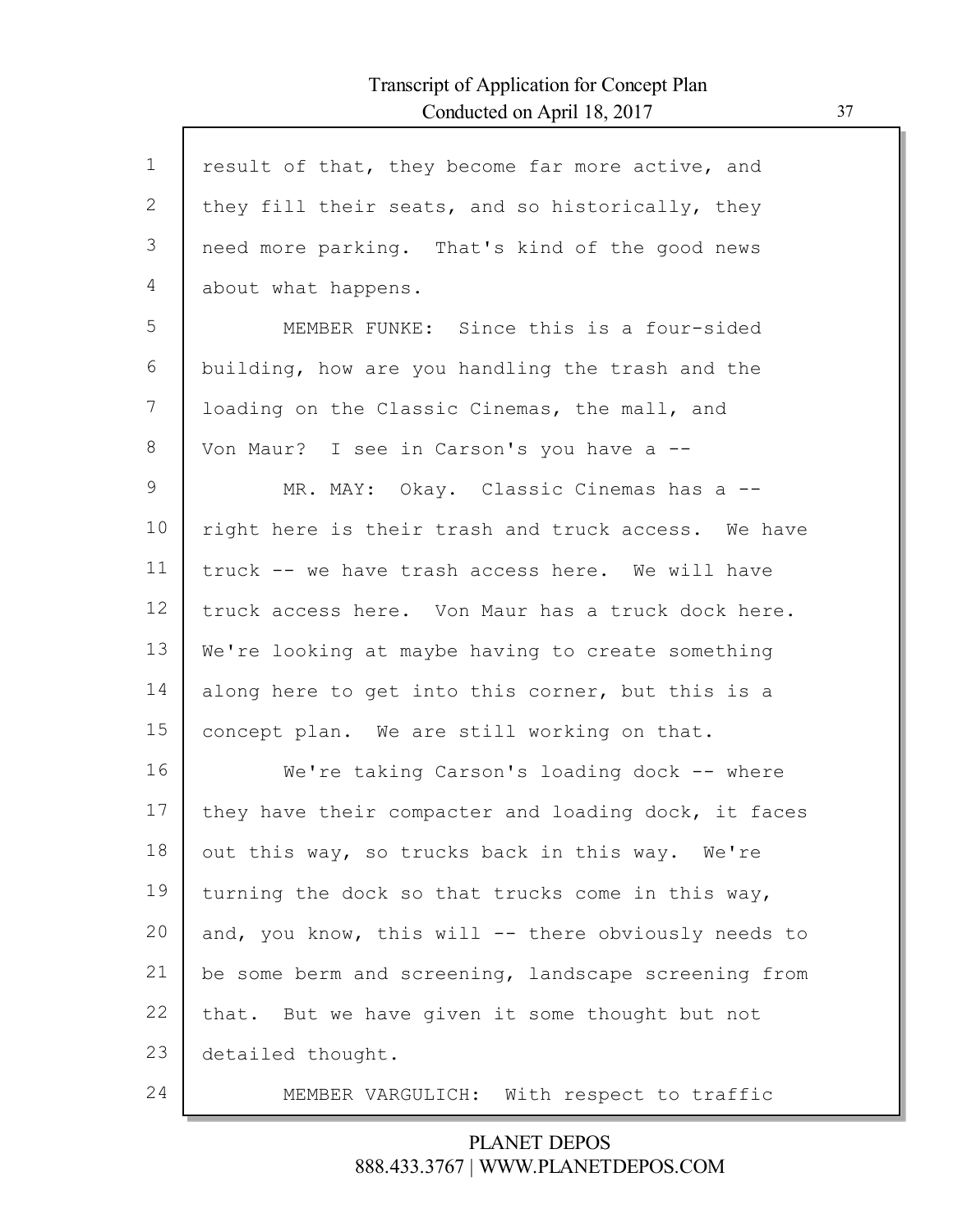result of that, they become far more active, and they fill their seats, and so historically, they need more parking. That's kind of the good news about what happens.

MEMBER FUNKE: Since this is a four-sided building, how are you handling the trash and the loading on the Classic Cinemas, the mall, and Von Maur? I see in Carson's you have a --

MR. MAY: Okay. Classic Cinemas has a -- right here is their trash and truck access. We have truck -- we have trash access here. We will have truck access here. Von Maur has a truck dock here. We're looking at maybe having to create something along here to get into this corner, but this is a concept plan. We are still working on that.

We're taking Carson's loading dock -- where they have their compacter and loading dock, it faces out this way, so trucks back in this way. We're turning the dock so that trucks come in this way, and, you know, this will -- there obviously needs to be some berm and screening, landscape screening from that. But we have given it some thought but not detailed thought.

MEMBER VARGULICH: With respect to traffic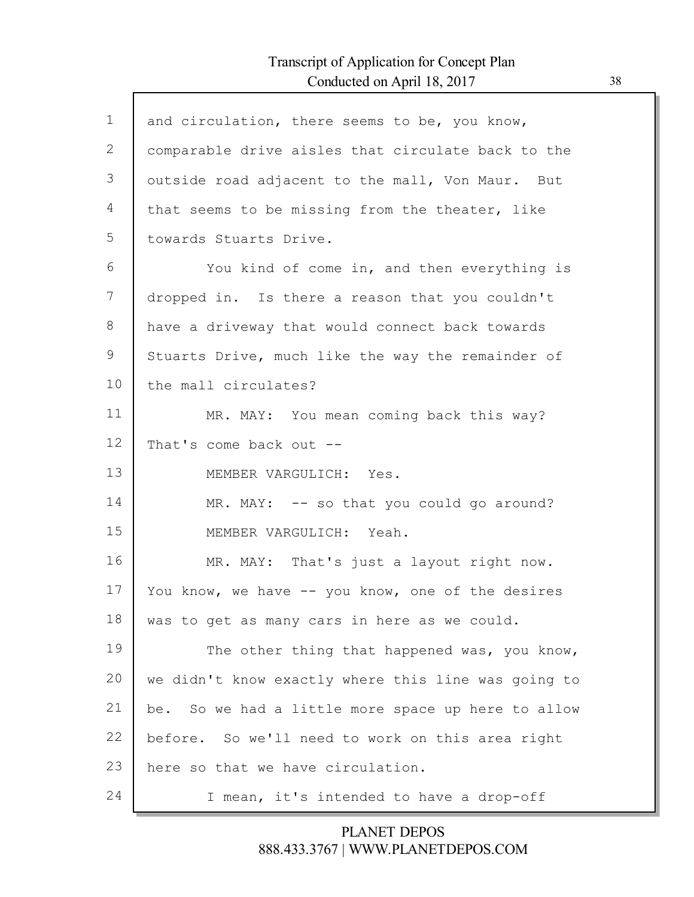and circulation, there seems to be, you know, comparable drive aisles that circulate back to the outside road adjacent to the mall, Von Maur. But that seems to be missing from the theater, like towards Stuarts Drive.

You kind of come in, and then everything is dropped in. Is there a reason that you couldn't have a driveway that would connect back towards Stuarts Drive, much like the way the remainder of the mall circulates?

MR. MAY: You mean coming back this way? That's come back out --

MEMBER VARGULICH: Yes.

MR. MAY: -- so that you could go around?

MEMBER VARGULICH: Yeah.

MR. MAY: That's just a layout right now. You know, we have -- you know, one of the desires was to get as many cars in here as we could.

The other thing that happened was, you know, we didn't know exactly where this line was going to be. So we had a little more space up here to allow before. So we'll need to work on this area right here so that we have circulation.

I mean, it's intended to have a drop-off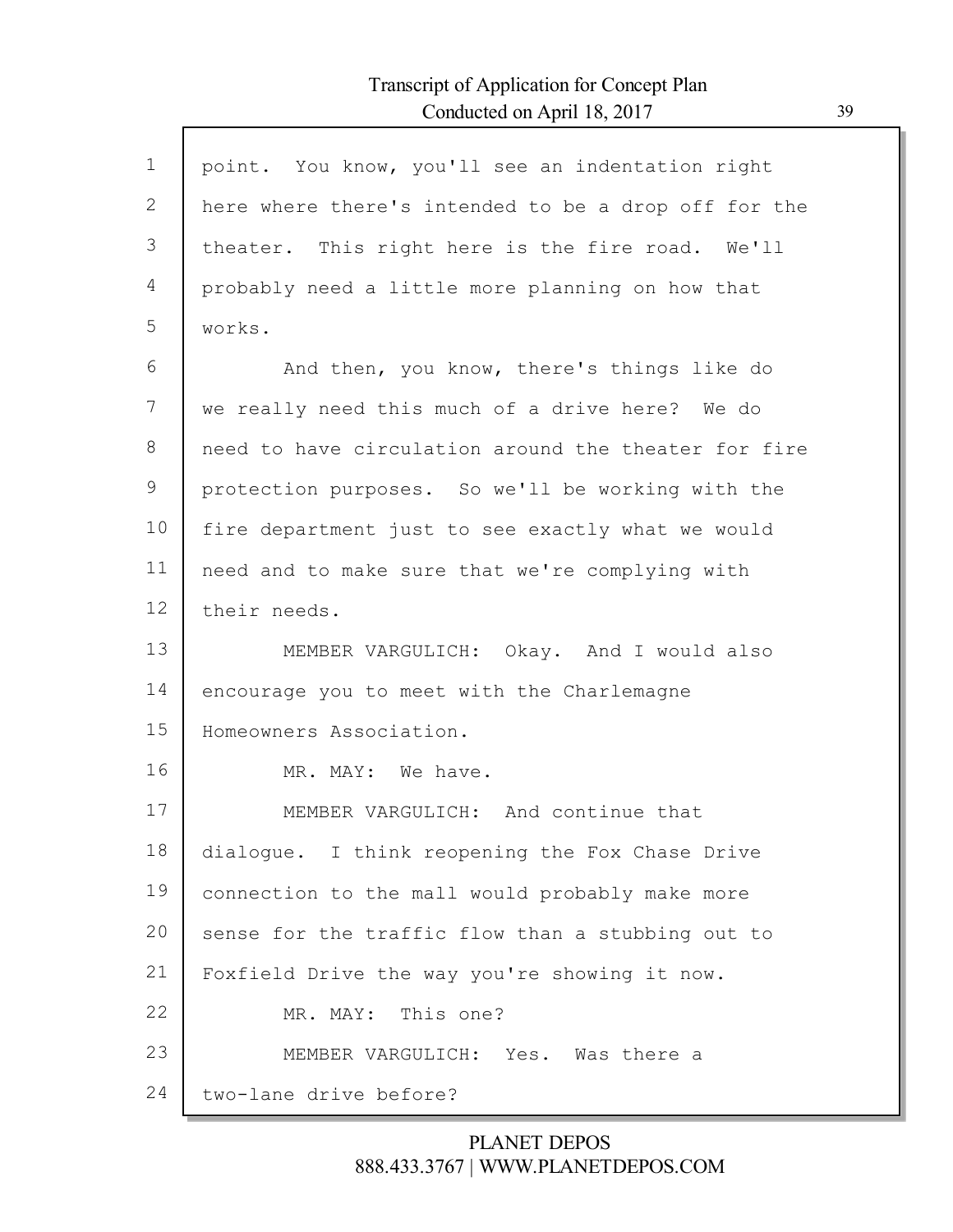point. You know, you'll see an indentation right here where there's intended to be a drop off for the theater. This right here is the fire road. We'll probably need a little more planning on how that works.

And then, you know, there's things like do we really need this much of a drive here? We do need to have circulation around the theater for fire protection purposes. So we'll be working with the fire department just to see exactly what we would need and to make sure that we're complying with their needs.

MEMBER VARGULICH: Okay. And I would also encourage you to meet with the Charlemagne Homeowners Association.

MR. MAY: We have.

MEMBER VARGULICH: And continue that dialogue. I think reopening the Fox Chase Drive connection to the mall would probably make more sense for the traffic flow than a stubbing out to Foxfield Drive the way you're showing it now.

MR. MAY: This one?

MEMBER VARGULICH: Yes. Was there a two-lane drive before?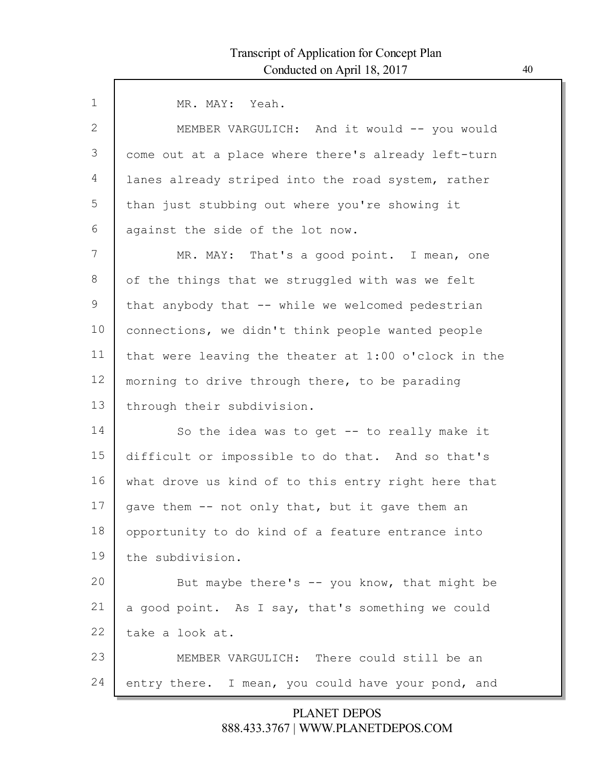MR. MAY: Yeah.

MEMBER VARGULICH: And it would -- you would come out at a place where there's already left-turn lanes already striped into the road system, rather than just stubbing out where you're showing it against the side of the lot now.

MR. MAY: That's a good point. I mean, one of the things that we struggled with was we felt that anybody that -- while we welcomed pedestrian connections, we didn't think people wanted people that were leaving the theater at 1:00 o'clock in the morning to drive through there, to be parading through their subdivision.

So the idea was to get -- to really make it difficult or impossible to do that. And so that's what drove us kind of to this entry right here that gave them -- not only that, but it gave them an opportunity to do kind of a feature entrance into the subdivision.

But maybe there's -- you know, that might be a good point. As I say, that's something we could take a look at.

MEMBER VARGULICH: There could still be an entry there. I mean, you could have your pond, and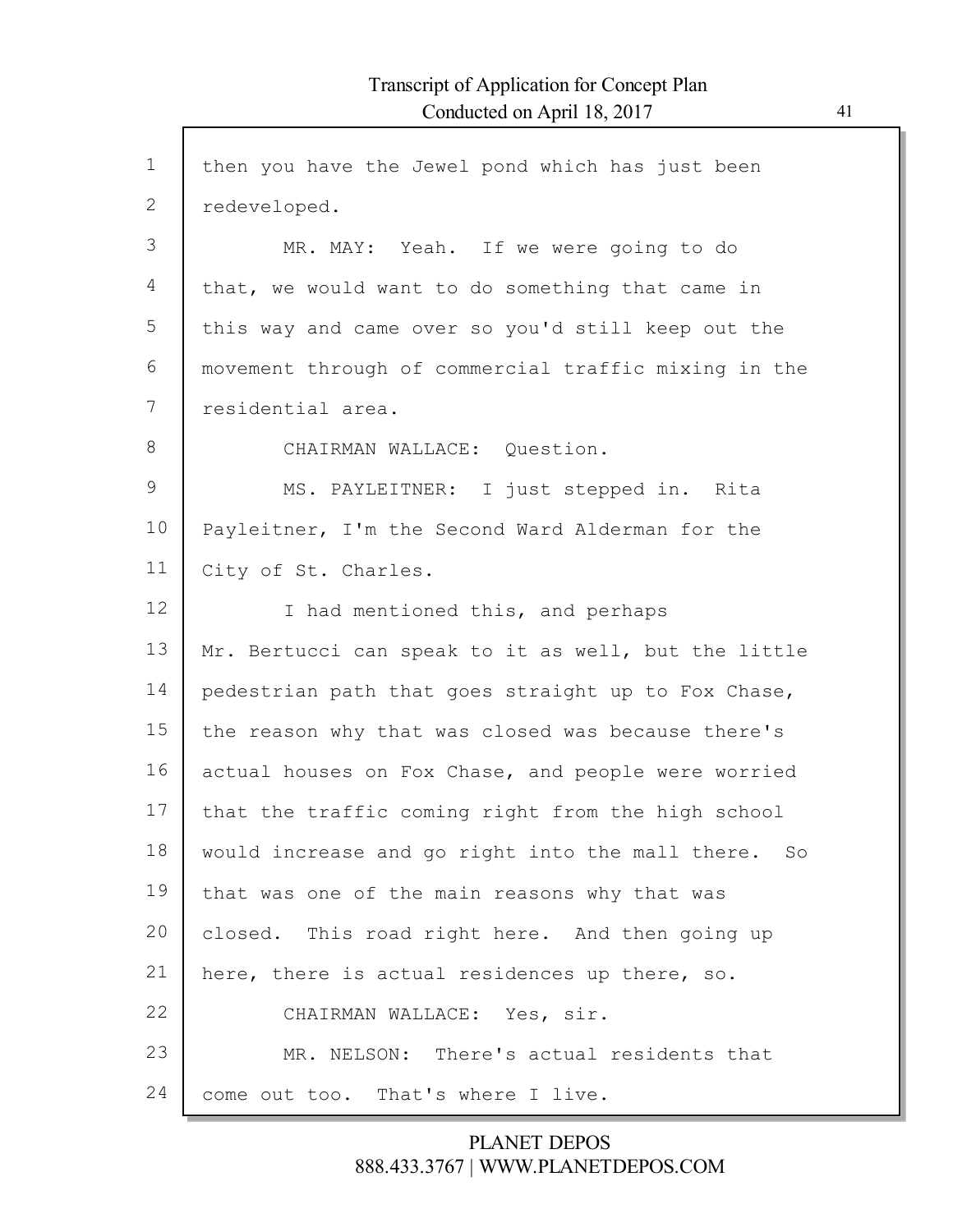then you have the Jewel pond which has just been redeveloped.

MR. MAY: Yeah. If we were going to do that, we would want to do something that came in this way and came over so you'd still keep out the movement through of commercial traffic mixing in the residential area.

CHAIRMAN WALLACE: Question.

MS. PAYLEITNER: I just stepped in. Rita Payleitner, I'm the Second Ward Alderman for the City of St. Charles.

I had mentioned this, and perhaps Mr. Bertucci can speak to it as well, but the little pedestrian path that goes straight up to Fox Chase, the reason why that was closed was because there's actual houses on Fox Chase, and people were worried that the traffic coming right from the high school would increase and go right into the mall there. So that was one of the main reasons why that was closed. This road right here. And then going up here, there is actual residences up there, so.

CHAIRMAN WALLACE: Yes, sir.

MR. NELSON: There's actual residents that come out too. That's where I live.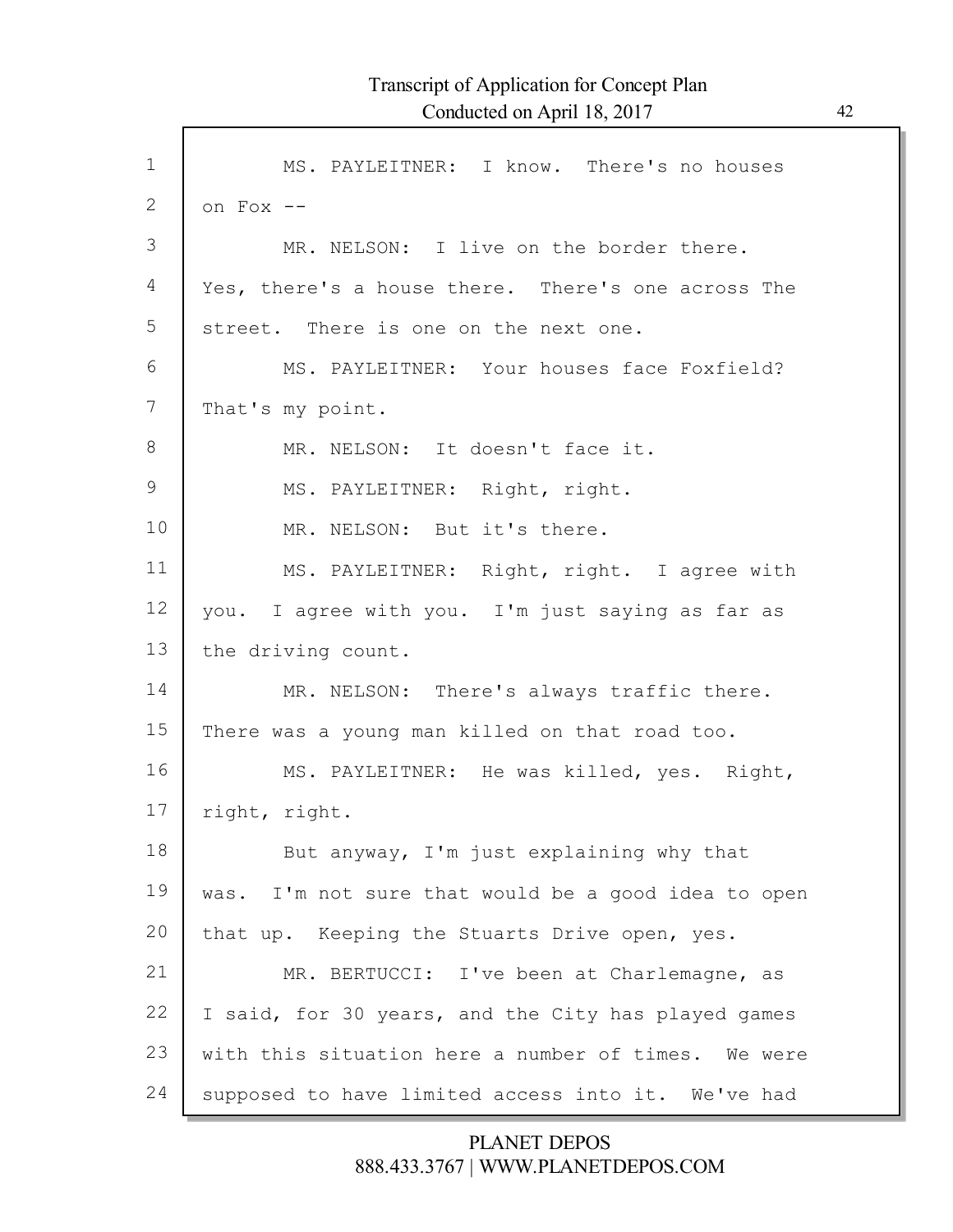MS. PAYLEITNER: I know. There's no houses on Fox --

MR. NELSON: I live on the border there. Yes, there's a house there. There's one across The street. There is one on the next one.

MS. PAYLEITNER: Your houses face Foxfield? That's my point.

MR. NELSON: It doesn't face it.

MS. PAYLEITNER: Right, right.

MR. NELSON: But it's there.

MS. PAYLEITNER: Right, right. I agree with you. I agree with you. I'm just saying as far as the driving count.

MR. NELSON: There's always traffic there. There was a young man killed on that road too.

MS. PAYLEITNER: He was killed, yes. Right, right, right.

But anyway, I'm just explaining why that was. I'm not sure that would be a good idea to open that up. Keeping the Stuarts Drive open, yes.

MR. BERTUCCI: I've been at Charlemagne, as I said, for 30 years, and the City has played games with this situation here a number of times. We were supposed to have limited access into it. We've had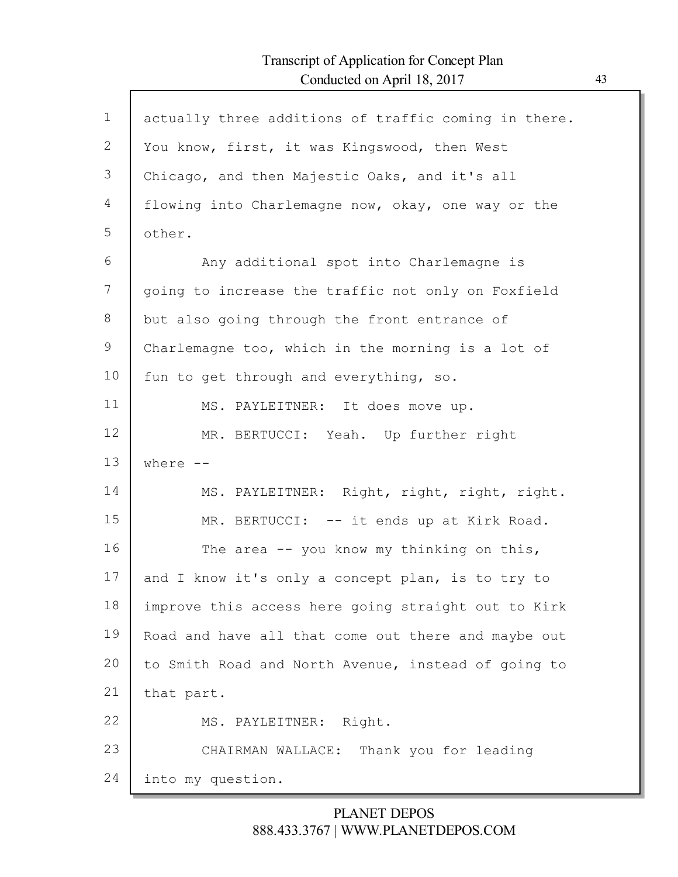actually three additions of traffic coming in there. You know, first, it was Kingswood, then West Chicago, and then Majestic Oaks, and it's all flowing into Charlemagne now, okay, one way or the other.

Any additional spot into Charlemagne is going to increase the traffic not only on Foxfield but also going through the front entrance of Charlemagne too, which in the morning is a lot of fun to get through and everything, so.

MS. PAYLEITNER: It does move up.

MR. BERTUCCI: Yeah. Up further right where --

MS. PAYLEITNER: Right, right, right, right.

MR. BERTUCCI: -- it ends up at Kirk Road.

The area -- you know my thinking on this, and I know it's only a concept plan, is to try to improve this access here going straight out to Kirk Road and have all that come out there and maybe out to Smith Road and North Avenue, instead of going to that part.

MS. PAYLEITNER: Right.

CHAIRMAN WALLACE: Thank you for leading into my question.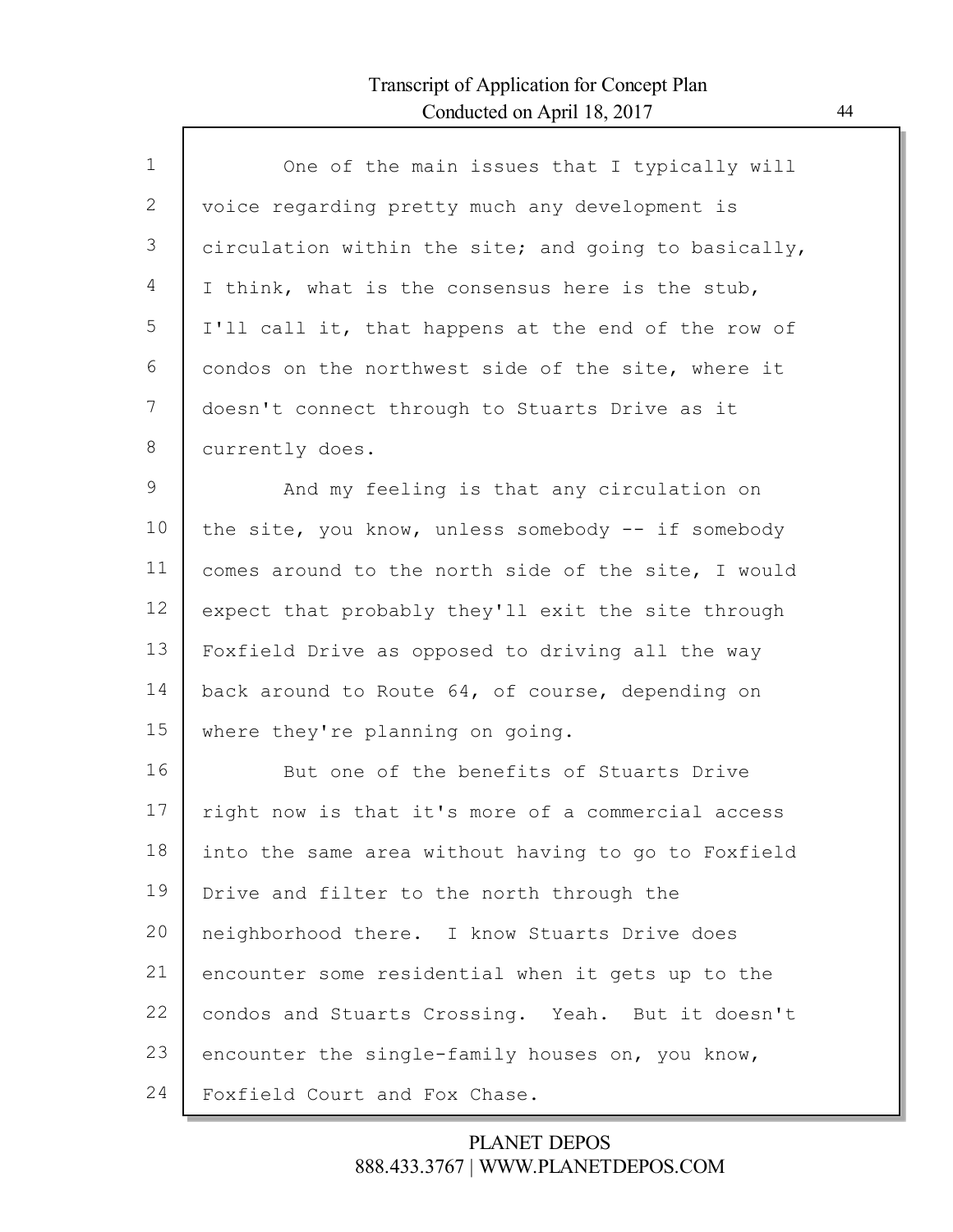One of the main issues that I typically will voice regarding pretty much any development is circulation within the site; and going to basically, I think, what is the consensus here is the stub, I'll call it, that happens at the end of the row of condos on the northwest side of the site, where it doesn't connect through to Stuarts Drive as it currently does.

And my feeling is that any circulation on the site, you know, unless somebody -- if somebody comes around to the north side of the site, I would expect that probably they'll exit the site through Foxfield Drive as opposed to driving all the way back around to Route 64, of course, depending on where they're planning on going.

But one of the benefits of Stuarts Drive right now is that it's more of a commercial access into the same area without having to go to Foxfield Drive and filter to the north through the neighborhood there. I know Stuarts Drive does encounter some residential when it gets up to the condos and Stuarts Crossing. Yeah. But it doesn't encounter the single-family houses on, you know, Foxfield Court and Fox Chase.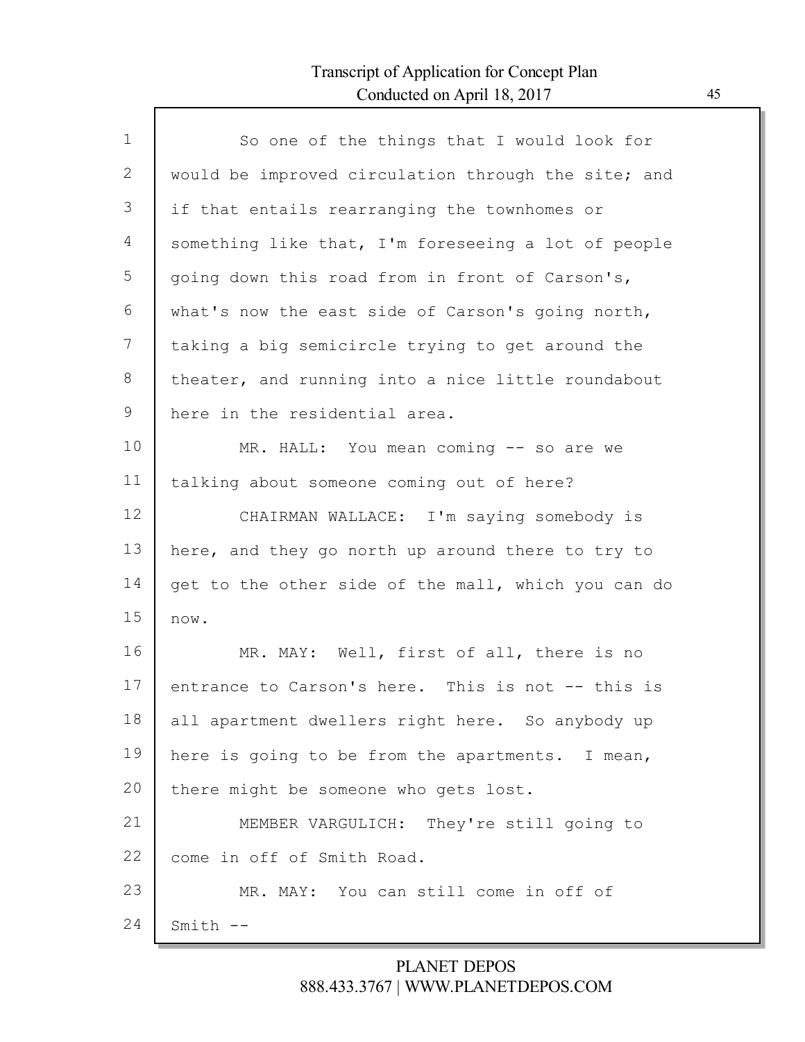So one of the things that I would look for would be improved circulation through the site; and if that entails rearranging the townhomes or something like that, I'm foreseeing a lot of people going down this road from in front of Carson's, what's now the east side of Carson's going north, taking a big semicircle trying to get around the theater, and running into a nice little roundabout here in the residential area.

MR. HALL: You mean coming -- so are we talking about someone coming out of here?

CHAIRMAN WALLACE: I'm saying somebody is here, and they go north up around there to try to get to the other side of the mall, which you can do now.

MR. MAY: Well, first of all, there is no entrance to Carson's here. This is not -- this is all apartment dwellers right here. So anybody up here is going to be from the apartments. I mean, there might be someone who gets lost.

MEMBER VARGULICH: They're still going to come in off of Smith Road.

MR. MAY: You can still come in off of Smith --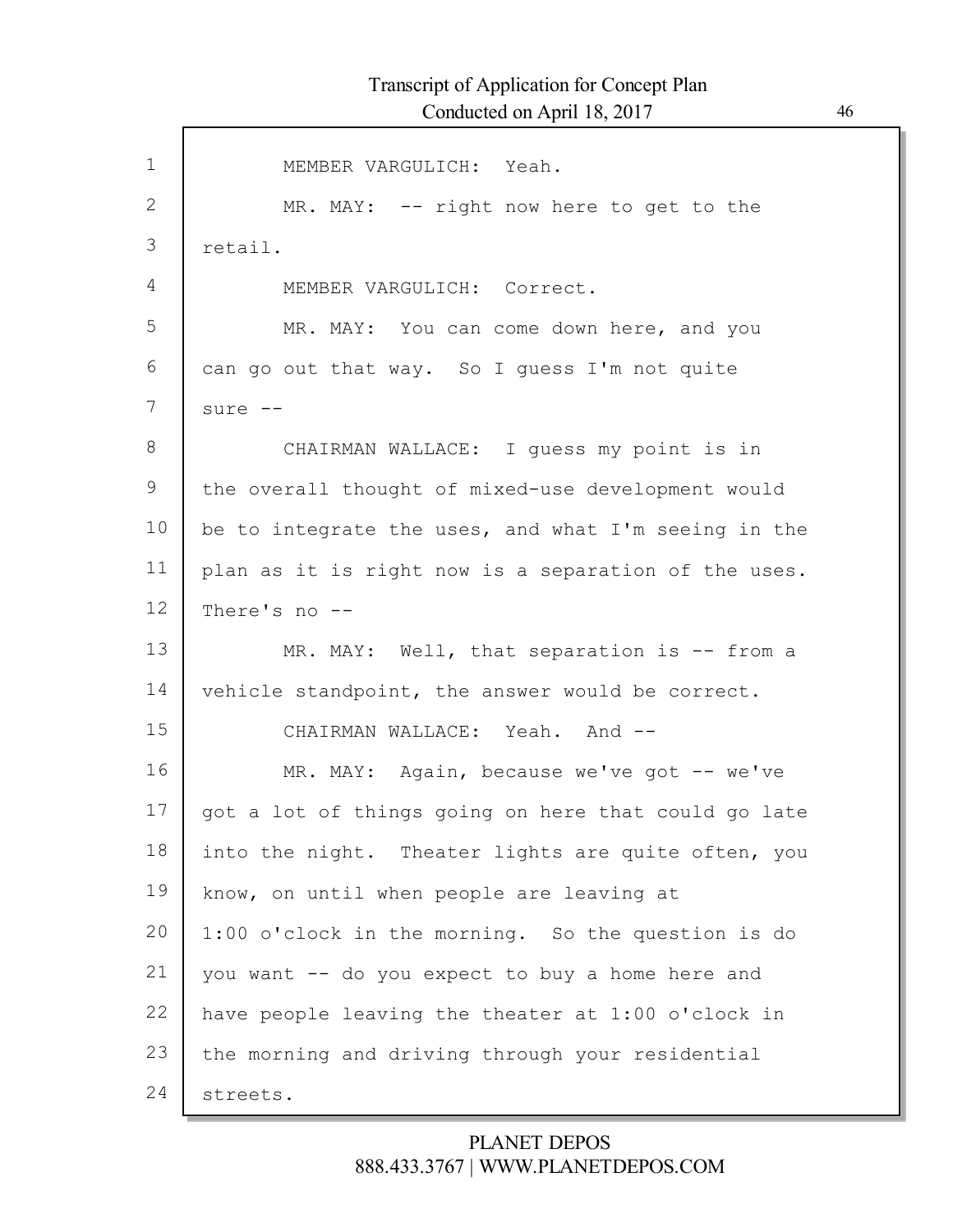MEMBER VARGULICH: Yeah.

MR. MAY: -- right now here to get to the retail.

MEMBER VARGULICH: Correct.

MR. MAY: You can come down here, and you can go out that way. So I guess I'm not quite sure --

CHAIRMAN WALLACE: I guess my point is in the overall thought of mixed-use development would be to integrate the uses, and what I'm seeing in the plan as it is right now is a separation of the uses. There's no --

MR. MAY: Well, that separation is -- from a vehicle standpoint, the answer would be correct.

CHAIRMAN WALLACE: Yeah. And --

MR. MAY: Again, because we've got -- we've got a lot of things going on here that could go late into the night. Theater lights are quite often, you know, on until when people are leaving at 1:00 o'clock in the morning. So the question is do you want -- do you expect to buy a home here and have people leaving the theater at 1:00 o'clock in the morning and driving through your residential streets.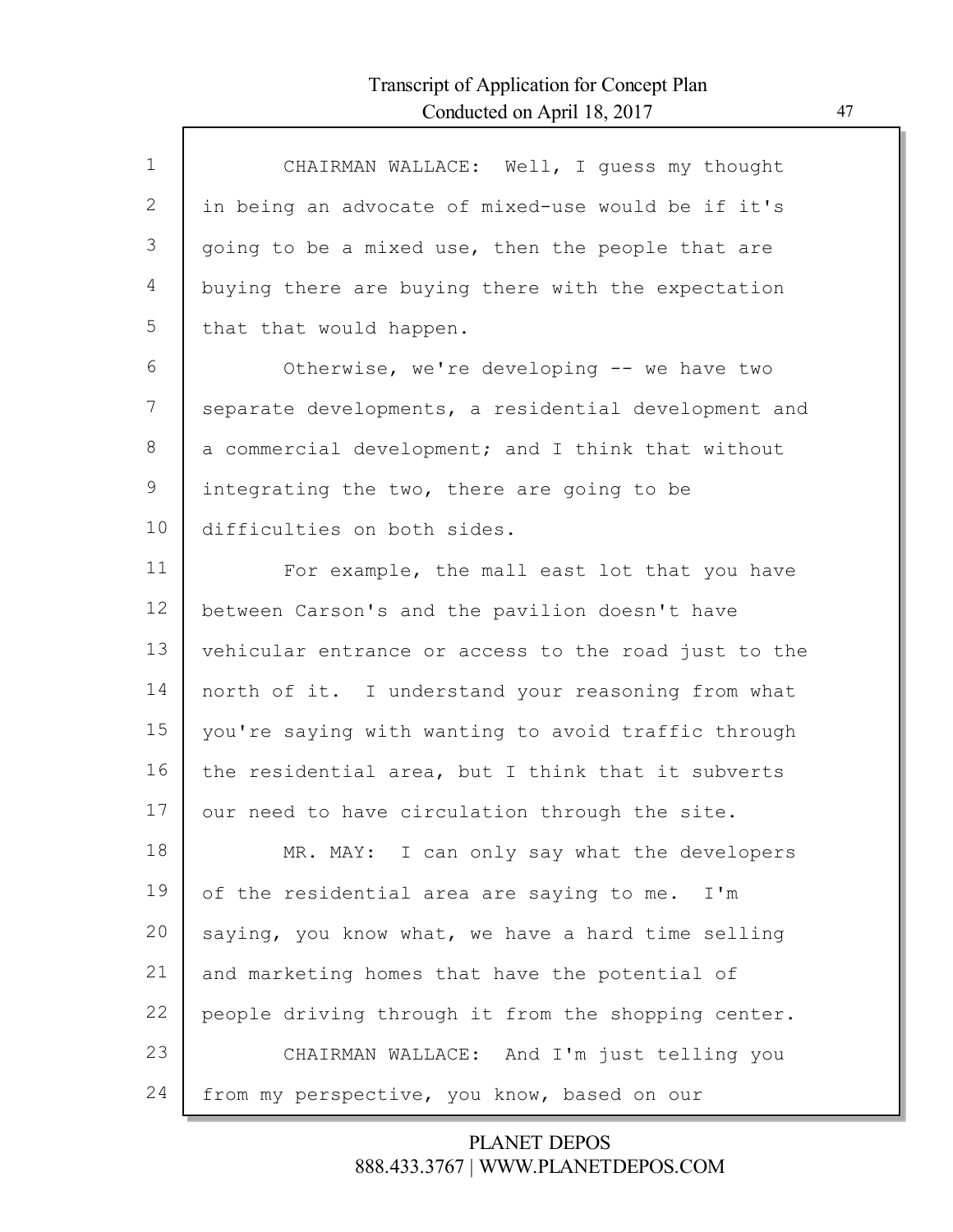CHAIRMAN WALLACE: Well, I guess my thought in being an advocate of mixed-use would be if it's going to be a mixed use, then the people that are buying there are buying there with the expectation that that would happen.

Otherwise, we're developing -- we have two separate developments, a residential development and a commercial development; and I think that without integrating the two, there are going to be difficulties on both sides.

For example, the mall east lot that you have between Carson's and the pavilion doesn't have vehicular entrance or access to the road just to the north of it. I understand your reasoning from what you're saying with wanting to avoid traffic through the residential area, but I think that it subverts our need to have circulation through the site.

MR. MAY: I can only say what the developers of the residential area are saying to me. I'm saying, you know what, we have a hard time selling and marketing homes that have the potential of people driving through it from the shopping center.

CHAIRMAN WALLACE: And I'm just telling you from my perspective, you know, based on our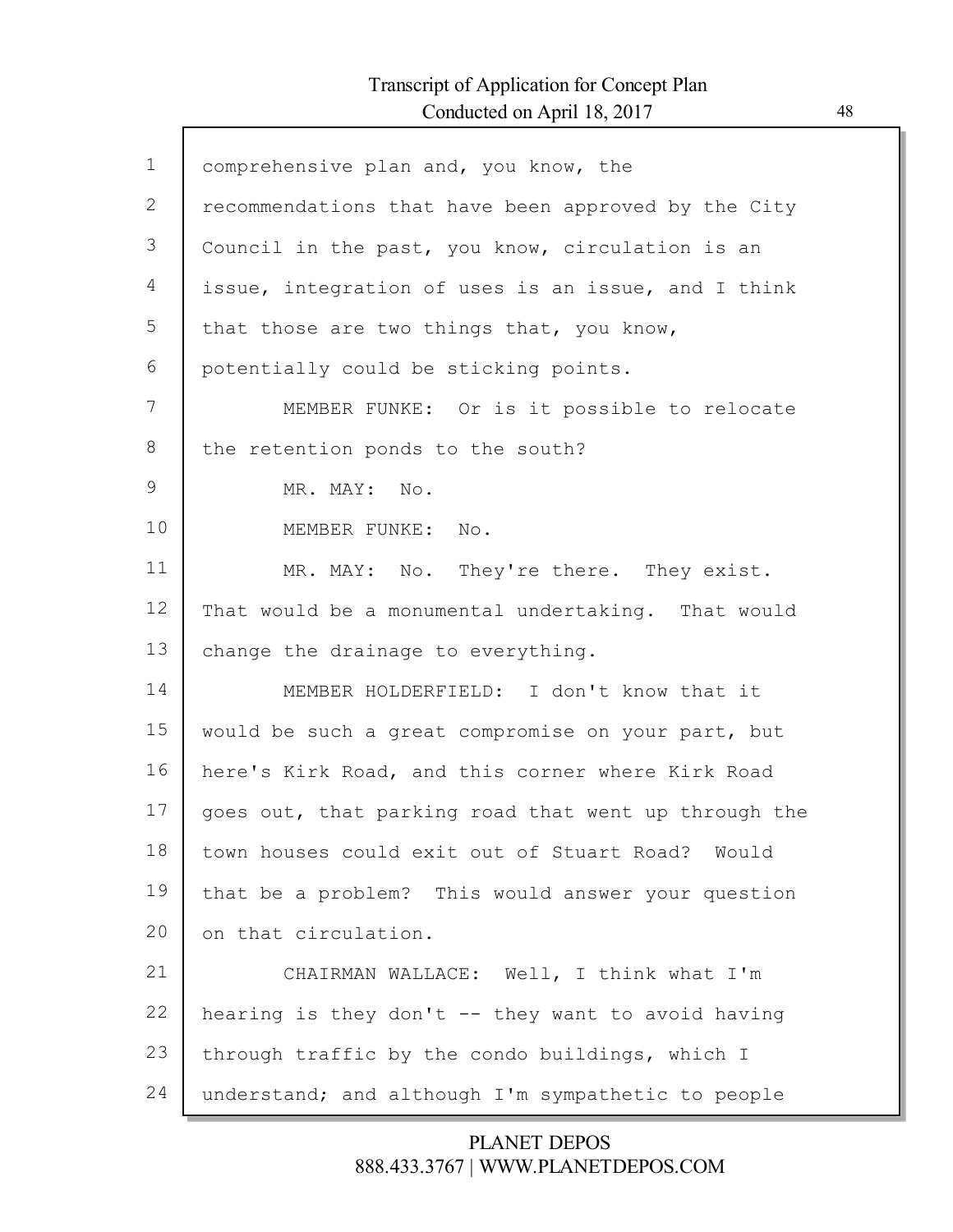comprehensive plan and, you know, the recommendations that have been approved by the City Council in the past, you know, circulation is an issue, integration of uses is an issue, and I think that those are two things that, you know, potentially could be sticking points.

MEMBER FUNKE: Or is it possible to relocate the retention ponds to the south?

MR. MAY: No.

MEMBER FUNKE: No.

MR. MAY: No. They're there. They exist. That would be a monumental undertaking. That would change the drainage to everything.

MEMBER HOLDERFIELD: I don't know that it would be such a great compromise on your part, but here's Kirk Road, and this corner where Kirk Road goes out, that parking road that went up through the town houses could exit out of Stuart Road? Would that be a problem? This would answer your question on that circulation.

CHAIRMAN WALLACE: Well, I think what I'm hearing is they don't -- they want to avoid having through traffic by the condo buildings, which I understand; and although I'm sympathetic to people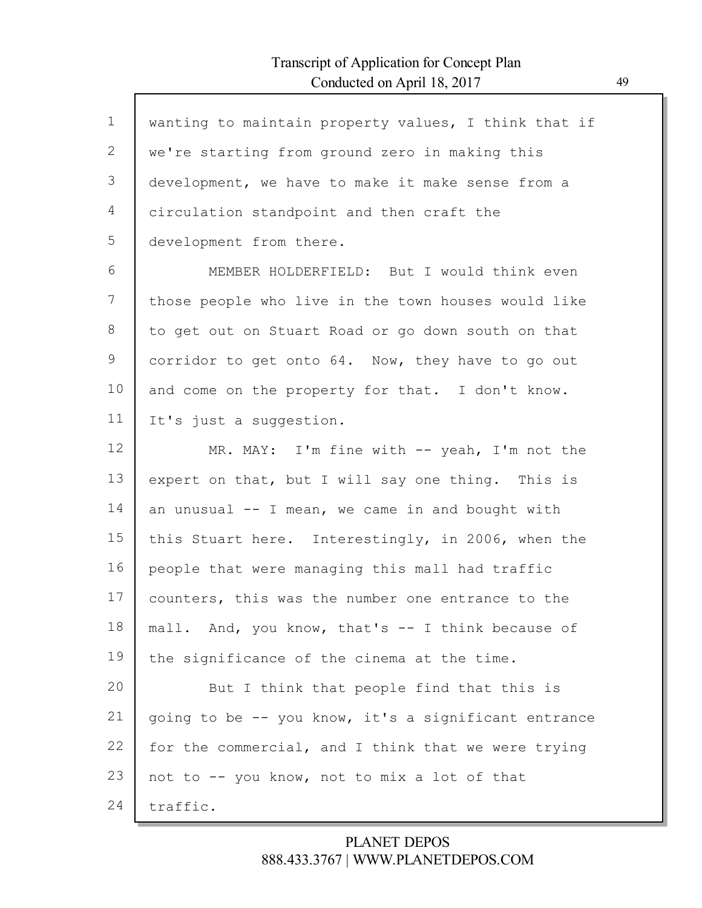wanting to maintain property values, I think that if we're starting from ground zero in making this development, we have to make it make sense from a circulation standpoint and then craft the development from there.

MEMBER HOLDERFIELD: But I would think even those people who live in the town houses would like to get out on Stuart Road or go down south on that corridor to get onto 64. Now, they have to go out and come on the property for that. I don't know. It's just a suggestion.

MR. MAY: I'm fine with -- yeah, I'm not the expert on that, but I will say one thing. This is an unusual -- I mean, we came in and bought with this Stuart here. Interestingly, in 2006, when the people that were managing this mall had traffic counters, this was the number one entrance to the mall. And, you know, that's -- I think because of the significance of the cinema at the time.

But I think that people find that this is going to be -- you know, it's a significant entrance for the commercial, and I think that we were trying not to -- you know, not to mix a lot of that traffic.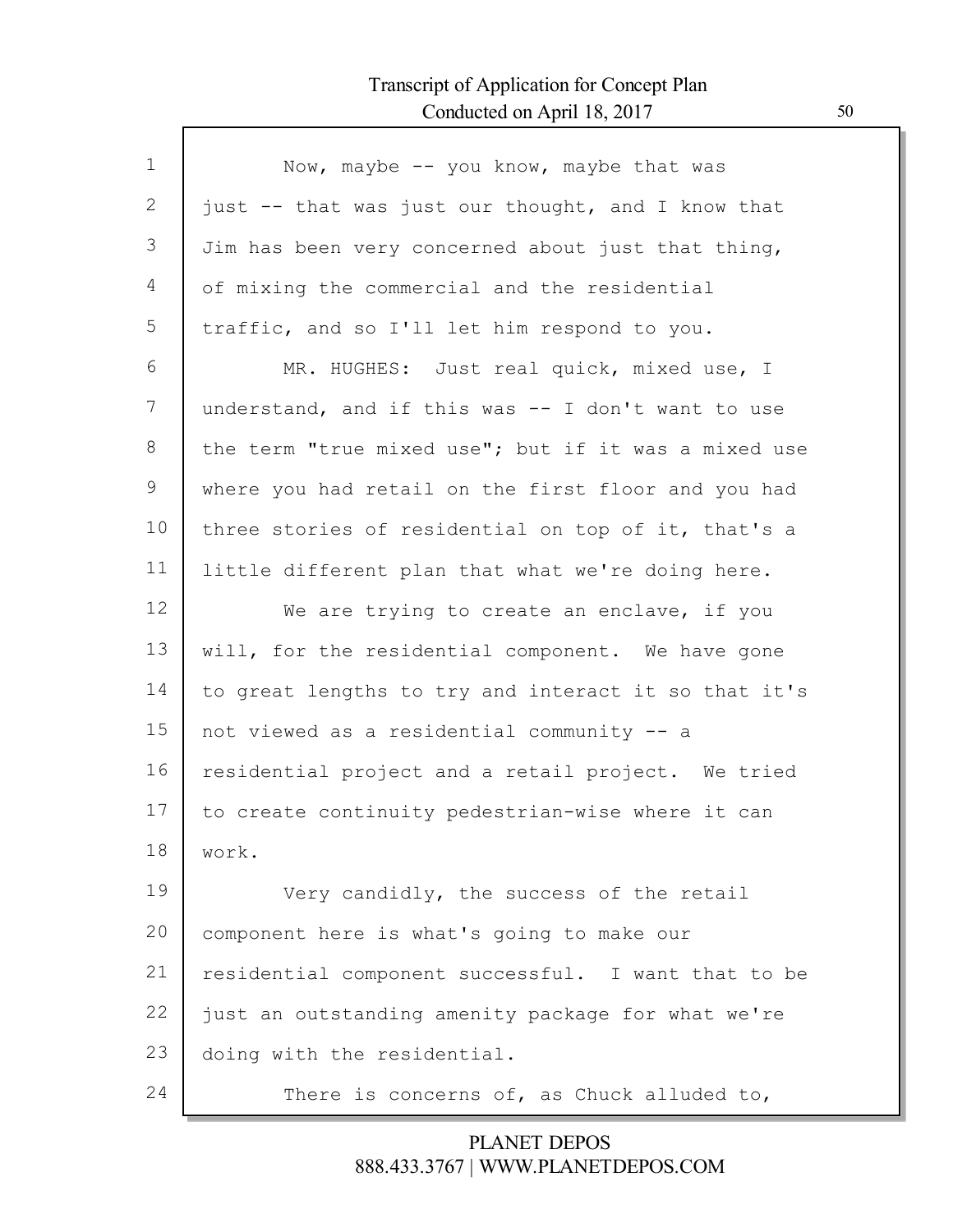Now, maybe -- you know, maybe that was just -- that was just our thought, and I know that Jim has been very concerned about just that thing, of mixing the commercial and the residential traffic, and so I'll let him respond to you.

MR. HUGHES: Just real quick, mixed use, I understand, and if this was -- I don't want to use the term "true mixed use"; but if it was a mixed use where you had retail on the first floor and you had three stories of residential on top of it, that's a little different plan that what we're doing here.

We are trying to create an enclave, if you will, for the residential component. We have gone to great lengths to try and interact it so that it's not viewed as a residential community -- a residential project and a retail project. We tried to create continuity pedestrian-wise where it can work.

Very candidly, the success of the retail component here is what's going to make our residential component successful. I want that to be just an outstanding amenity package for what we're doing with the residential.

There is concerns of, as Chuck alluded to,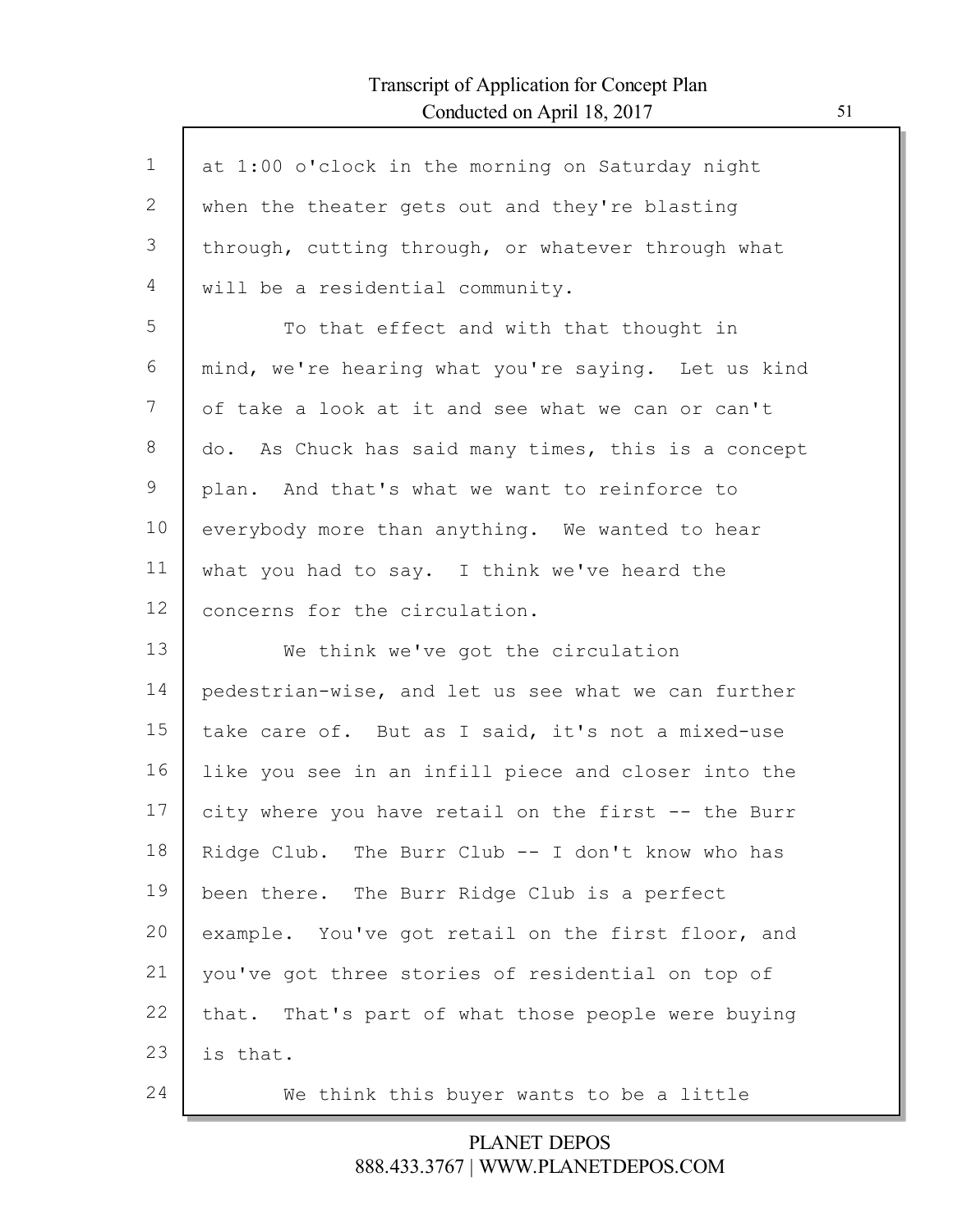at 1:00 o'clock in the morning on Saturday night when the theater gets out and they're blasting through, cutting through, or whatever through what will be a residential community.

To that effect and with that thought in mind, we're hearing what you're saying. Let us kind of take a look at it and see what we can or can't do. As Chuck has said many times, this is a concept plan. And that's what we want to reinforce to everybody more than anything. We wanted to hear what you had to say. I think we've heard the concerns for the circulation.

We think we've got the circulation pedestrian-wise, and let us see what we can further take care of. But as I said, it's not a mixed-use like you see in an infill piece and closer into the city where you have retail on the first -- the Burr Ridge Club. The Burr Club -- I don't know who has been there. The Burr Ridge Club is a perfect example. You've got retail on the first floor, and you've got three stories of residential on top of that. That's part of what those people were buying is that.

We think this buyer wants to be a little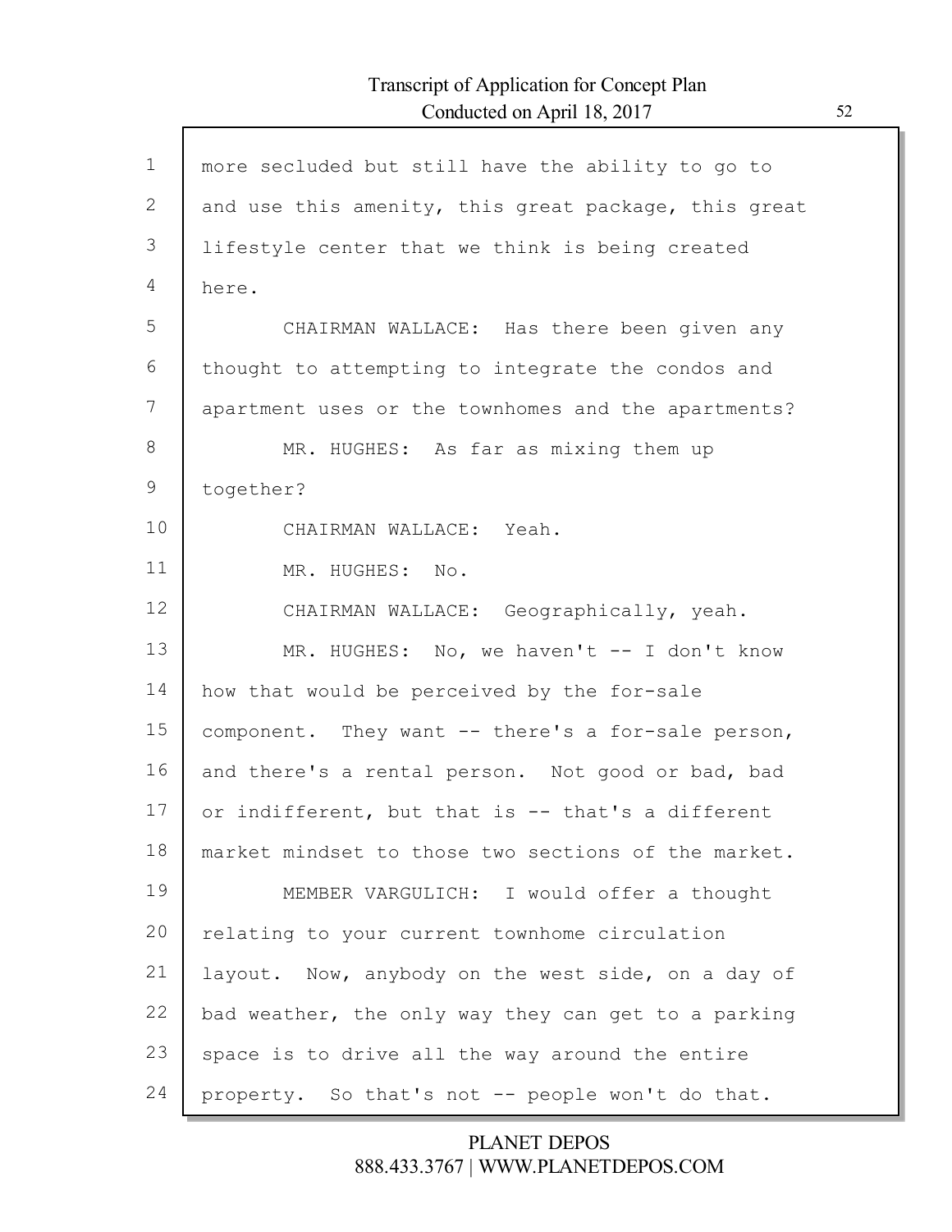more secluded but still have the ability to go to and use this amenity, this great package, this great lifestyle center that we think is being created here.

CHAIRMAN WALLACE: Has there been given any thought to attempting to integrate the condos and apartment uses or the townhomes and the apartments?

MR. HUGHES: As far as mixing them up together?

CHAIRMAN WALLACE: Yeah.

MR. HUGHES: No.

CHAIRMAN WALLACE: Geographically, yeah.

MR. HUGHES: No, we haven't -- I don't know how that would be perceived by the for-sale component. They want -- there's a for-sale person, and there's a rental person. Not good or bad, bad or indifferent, but that is -- that's a different market mindset to those two sections of the market.

MEMBER VARGULICH: I would offer a thought relating to your current townhome circulation layout. Now, anybody on the west side, on a day of bad weather, the only way they can get to a parking space is to drive all the way around the entire property. So that's not -- people won't do that.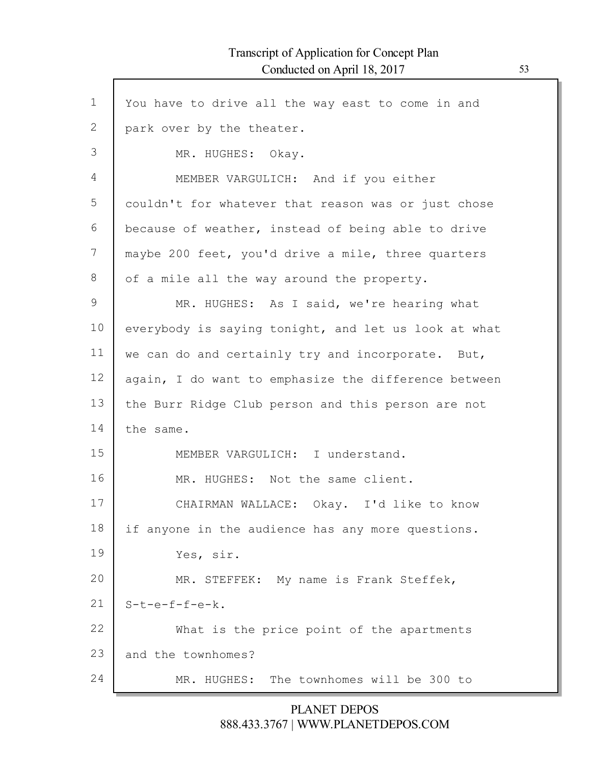You have to drive all the way east to come in and park over by the theater.

MR. HUGHES: Okay.

MEMBER VARGULICH: And if you either couldn't for whatever that reason was or just chose because of weather, instead of being able to drive maybe 200 feet, you'd drive a mile, three quarters of a mile all the way around the property.

MR. HUGHES: As I said, we're hearing what everybody is saying tonight, and let us look at what we can do and certainly try and incorporate. But, again, I do want to emphasize the difference between the Burr Ridge Club person and this person are not the same.

MEMBER VARGULICH: I understand.

MR. HUGHES: Not the same client.

CHAIRMAN WALLACE: Okay. I'd like to know if anyone in the audience has any more questions.

Yes, sir.

MR. STEFFEK: My name is Frank Steffek, S-t-e-f-f-e-k.

What is the price point of the apartments and the townhomes?

MR. HUGHES: The townhomes will be 300 to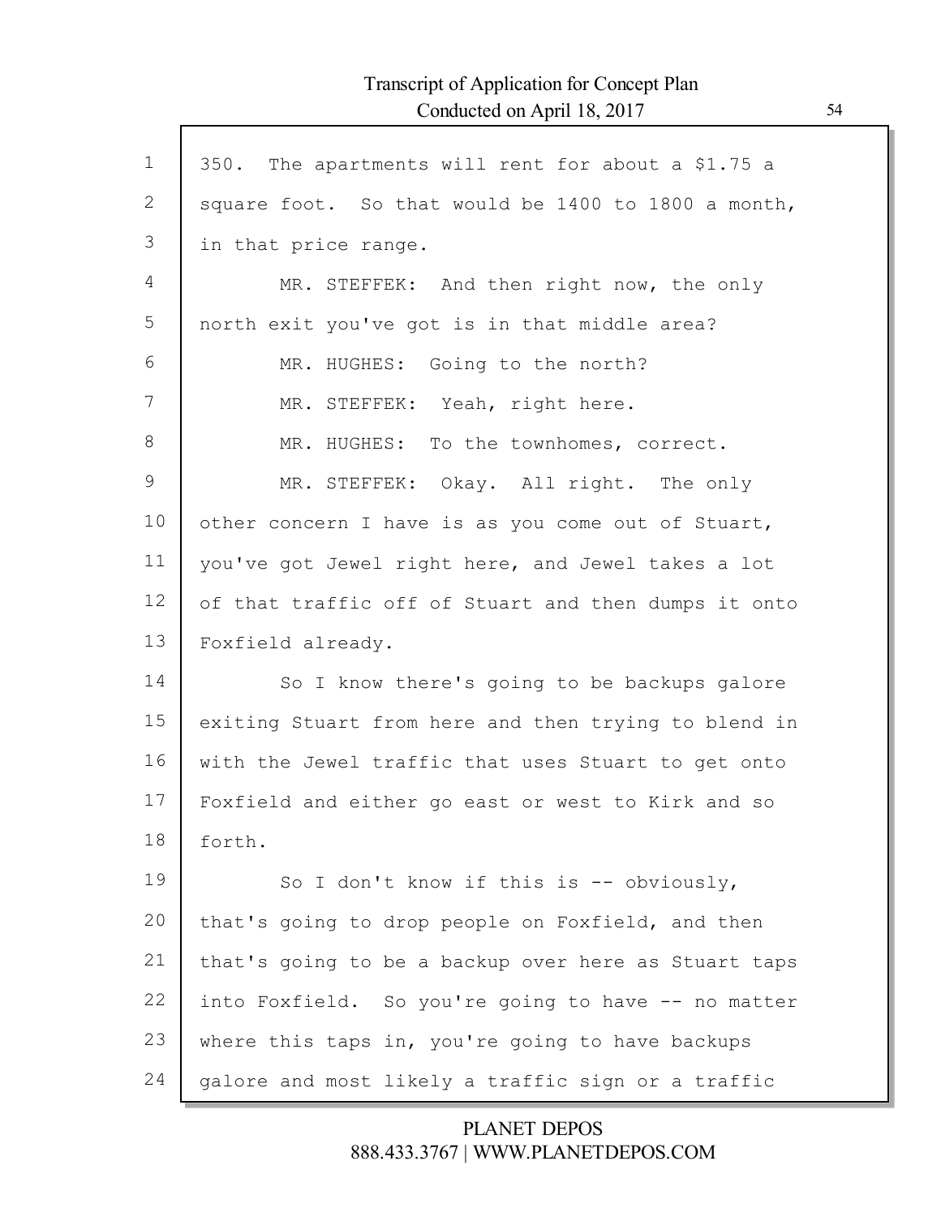350. The apartments will rent for about a $1.75 a square foot. So that would be 1400 to 1800 a month, in that price range.

MR. STEFFEK: And then right now, the only north exit you've got is in that middle area?

MR. HUGHES: Going to the north?

MR. STEFFEK: Yeah, right here.

MR. HUGHES: To the townhomes, correct.

MR. STEFFEK: Okay. All right. The only other concern I have is as you come out of Stuart, you've got Jewel right here, and Jewel takes a lot of that traffic off of Stuart and then dumps it onto Foxfield already.

So I know there's going to be backups galore exiting Stuart from here and then trying to blend in with the Jewel traffic that uses Stuart to get onto Foxfield and either go east or west to Kirk and so forth.

So I don't know if this is -- obviously, that's going to drop people on Foxfield, and then that's going to be a backup over here as Stuart taps into Foxfield. So you're going to have -- no matter where this taps in, you're going to have backups galore and most likely a traffic sign or a traffic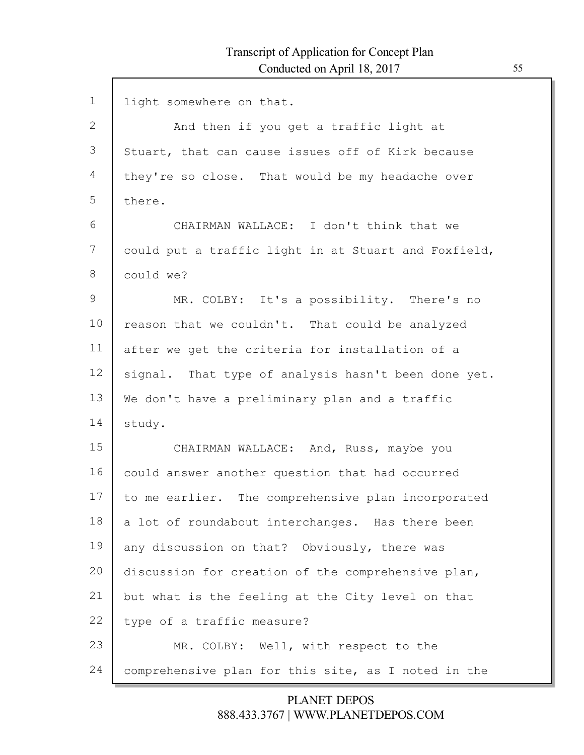light somewhere on that.

And then if you get a traffic light at Stuart, that can cause issues off of Kirk because they're so close. That would be my headache over there.

CHAIRMAN WALLACE: I don't think that we could put a traffic light in at Stuart and Foxfield, could we?

MR. COLBY: It's a possibility. There's no reason that we couldn't. That could be analyzed after we get the criteria for installation of a signal. That type of analysis hasn't been done yet. We don't have a preliminary plan and a traffic study.

CHAIRMAN WALLACE: And, Russ, maybe you could answer another question that had occurred to me earlier. The comprehensive plan incorporated a lot of roundabout interchanges. Has there been any discussion on that? Obviously, there was discussion for creation of the comprehensive plan, but what is the feeling at the City level on that type of a traffic measure?

MR. COLBY: Well, with respect to the comprehensive plan for this site, as I noted in the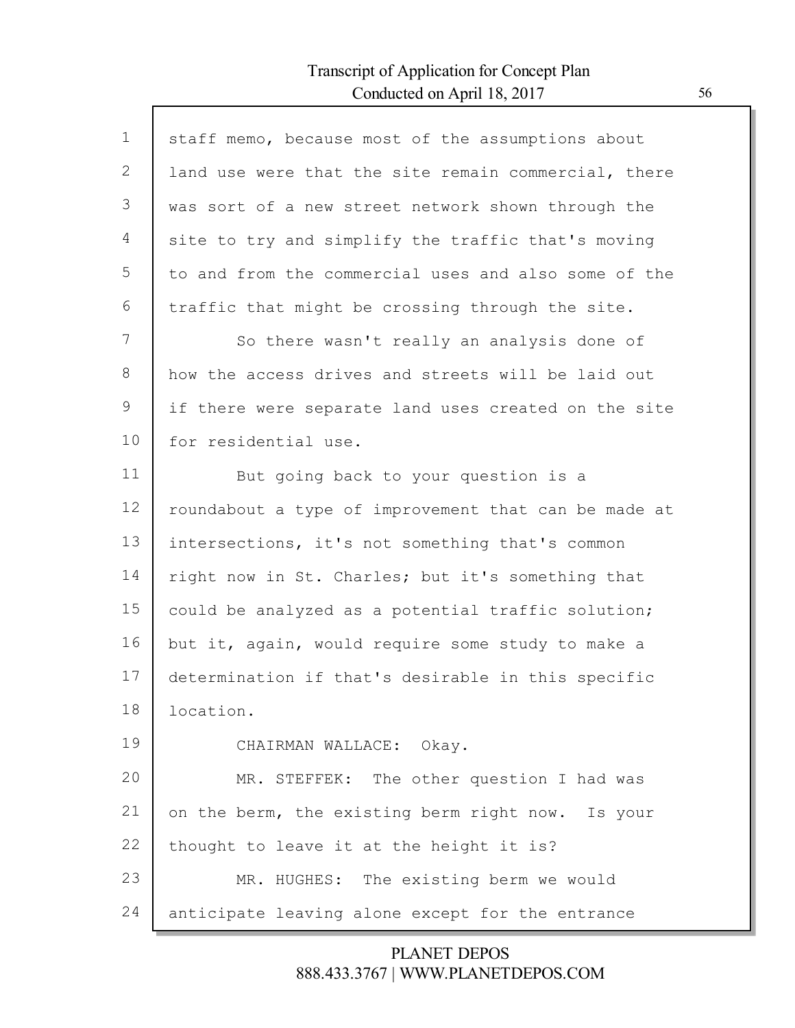staff memo, because most of the assumptions about land use were that the site remain commercial, there was sort of a new street network shown through the site to try and simplify the traffic that's moving to and from the commercial uses and also some of the traffic that might be crossing through the site.

So there wasn't really an analysis done of how the access drives and streets will be laid out if there were separate land uses created on the site for residential use.

But going back to your question is a roundabout a type of improvement that can be made at intersections, it's not something that's common right now in St. Charles; but it's something that could be analyzed as a potential traffic solution; but it, again, would require some study to make a determination if that's desirable in this specific location.

CHAIRMAN WALLACE: Okay.

MR. STEFFEK: The other question I had was on the berm, the existing berm right now. Is your thought to leave it at the height it is?

MR. HUGHES: The existing berm we would anticipate leaving alone except for the entrance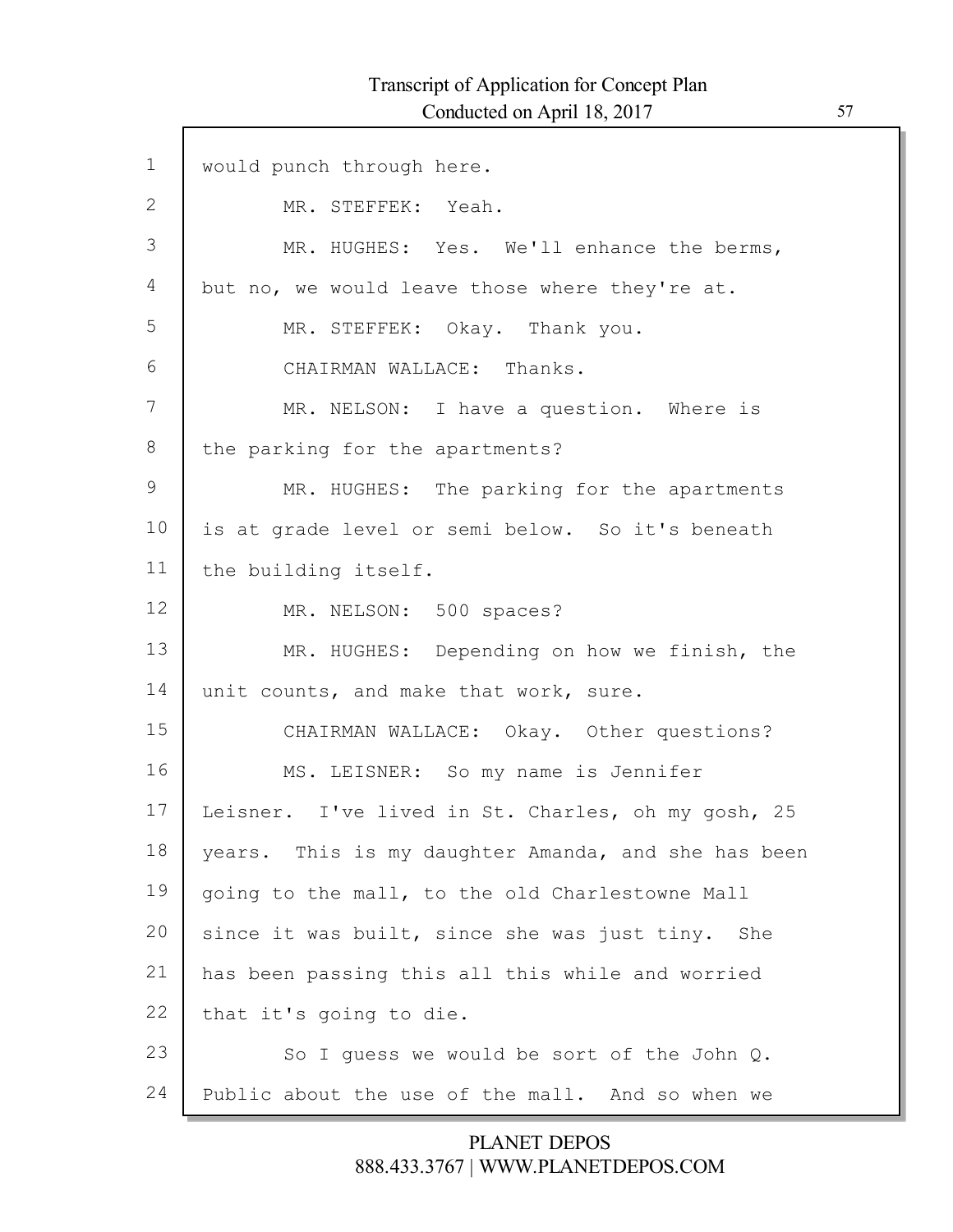would punch through here.

MR. STEFFEK: Yeah.

MR. HUGHES: Yes. We'll enhance the berms, but no, we would leave those where they're at.

MR. STEFFEK: Okay. Thank you.

CHAIRMAN WALLACE: Thanks.

MR. NELSON: I have a question. Where is the parking for the apartments?

MR. HUGHES: The parking for the apartments is at grade level or semi below. So it's beneath the building itself.

MR. NELSON: 500 spaces?

MR. HUGHES: Depending on how we finish, the unit counts, and make that work, sure.

CHAIRMAN WALLACE: Okay. Other questions?

MS. LEISNER: So my name is Jennifer Leisner. I've lived in St. Charles, oh my gosh, 25 years. This is my daughter Amanda, and she has been going to the mall, to the old Charlestowne Mall since it was built, since she was just tiny. She has been passing this all this while and worried that it's going to die.

So I guess we would be sort of the John Q. Public about the use of the mall. And so when we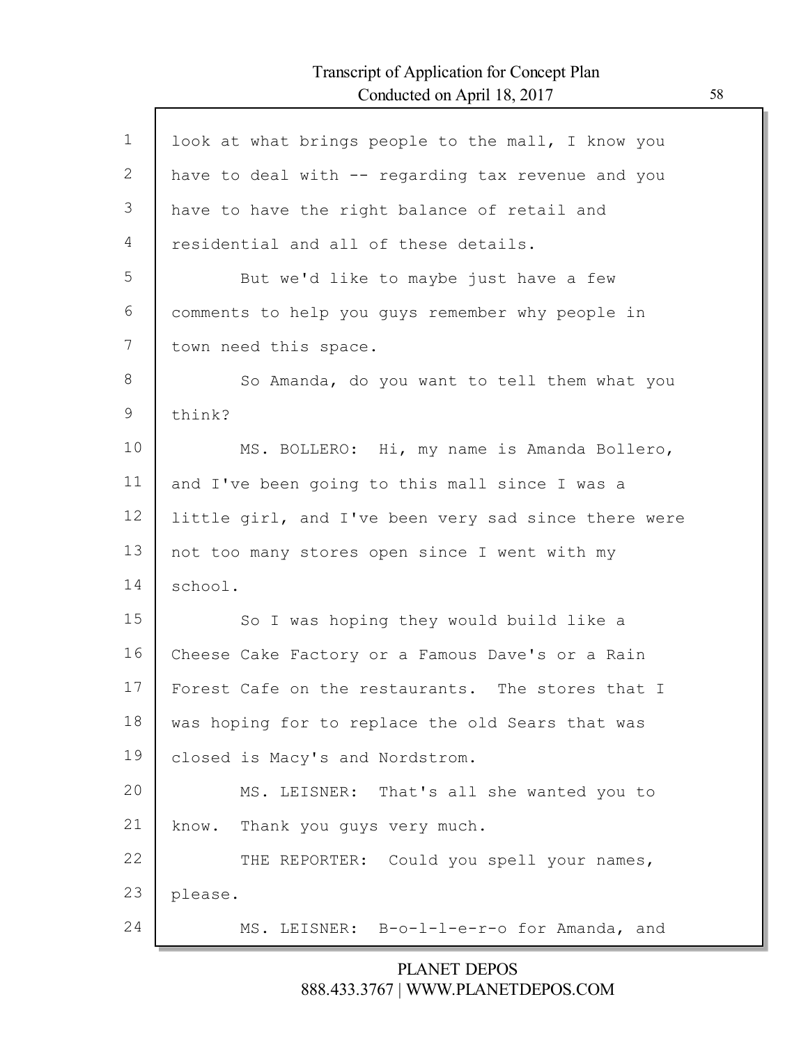look at what brings people to the mall, I know you have to deal with -- regarding tax revenue and you have to have the right balance of retail and residential and all of these details.

But we'd like to maybe just have a few comments to help you guys remember why people in town need this space.

So Amanda, do you want to tell them what you think?

MS. BOLLERO: Hi, my name is Amanda Bollero, and I've been going to this mall since I was a little girl, and I've been very sad since there were not too many stores open since I went with my school.

So I was hoping they would build like a Cheese Cake Factory or a Famous Dave's or a Rain Forest Cafe on the restaurants. The stores that I was hoping for to replace the old Sears that was closed is Macy's and Nordstrom.

MS. LEISNER: That's all she wanted you to know. Thank you guys very much.

THE REPORTER: Could you spell your names, please.

MS. LEISNER: B-o-l-l-e-r-o for Amanda, and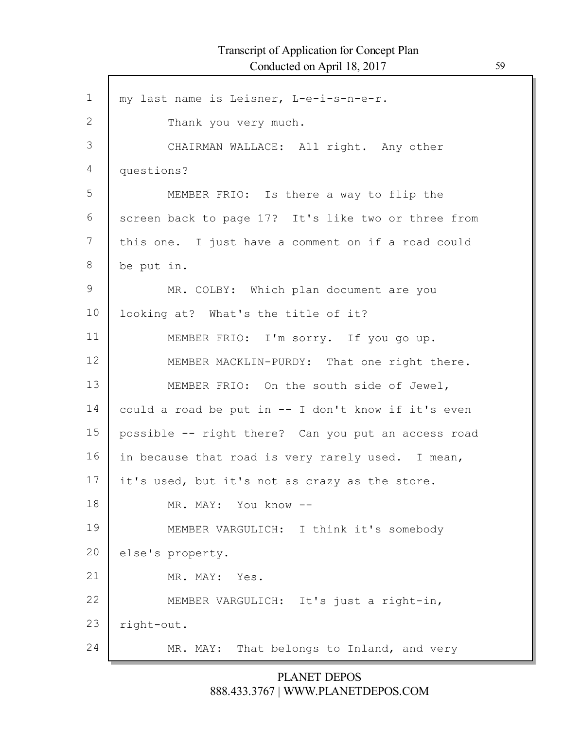my last name is Leisner, L-e-i-s-n-e-r.

Thank you very much.

CHAIRMAN WALLACE: All right. Any other questions?

MEMBER FRIO: Is there a way to flip the screen back to page 17? It's like two or three from this one. I just have a comment on if a road could be put in.

MR. COLBY: Which plan document are you looking at? What's the title of it?

MEMBER FRIO: I'm sorry. If you go up.

MEMBER MACKLIN-PURDY: That one right there.

MEMBER FRIO: On the south side of Jewel, could a road be put in -- I don't know if it's even possible -- right there? Can you put an access road in because that road is very rarely used. I mean, it's used, but it's not as crazy as the store.

MR. MAY: You know --

MEMBER VARGULICH: I think it's somebody else's property.

MR. MAY: Yes.

MEMBER VARGULICH: It's just a right-in, right-out.

MR. MAY: That belongs to Inland, and very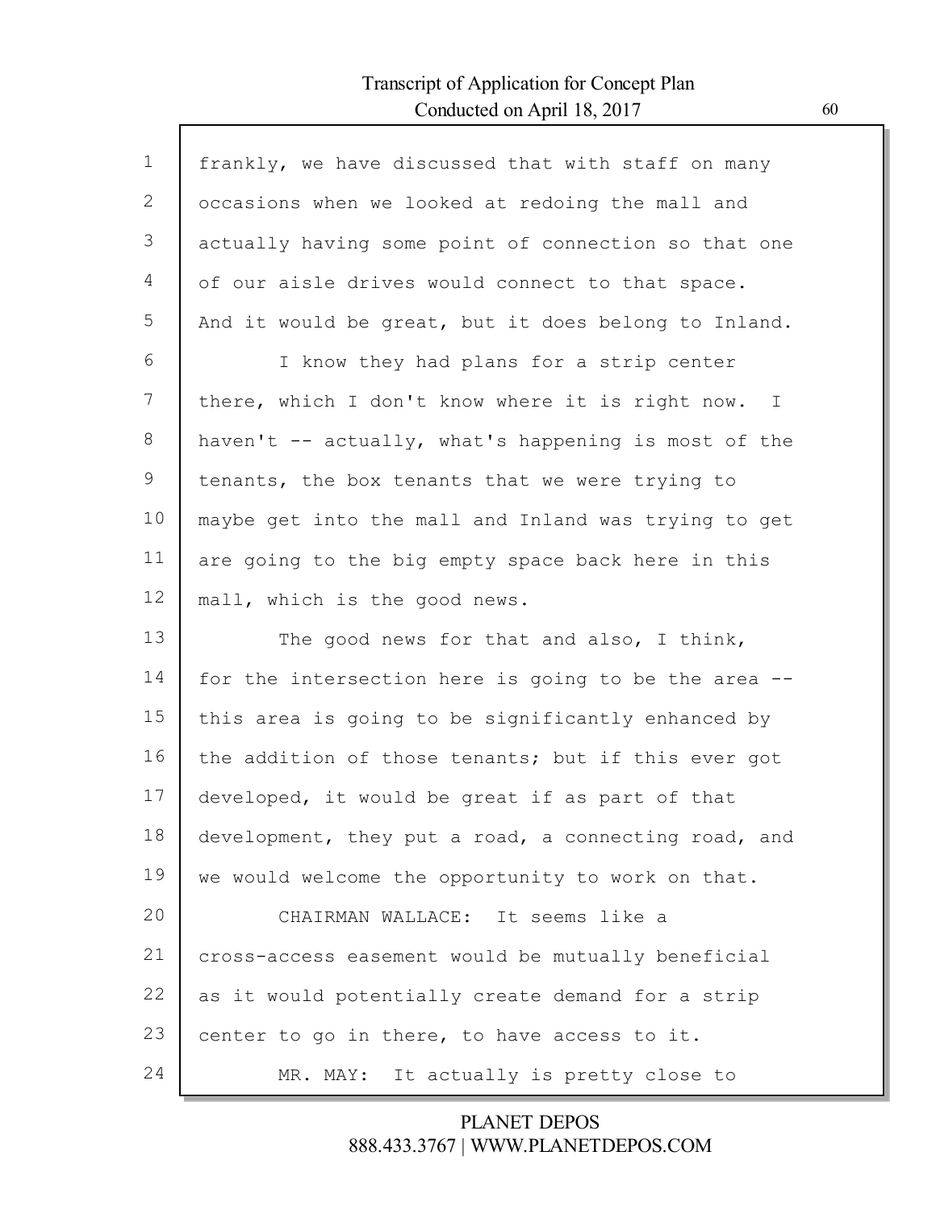frankly, we have discussed that with staff on many occasions when we looked at redoing the mall and actually having some point of connection so that one of our aisle drives would connect to that space. And it would be great, but it does belong to Inland.

I know they had plans for a strip center there, which I don't know where it is right now. I haven't -- actually, what's happening is most of the tenants, the box tenants that we were trying to maybe get into the mall and Inland was trying to get are going to the big empty space back here in this mall, which is the good news.

The good news for that and also, I think, for the intersection here is going to be the area -- this area is going to be significantly enhanced by the addition of those tenants; but if this ever got developed, it would be great if as part of that development, they put a road, a connecting road, and we would welcome the opportunity to work on that.

CHAIRMAN WALLACE: It seems like a cross-access easement would be mutually beneficial as it would potentially create demand for a strip center to go in there, to have access to it.

MR. MAY: It actually is pretty close to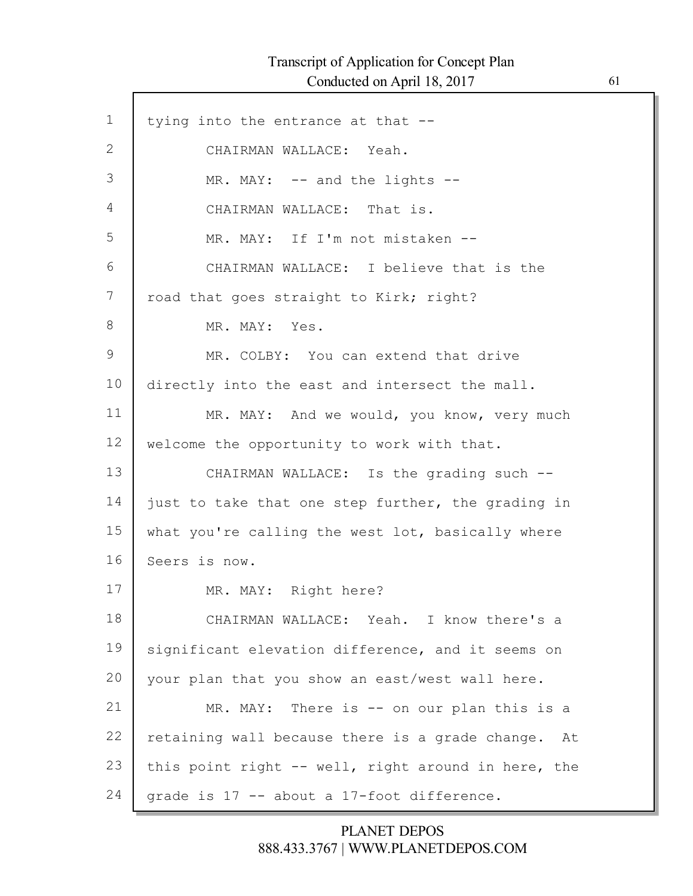tying into the entrance at that --

CHAIRMAN WALLACE: Yeah.

MR. MAY: -- and the lights --

CHAIRMAN WALLACE: That is.

MR. MAY: If I'm not mistaken --

CHAIRMAN WALLACE: I believe that is the road that goes straight to Kirk; right?

MR. MAY: Yes.

MR. COLBY: You can extend that drive directly into the east and intersect the mall.

MR. MAY: And we would, you know, very much welcome the opportunity to work with that.

CHAIRMAN WALLACE: Is the grading such -- just to take that one step further, the grading in what you're calling the west lot, basically where Seers is now.

MR. MAY: Right here?

CHAIRMAN WALLACE: Yeah. I know there's a significant elevation difference, and it seems on your plan that you show an east/west wall here.

MR. MAY: There is -- on our plan this is a retaining wall because there is a grade change. At this point right -- well, right around in here, the grade is 17 -- about a 17-foot difference.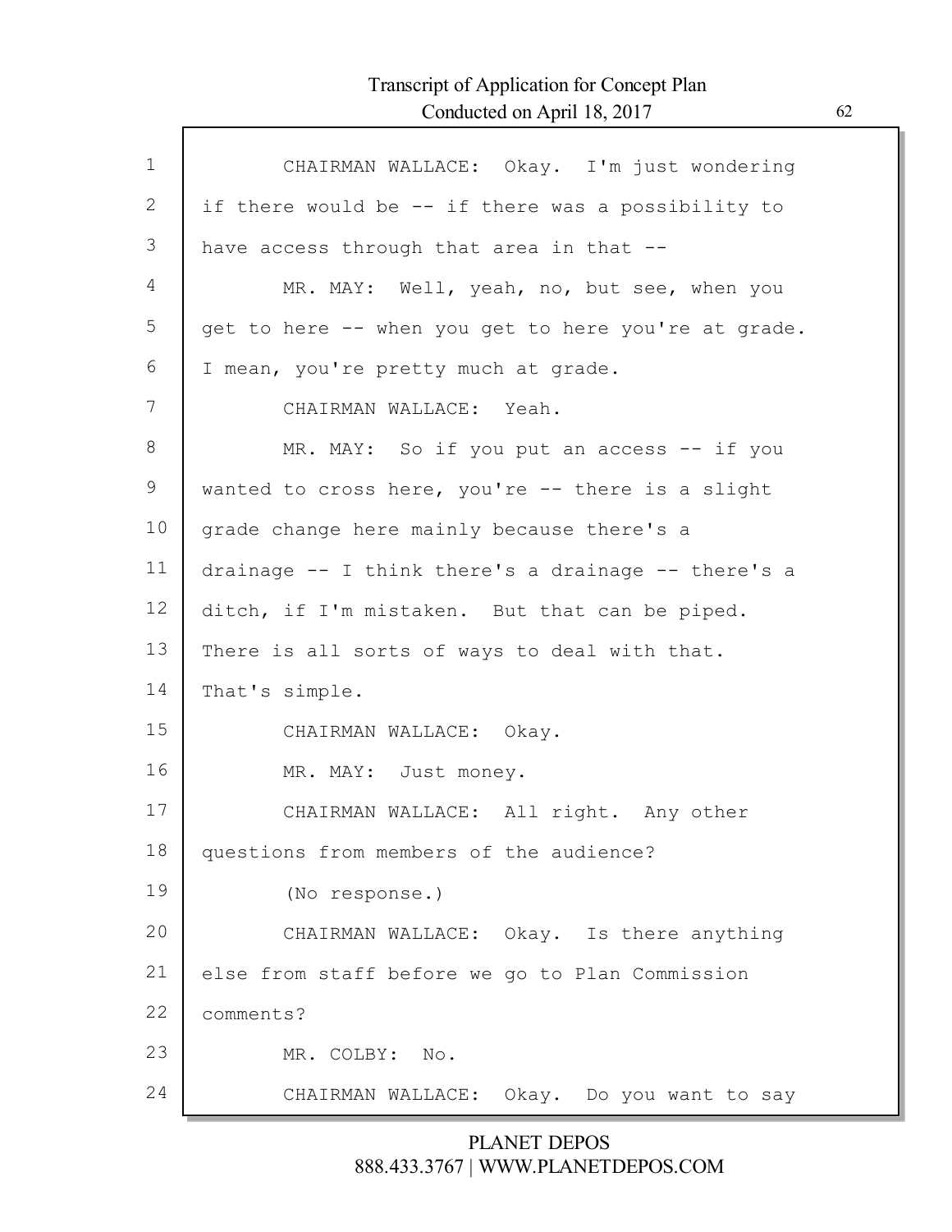CHAIRMAN WALLACE: Okay. I'm just wondering if there would be -- if there was a possibility to have access through that area in that --

MR. MAY: Well, yeah, no, but see, when you get to here -- when you get to here you're at grade. I mean, you're pretty much at grade.

CHAIRMAN WALLACE: Yeah.

MR. MAY: So if you put an access -- if you wanted to cross here, you're -- there is a slight grade change here mainly because there's a drainage -- I think there's a drainage -- there's a ditch, if I'm mistaken. But that can be piped. There is all sorts of ways to deal with that. That's simple.

CHAIRMAN WALLACE: Okay.

MR. MAY: Just money.

CHAIRMAN WALLACE: All right. Any other questions from members of the audience?

(No response.)

CHAIRMAN WALLACE: Okay. Is there anything else from staff before we go to Plan Commission comments?

MR. COLBY: No.

CHAIRMAN WALLACE: Okay. Do you want to say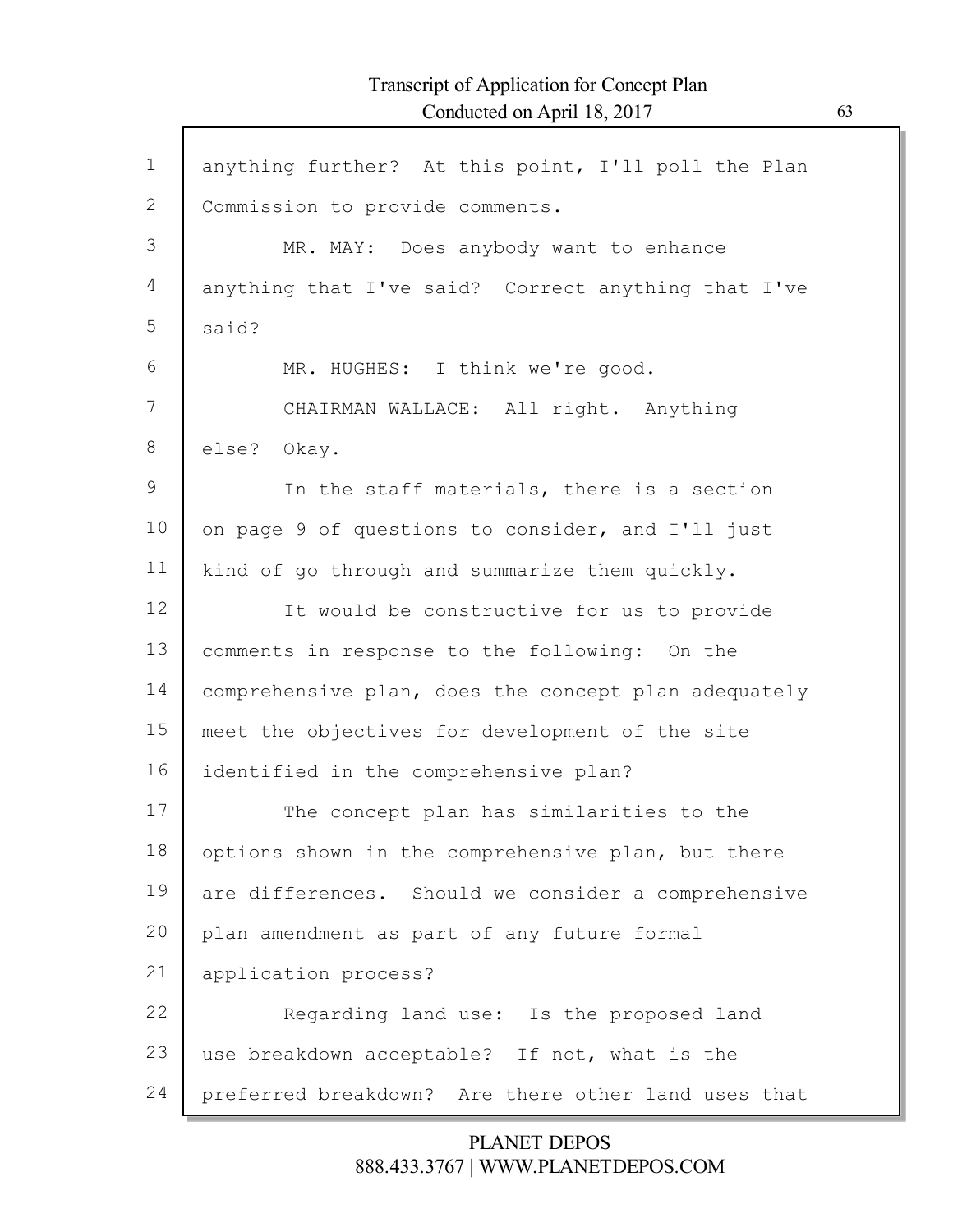anything further? At this point, I'll poll the Plan Commission to provide comments.

MR. MAY: Does anybody want to enhance anything that I've said? Correct anything that I've said?

MR. HUGHES: I think we're good.

CHAIRMAN WALLACE: All right. Anything else? Okay.

In the staff materials, there is a section on page 9 of questions to consider, and I'll just kind of go through and summarize them quickly.

It would be constructive for us to provide comments in response to the following: On the comprehensive plan, does the concept plan adequately meet the objectives for development of the site identified in the comprehensive plan?

The concept plan has similarities to the options shown in the comprehensive plan, but there are differences. Should we consider a comprehensive plan amendment as part of any future formal application process?

Regarding land use: Is the proposed land use breakdown acceptable? If not, what is the preferred breakdown? Are there other land uses that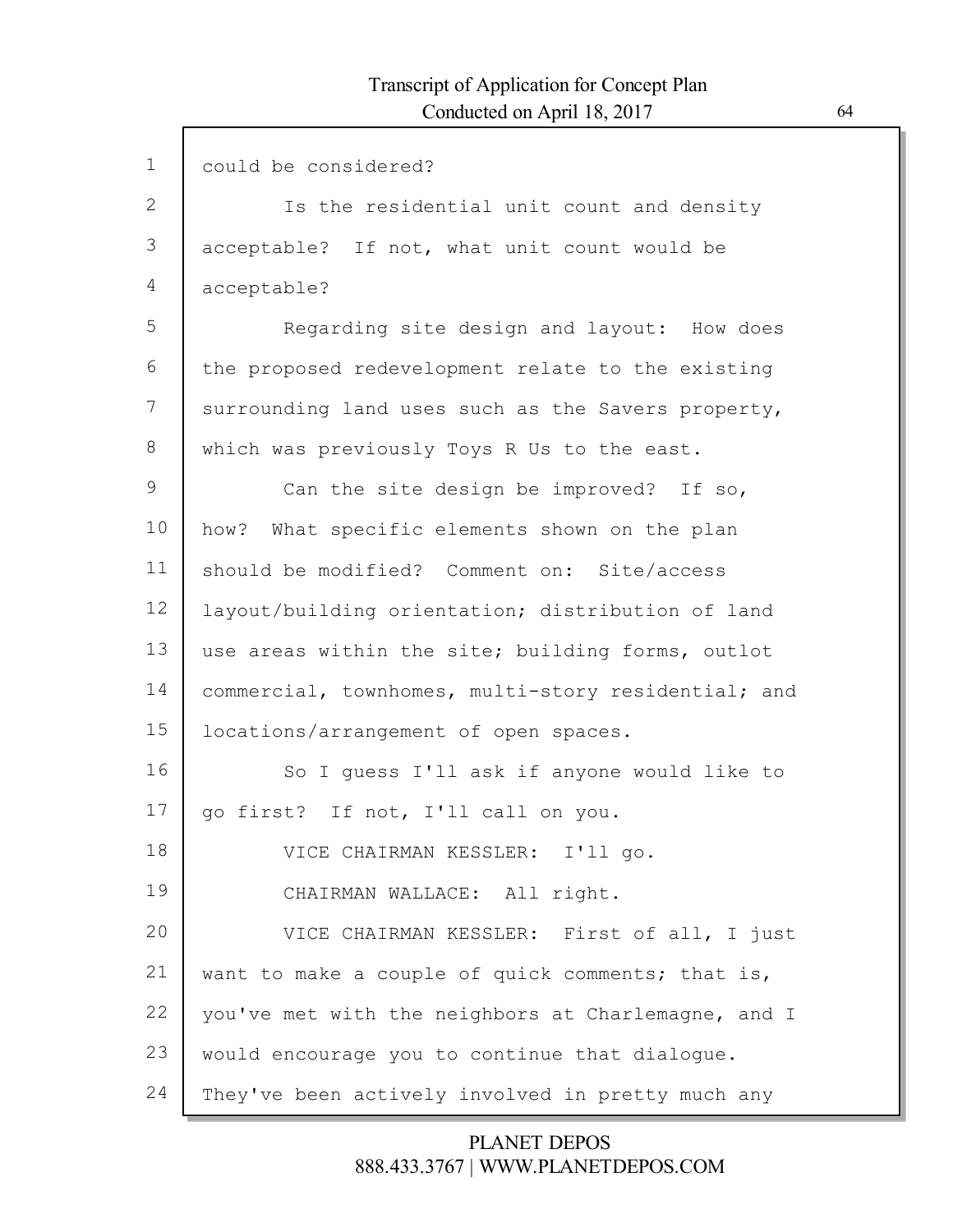could be considered?

Is the residential unit count and density acceptable? If not, what unit count would be acceptable?

Regarding site design and layout: How does the proposed redevelopment relate to the existing surrounding land uses such as the Savers property, which was previously Toys R Us to the east.

Can the site design be improved? If so, how? What specific elements shown on the plan should be modified? Comment on: Site/access layout/building orientation; distribution of land use areas within the site; building forms, outlot commercial, townhomes, multi-story residential; and locations/arrangement of open spaces.

So I guess I'll ask if anyone would like to go first? If not, I'll call on you.

VICE CHAIRMAN KESSLER: I'll go.

CHAIRMAN WALLACE: All right.

VICE CHAIRMAN KESSLER: First of all, I just want to make a couple of quick comments; that is, you've met with the neighbors at Charlemagne, and I would encourage you to continue that dialogue. They've been actively involved in pretty much any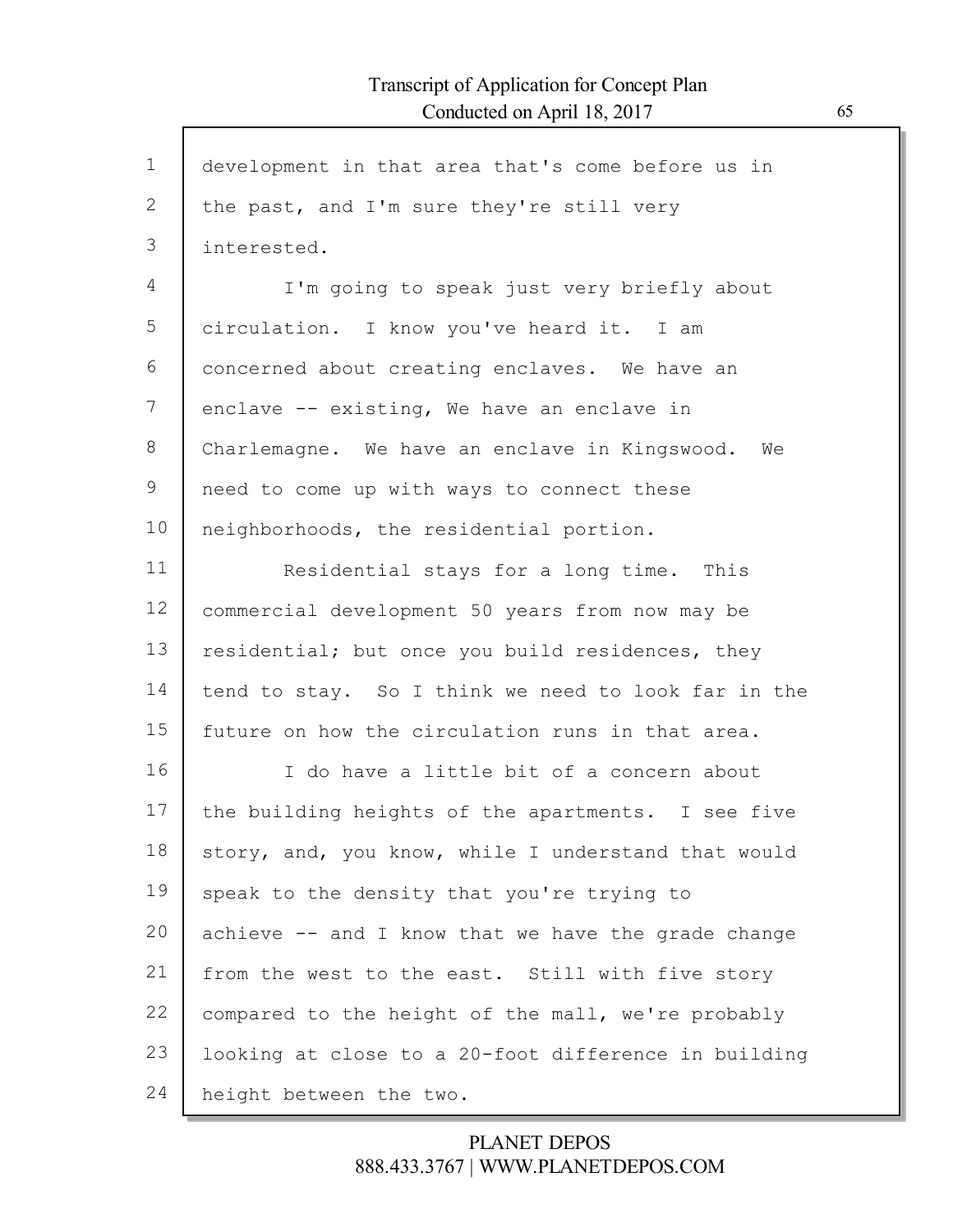development in that area that's come before us in the past, and I'm sure they're still very interested.

I'm going to speak just very briefly about circulation. I know you've heard it. I am concerned about creating enclaves. We have an enclave -- existing, We have an enclave in Charlemagne. We have an enclave in Kingswood. We need to come up with ways to connect these neighborhoods, the residential portion.

Residential stays for a long time. This commercial development 50 years from now may be residential; but once you build residences, they tend to stay. So I think we need to look far in the future on how the circulation runs in that area.

I do have a little bit of a concern about the building heights of the apartments. I see five story, and, you know, while I understand that would speak to the density that you're trying to achieve -- and I know that we have the grade change from the west to the east. Still with five story compared to the height of the mall, we're probably looking at close to a 20-foot difference in building height between the two.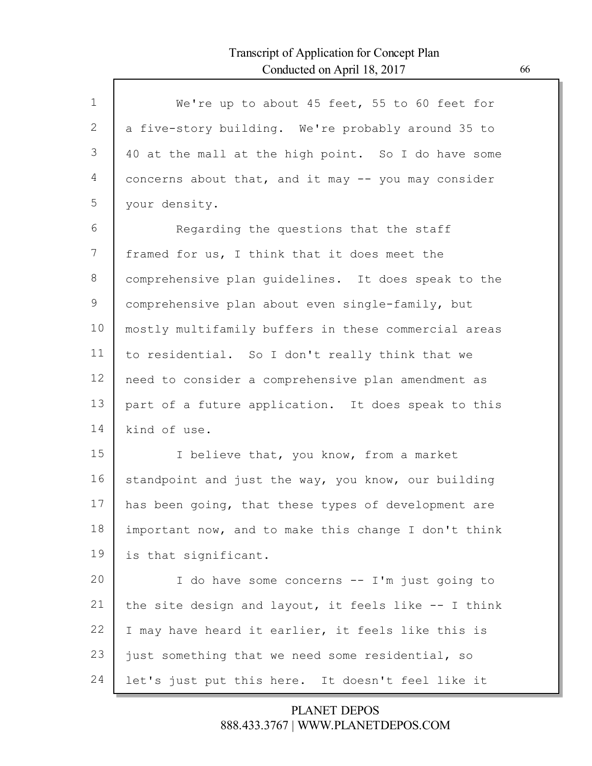We're up to about 45 feet, 55 to 60 feet for a five-story building. We're probably around 35 to 40 at the mall at the high point. So I do have some concerns about that, and it may -- you may consider your density.

Regarding the questions that the staff framed for us, I think that it does meet the comprehensive plan guidelines. It does speak to the comprehensive plan about even single-family, but mostly multifamily buffers in these commercial areas to residential. So I don't really think that we need to consider a comprehensive plan amendment as part of a future application. It does speak to this kind of use.

I believe that, you know, from a market standpoint and just the way, you know, our building has been going, that these types of development are important now, and to make this change I don't think is that significant.

I do have some concerns -- I'm just going to the site design and layout, it feels like -- I think I may have heard it earlier, it feels like this is just something that we need some residential, so let's just put this here. It doesn't feel like it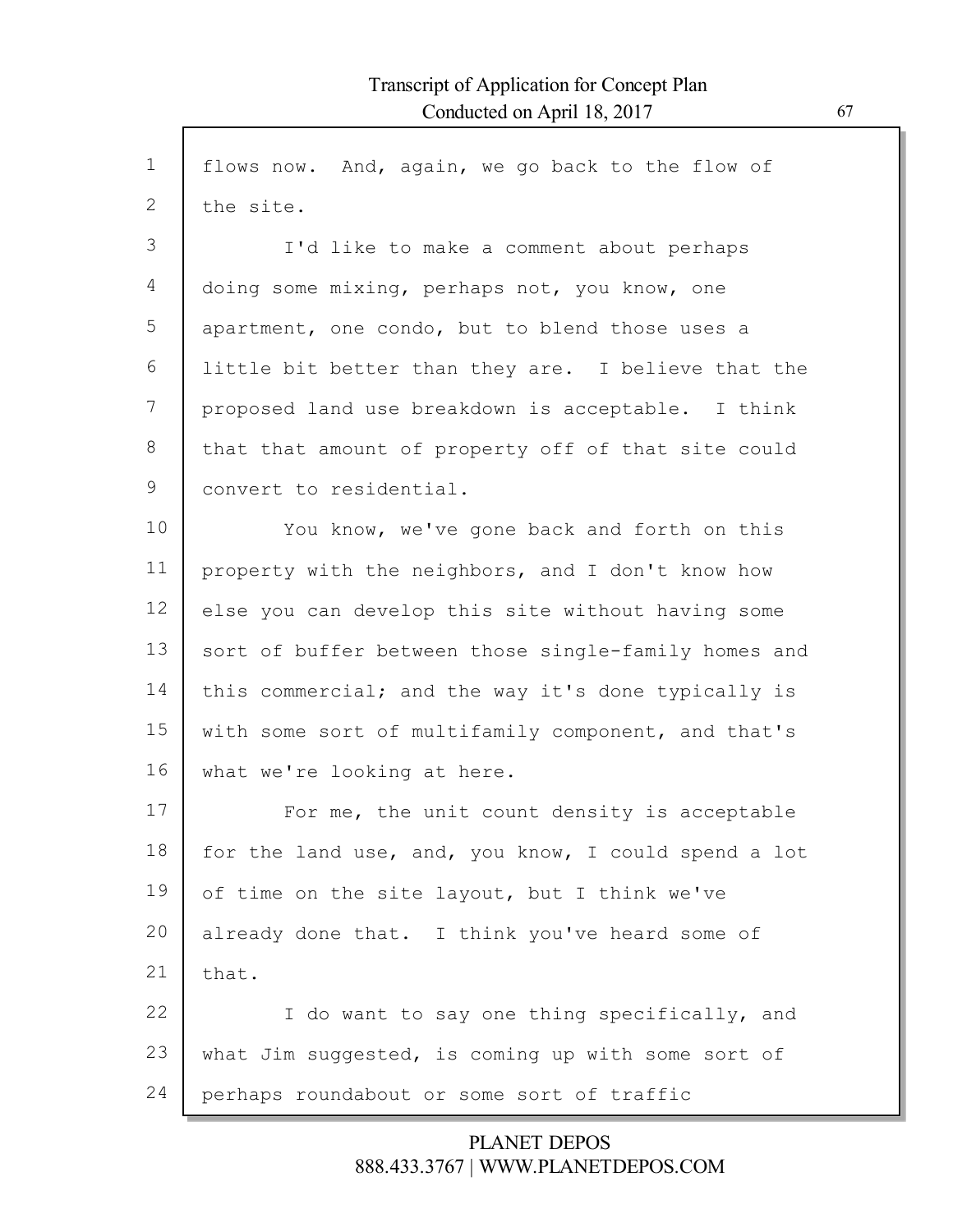flows now. And, again, we go back to the flow of the site.

I'd like to make a comment about perhaps doing some mixing, perhaps not, you know, one apartment, one condo, but to blend those uses a little bit better than they are. I believe that the proposed land use breakdown is acceptable. I think that that amount of property off of that site could convert to residential.

You know, we've gone back and forth on this property with the neighbors, and I don't know how else you can develop this site without having some sort of buffer between those single-family homes and this commercial; and the way it's done typically is with some sort of multifamily component, and that's what we're looking at here.

For me, the unit count density is acceptable for the land use, and, you know, I could spend a lot of time on the site layout, but I think we've already done that. I think you've heard some of that.

I do want to say one thing specifically, and what Jim suggested, is coming up with some sort of perhaps roundabout or some sort of traffic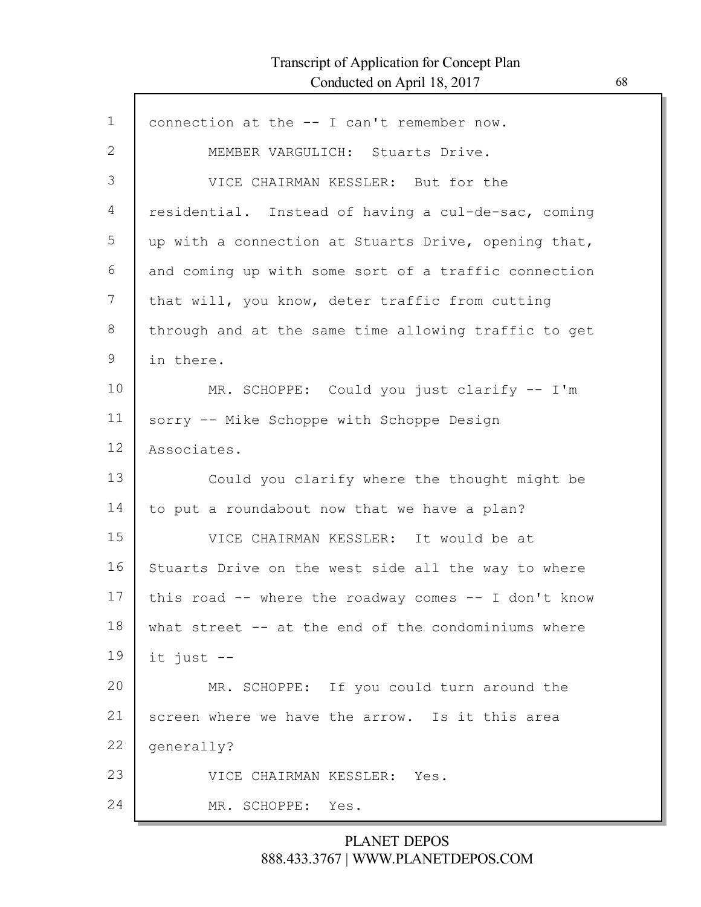connection at the -- I can't remember now.

MEMBER VARGULICH: Stuarts Drive.

VICE CHAIRMAN KESSLER: But for the residential. Instead of having a cul-de-sac, coming up with a connection at Stuarts Drive, opening that, and coming up with some sort of a traffic connection that will, you know, deter traffic from cutting through and at the same time allowing traffic to get in there.

MR. SCHOPPE: Could you just clarify -- I'm sorry -- Mike Schoppe with Schoppe Design Associates.

Could you clarify where the thought might be to put a roundabout now that we have a plan?

VICE CHAIRMAN KESSLER: It would be at Stuarts Drive on the west side all the way to where this road -- where the roadway comes -- I don't know what street -- at the end of the condominiums where it just --

MR. SCHOPPE: If you could turn around the screen where we have the arrow. Is it this area generally?

VICE CHAIRMAN KESSLER: Yes.

MR. SCHOPPE: Yes.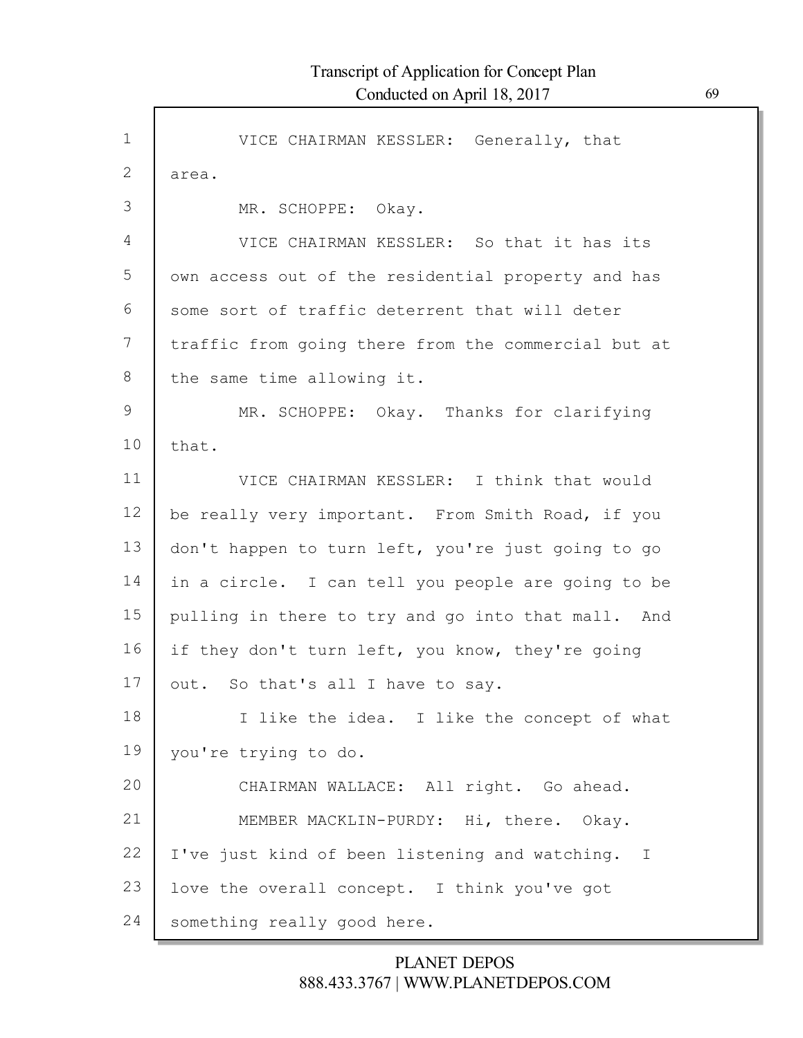VICE CHAIRMAN KESSLER: Generally, that area.

MR. SCHOPPE: Okay.

VICE CHAIRMAN KESSLER: So that it has its own access out of the residential property and has some sort of traffic deterrent that will deter traffic from going there from the commercial but at the same time allowing it.

MR. SCHOPPE: Okay. Thanks for clarifying that.

VICE CHAIRMAN KESSLER: I think that would be really very important. From Smith Road, if you don't happen to turn left, you're just going to go in a circle. I can tell you people are going to be pulling in there to try and go into that mall. And if they don't turn left, you know, they're going out. So that's all I have to say.

I like the idea. I like the concept of what you're trying to do.

CHAIRMAN WALLACE: All right. Go ahead.

MEMBER MACKLIN-PURDY: Hi, there. Okay. I've just kind of been listening and watching. I love the overall concept. I think you've got something really good here.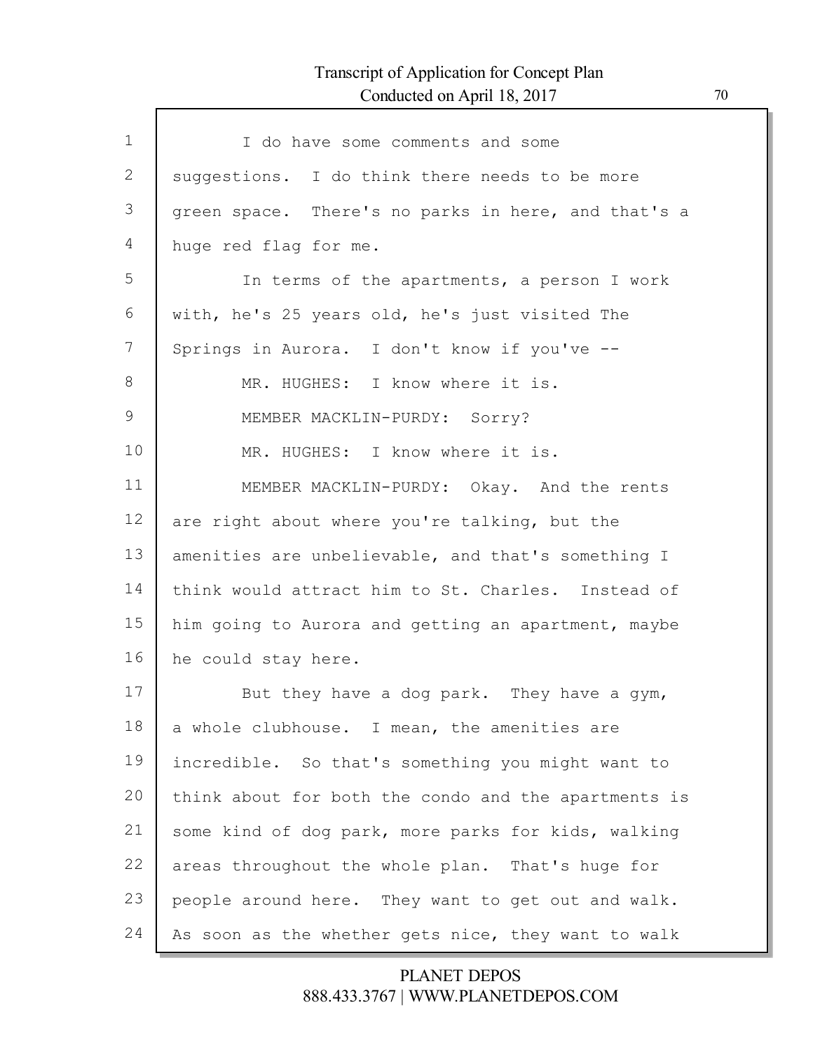I do have some comments and some suggestions. I do think there needs to be more green space. There's no parks in here, and that's a huge red flag for me.

In terms of the apartments, a person I work with, he's 25 years old, he's just visited The Springs in Aurora. I don't know if you've --

MR. HUGHES: I know where it is.

MEMBER MACKLIN-PURDY: Sorry?

MR. HUGHES: I know where it is.

MEMBER MACKLIN-PURDY: Okay. And the rents are right about where you're talking, but the amenities are unbelievable, and that's something I think would attract him to St. Charles. Instead of him going to Aurora and getting an apartment, maybe he could stay here.

But they have a dog park. They have a gym, a whole clubhouse. I mean, the amenities are incredible. So that's something you might want to think about for both the condo and the apartments is some kind of dog park, more parks for kids, walking areas throughout the whole plan. That's huge for people around here. They want to get out and walk. As soon as the whether gets nice, they want to walk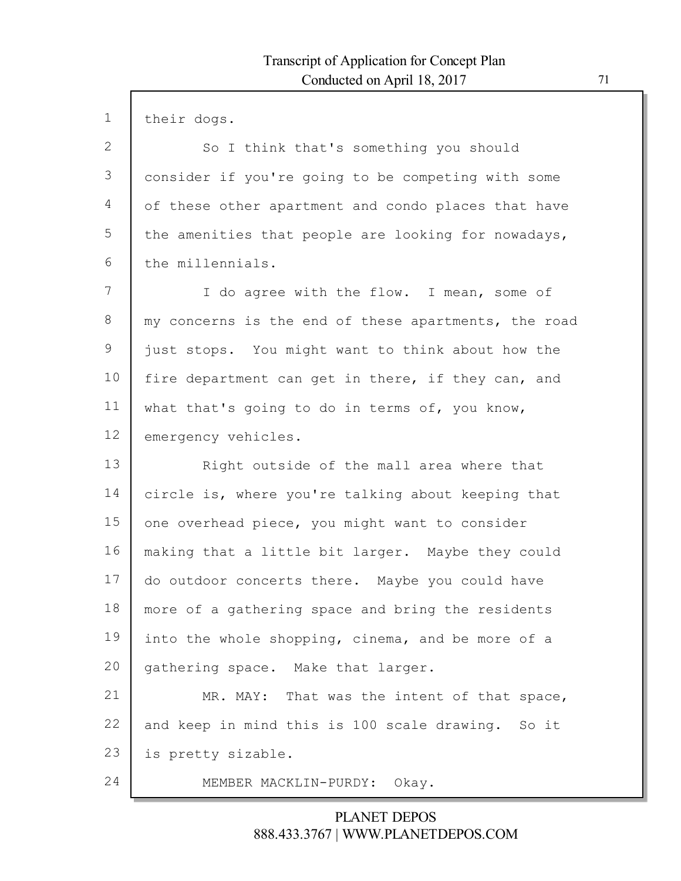their dogs.

So I think that's something you should consider if you're going to be competing with some of these other apartment and condo places that have the amenities that people are looking for nowadays, the millennials.

I do agree with the flow. I mean, some of my concerns is the end of these apartments, the road just stops. You might want to think about how the fire department can get in there, if they can, and what that's going to do in terms of, you know, emergency vehicles.

Right outside of the mall area where that circle is, where you're talking about keeping that one overhead piece, you might want to consider making that a little bit larger. Maybe they could do outdoor concerts there. Maybe you could have more of a gathering space and bring the residents into the whole shopping, cinema, and be more of a gathering space. Make that larger.

MR. MAY: That was the intent of that space, and keep in mind this is 100 scale drawing. So it is pretty sizable.

MEMBER MACKLIN-PURDY: Okay.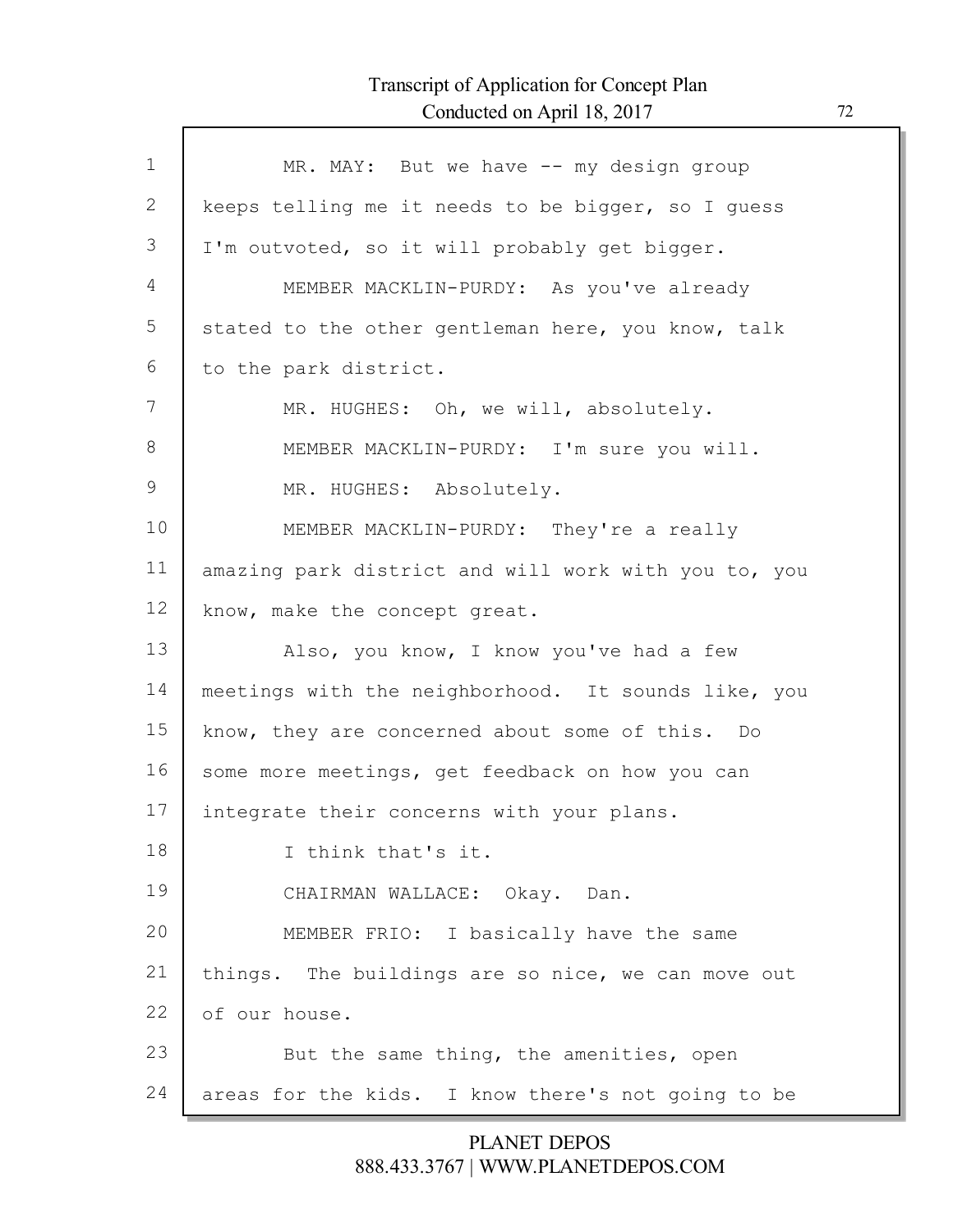MR. MAY: But we have -- my design group keeps telling me it needs to be bigger, so I guess I'm outvoted, so it will probably get bigger.

MEMBER MACKLIN-PURDY: As you've already stated to the other gentleman here, you know, talk to the park district.

MR. HUGHES: Oh, we will, absolutely.

MEMBER MACKLIN-PURDY: I'm sure you will.

MR. HUGHES: Absolutely.

MEMBER MACKLIN-PURDY: They're a really amazing park district and will work with you to, you know, make the concept great.

Also, you know, I know you've had a few meetings with the neighborhood. It sounds like, you know, they are concerned about some of this. Do some more meetings, get feedback on how you can integrate their concerns with your plans.

I think that's it.

CHAIRMAN WALLACE: Okay. Dan.

MEMBER FRIO: I basically have the same things. The buildings are so nice, we can move out of our house.

But the same thing, the amenities, open areas for the kids. I know there's not going to be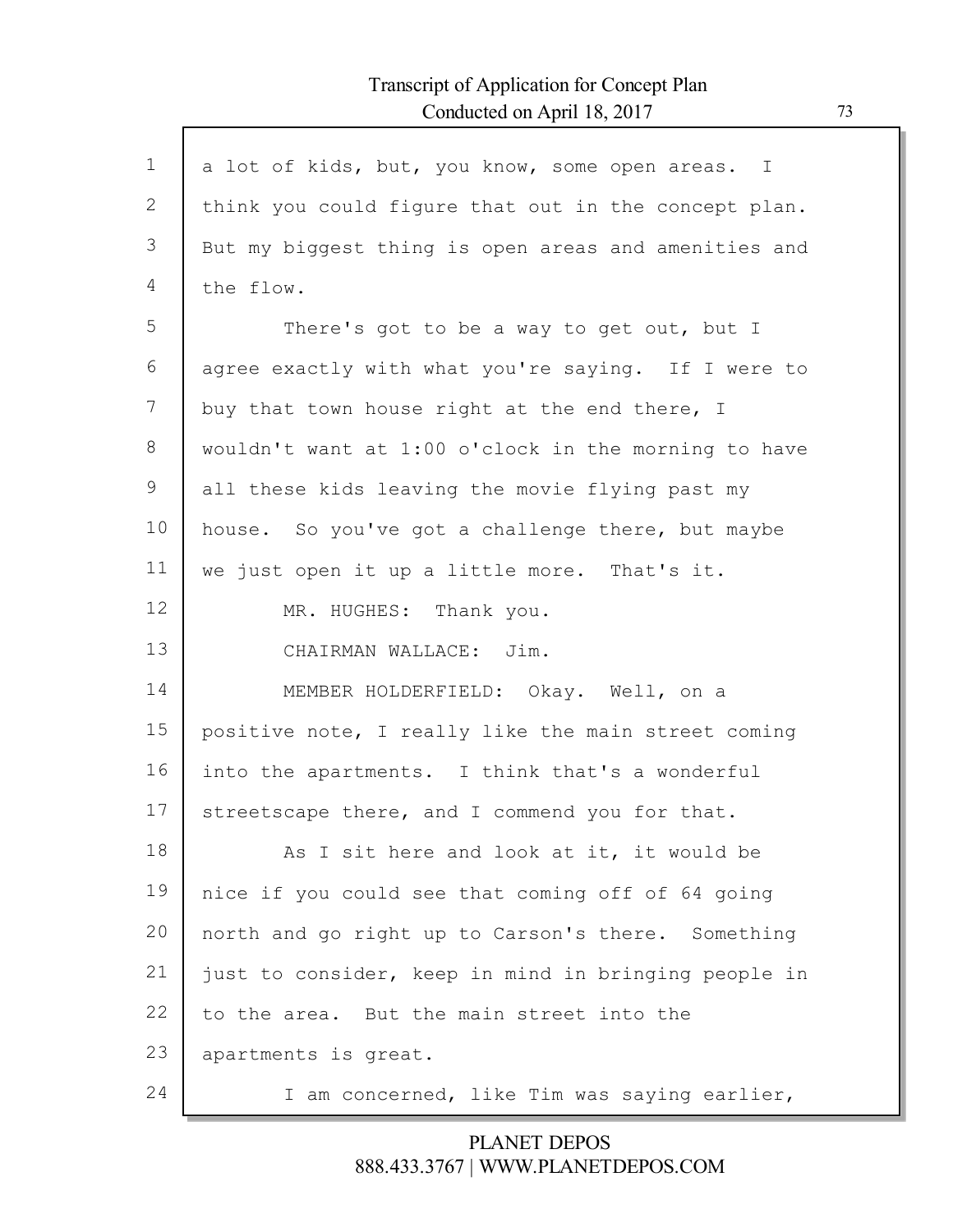a lot of kids, but, you know, some open areas. I think you could figure that out in the concept plan. But my biggest thing is open areas and amenities and the flow.

There's got to be a way to get out, but I agree exactly with what you're saying. If I were to buy that town house right at the end there, I wouldn't want at 1:00 o'clock in the morning to have all these kids leaving the movie flying past my house. So you've got a challenge there, but maybe we just open it up a little more. That's it.

MR. HUGHES: Thank you.

CHAIRMAN WALLACE: Jim.

MEMBER HOLDERFIELD: Okay. Well, on a positive note, I really like the main street coming into the apartments. I think that's a wonderful streetscape there, and I commend you for that.

As I sit here and look at it, it would be nice if you could see that coming off of 64 going north and go right up to Carson's there. Something just to consider, keep in mind in bringing people in to the area. But the main street into the apartments is great.

I am concerned, like Tim was saying earlier,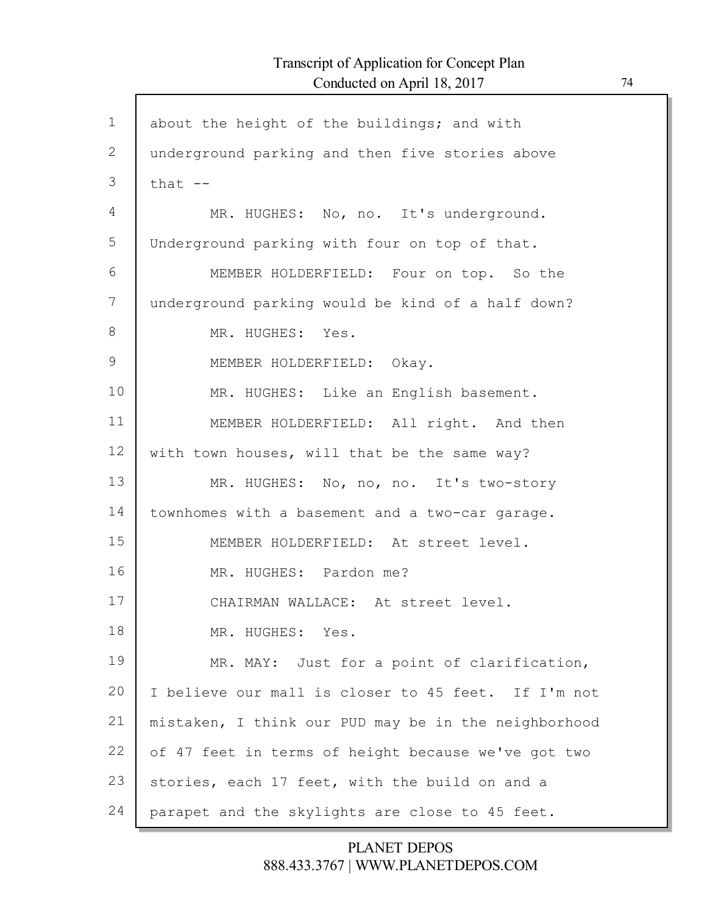about the height of the buildings; and with underground parking and then five stories above that --

MR. HUGHES: No, no. It's underground. Underground parking with four on top of that.

MEMBER HOLDERFIELD: Four on top. So the underground parking would be kind of a half down?

MR. HUGHES: Yes.

MEMBER HOLDERFIELD: Okay.

MR. HUGHES: Like an English basement.

MEMBER HOLDERFIELD: All right. And then with town houses, will that be the same way?

MR. HUGHES: No, no, no. It's two-story townhomes with a basement and a two-car garage.

MEMBER HOLDERFIELD: At street level.

MR. HUGHES: Pardon me?

CHAIRMAN WALLACE: At street level.

MR. HUGHES: Yes.

MR. MAY: Just for a point of clarification, I believe our mall is closer to 45 feet. If I'm not mistaken, I think our PUD may be in the neighborhood of 47 feet in terms of height because we've got two stories, each 17 feet, with the build on and a parapet and the skylights are close to 45 feet.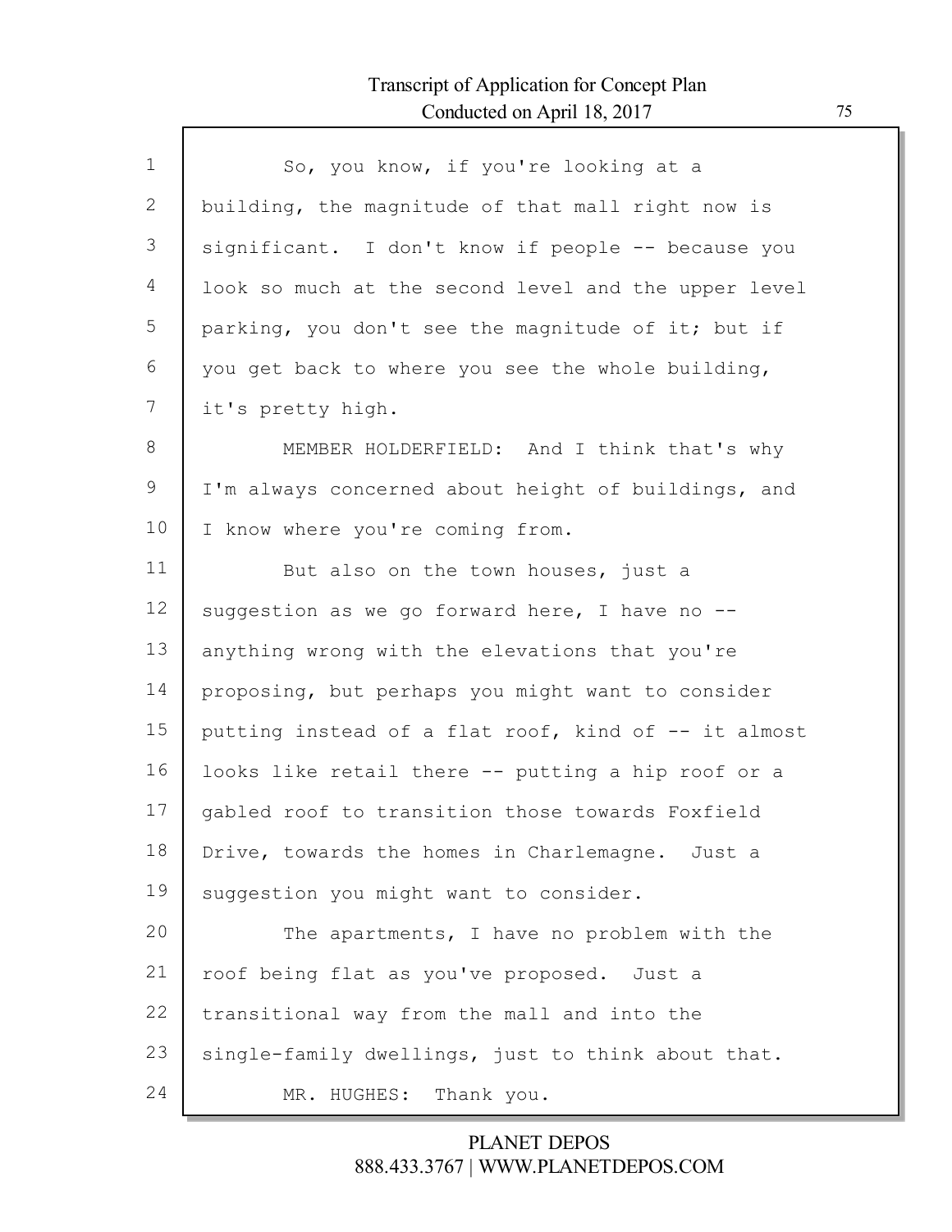So, you know, if you're looking at a building, the magnitude of that mall right now is significant. I don't know if people -- because you look so much at the second level and the upper level parking, you don't see the magnitude of it; but if you get back to where you see the whole building, it's pretty high.

MEMBER HOLDERFIELD: And I think that's why I'm always concerned about height of buildings, and I know where you're coming from.

But also on the town houses, just a suggestion as we go forward here, I have no -- anything wrong with the elevations that you're proposing, but perhaps you might want to consider putting instead of a flat roof, kind of -- it almost looks like retail there -- putting a hip roof or a gabled roof to transition those towards Foxfield Drive, towards the homes in Charlemagne. Just a suggestion you might want to consider.

The apartments, I have no problem with the roof being flat as you've proposed. Just a transitional way from the mall and into the single-family dwellings, just to think about that.

MR. HUGHES: Thank you.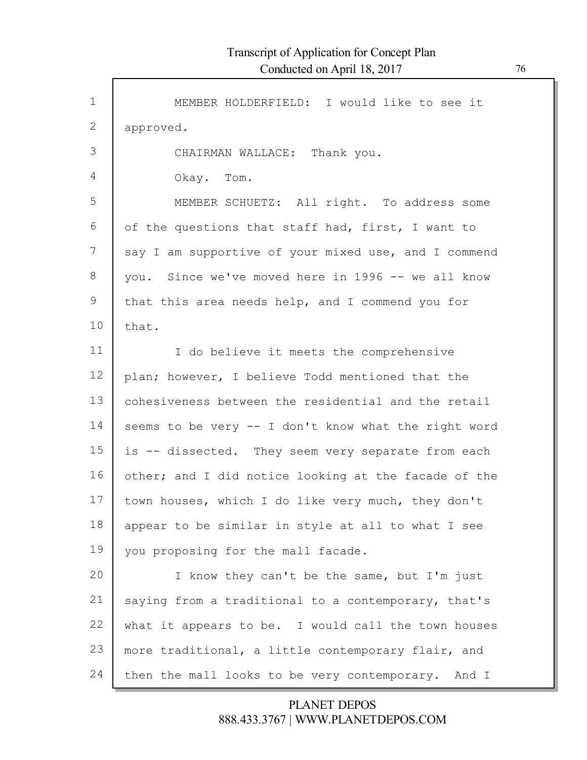MEMBER HOLDERFIELD: I would like to see it approved.

CHAIRMAN WALLACE: Thank you.

Okay. Tom.

MEMBER SCHUETZ: All right. To address some of the questions that staff had, first, I want to say I am supportive of your mixed use, and I commend you. Since we've moved here in 1996 -- we all know that this area needs help, and I commend you for that.

I do believe it meets the comprehensive plan; however, I believe Todd mentioned that the cohesiveness between the residential and the retail seems to be very -- I don't know what the right word is -- dissected. They seem very separate from each other; and I did notice looking at the facade of the town houses, which I do like very much, they don't appear to be similar in style at all to what I see you proposing for the mall facade.

I know they can't be the same, but I'm just saying from a traditional to a contemporary, that's what it appears to be. I would call the town houses more traditional, a little contemporary flair, and then the mall looks to be very contemporary. And I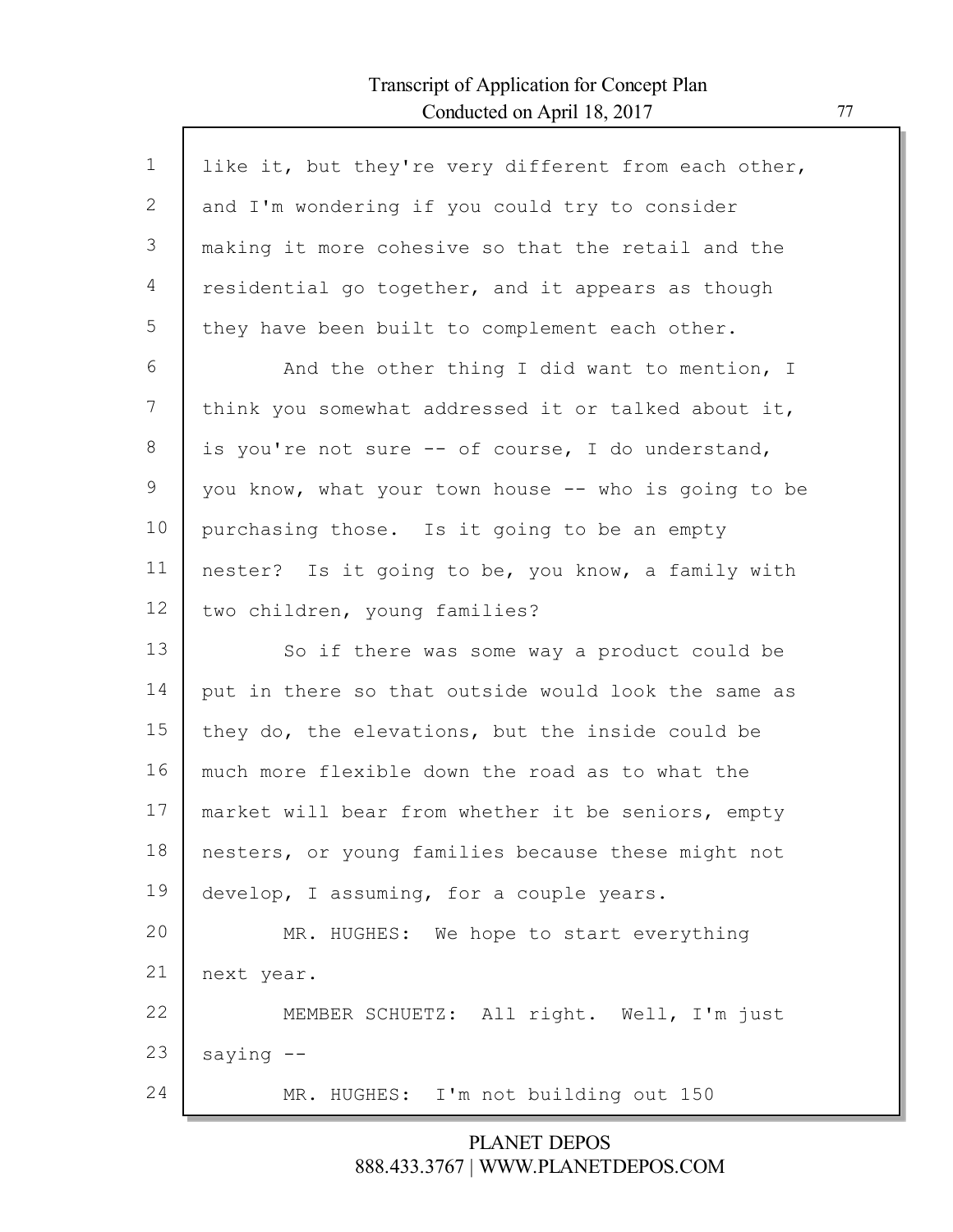like it, but they're very different from each other, and I'm wondering if you could try to consider making it more cohesive so that the retail and the residential go together, and it appears as though they have been built to complement each other.

And the other thing I did want to mention, I think you somewhat addressed it or talked about it, is you're not sure -- of course, I do understand, you know, what your town house -- who is going to be purchasing those. Is it going to be an empty nester? Is it going to be, you know, a family with two children, young families?

So if there was some way a product could be put in there so that outside would look the same as they do, the elevations, but the inside could be much more flexible down the road as to what the market will bear from whether it be seniors, empty nesters, or young families because these might not develop, I assuming, for a couple years.

MR. HUGHES: We hope to start everything next year.

MEMBER SCHUETZ: All right. Well, I'm just saying --

MR. HUGHES: I'm not building out 150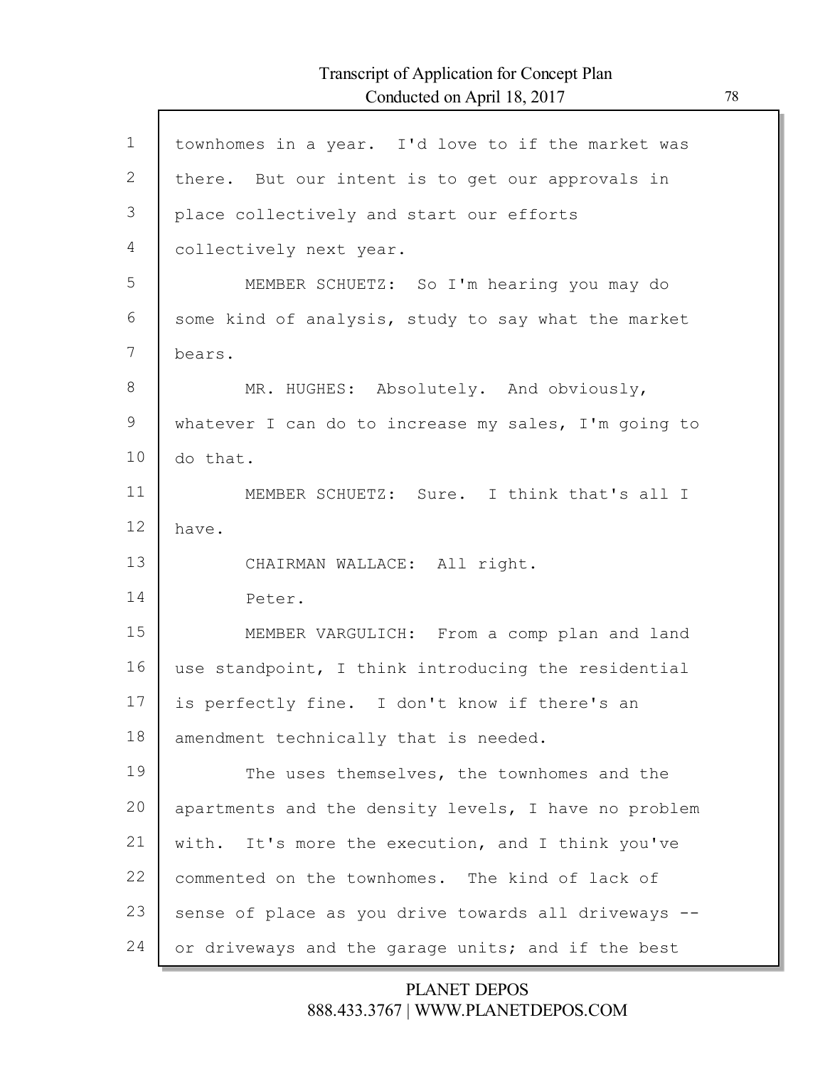townhomes in a year. I'd love to if the market was there. But our intent is to get our approvals in place collectively and start our efforts collectively next year.

MEMBER SCHUETZ: So I'm hearing you may do some kind of analysis, study to say what the market bears.

MR. HUGHES: Absolutely. And obviously, whatever I can do to increase my sales, I'm going to do that.

MEMBER SCHUETZ: Sure. I think that's all I have.

CHAIRMAN WALLACE: All right.

Peter.

MEMBER VARGULICH: From a comp plan and land use standpoint, I think introducing the residential is perfectly fine. I don't know if there's an amendment technically that is needed.

The uses themselves, the townhomes and the apartments and the density levels, I have no problem with. It's more the execution, and I think you've commented on the townhomes. The kind of lack of sense of place as you drive towards all driveways -- or driveways and the garage units; and if the best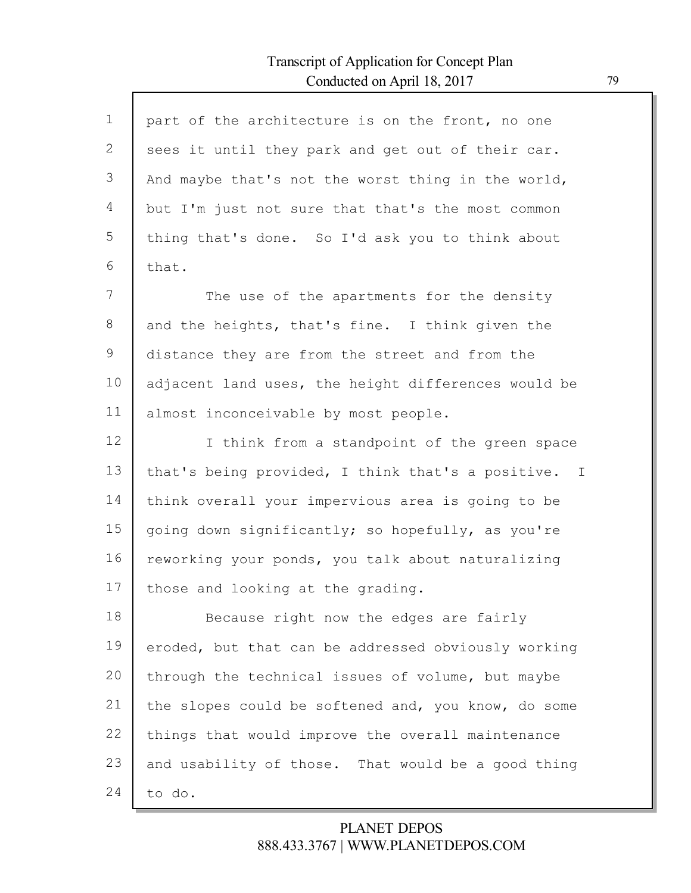part of the architecture is on the front, no one sees it until they park and get out of their car. And maybe that's not the worst thing in the world, but I'm just not sure that that's the most common thing that's done. So I'd ask you to think about that.

The use of the apartments for the density and the heights, that's fine. I think given the distance they are from the street and from the adjacent land uses, the height differences would be almost inconceivable by most people.

I think from a standpoint of the green space that's being provided, I think that's a positive. I think overall your impervious area is going to be going down significantly; so hopefully, as you're reworking your ponds, you talk about naturalizing those and looking at the grading.

Because right now the edges are fairly eroded, but that can be addressed obviously working through the technical issues of volume, but maybe the slopes could be softened and, you know, do some things that would improve the overall maintenance and usability of those. That would be a good thing to do.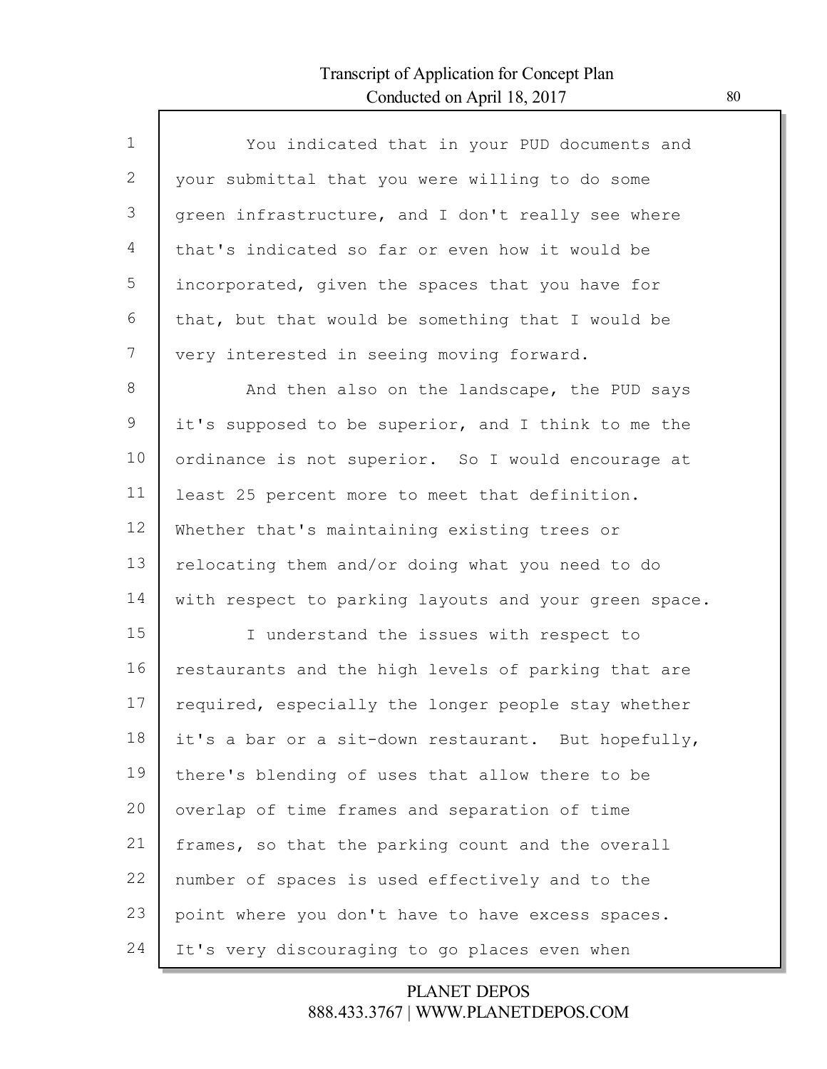You indicated that in your PUD documents and your submittal that you were willing to do some green infrastructure, and I don't really see where that's indicated so far or even how it would be incorporated, given the spaces that you have for that, but that would be something that I would be very interested in seeing moving forward.

And then also on the landscape, the PUD says it's supposed to be superior, and I think to me the ordinance is not superior. So I would encourage at least 25 percent more to meet that definition. Whether that's maintaining existing trees or relocating them and/or doing what you need to do with respect to parking layouts and your green space.

I understand the issues with respect to restaurants and the high levels of parking that are required, especially the longer people stay whether it's a bar or a sit-down restaurant. But hopefully, there's blending of uses that allow there to be overlap of time frames and separation of time frames, so that the parking count and the overall number of spaces is used effectively and to the point where you don't have to have excess spaces. It's very discouraging to go places even when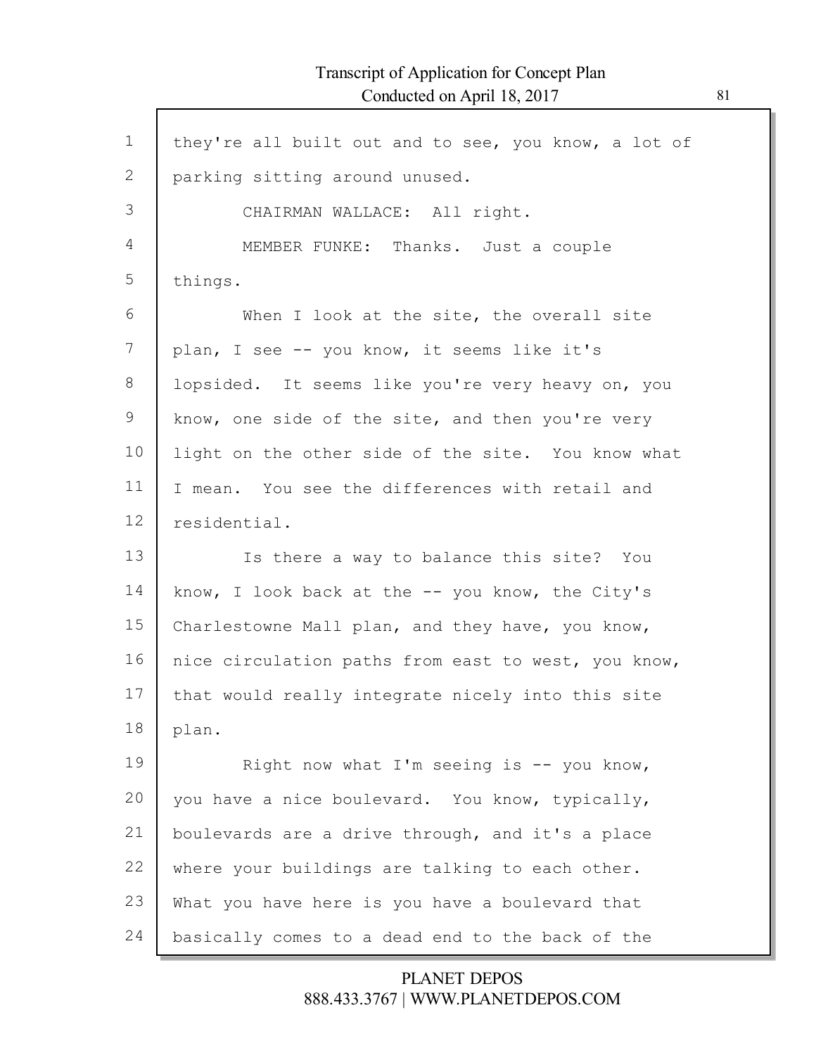they're all built out and to see, you know, a lot of parking sitting around unused.

CHAIRMAN WALLACE: All right.

MEMBER FUNKE: Thanks. Just a couple things.

When I look at the site, the overall site plan, I see -- you know, it seems like it's lopsided. It seems like you're very heavy on, you know, one side of the site, and then you're very light on the other side of the site. You know what I mean. You see the differences with retail and residential.

Is there a way to balance this site? You know, I look back at the -- you know, the City's Charlestowne Mall plan, and they have, you know, nice circulation paths from east to west, you know, that would really integrate nicely into this site plan.

Right now what I'm seeing is -- you know, you have a nice boulevard. You know, typically, boulevards are a drive through, and it's a place where your buildings are talking to each other. What you have here is you have a boulevard that basically comes to a dead end to the back of the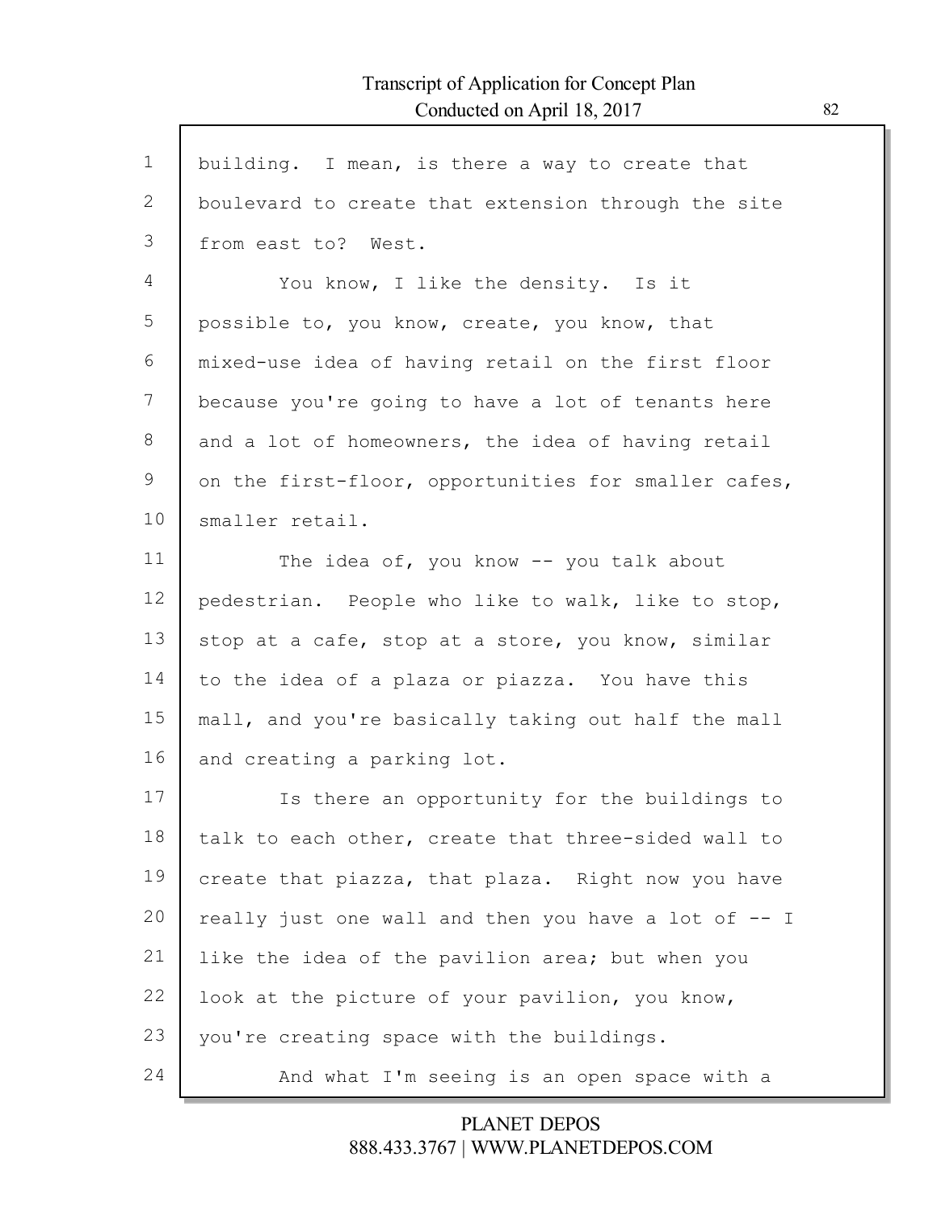building. I mean, is there a way to create that boulevard to create that extension through the site from east to? West.

You know, I like the density. Is it possible to, you know, create, you know, that mixed-use idea of having retail on the first floor because you're going to have a lot of tenants here and a lot of homeowners, the idea of having retail on the first-floor, opportunities for smaller cafes, smaller retail.

The idea of, you know -- you talk about pedestrian. People who like to walk, like to stop, stop at a cafe, stop at a store, you know, similar to the idea of a plaza or piazza. You have this mall, and you're basically taking out half the mall and creating a parking lot.

Is there an opportunity for the buildings to talk to each other, create that three-sided wall to create that piazza, that plaza. Right now you have really just one wall and then you have a lot of -- I like the idea of the pavilion area; but when you look at the picture of your pavilion, you know, you're creating space with the buildings.

And what I'm seeing is an open space with a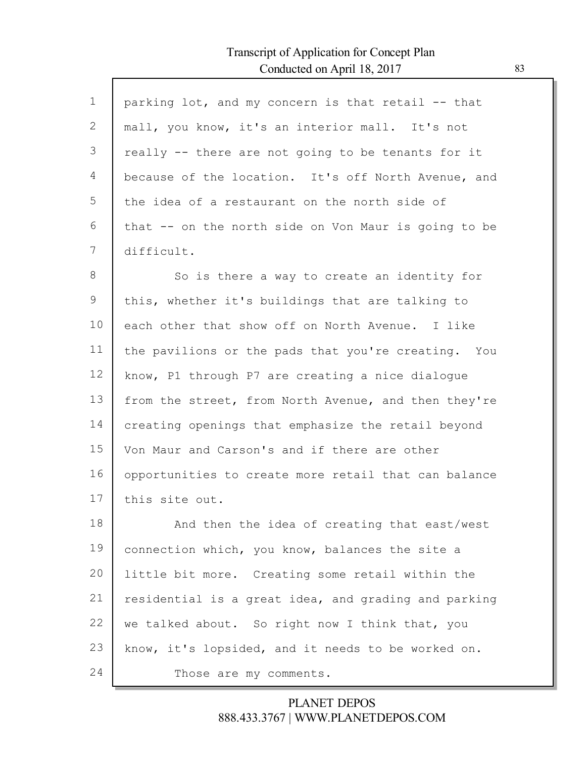parking lot, and my concern is that retail -- that mall, you know, it's an interior mall. It's not really -- there are not going to be tenants for it because of the location. It's off North Avenue, and the idea of a restaurant on the north side of that -- on the north side on Von Maur is going to be difficult.

So is there a way to create an identity for this, whether it's buildings that are talking to each other that show off on North Avenue. I like the pavilions or the pads that you're creating. You know, P1 through P7 are creating a nice dialogue from the street, from North Avenue, and then they're creating openings that emphasize the retail beyond Von Maur and Carson's and if there are other opportunities to create more retail that can balance this site out.

And then the idea of creating that east/west connection which, you know, balances the site a little bit more. Creating some retail within the residential is a great idea, and grading and parking we talked about. So right now I think that, you know, it's lopsided, and it needs to be worked on.

Those are my comments.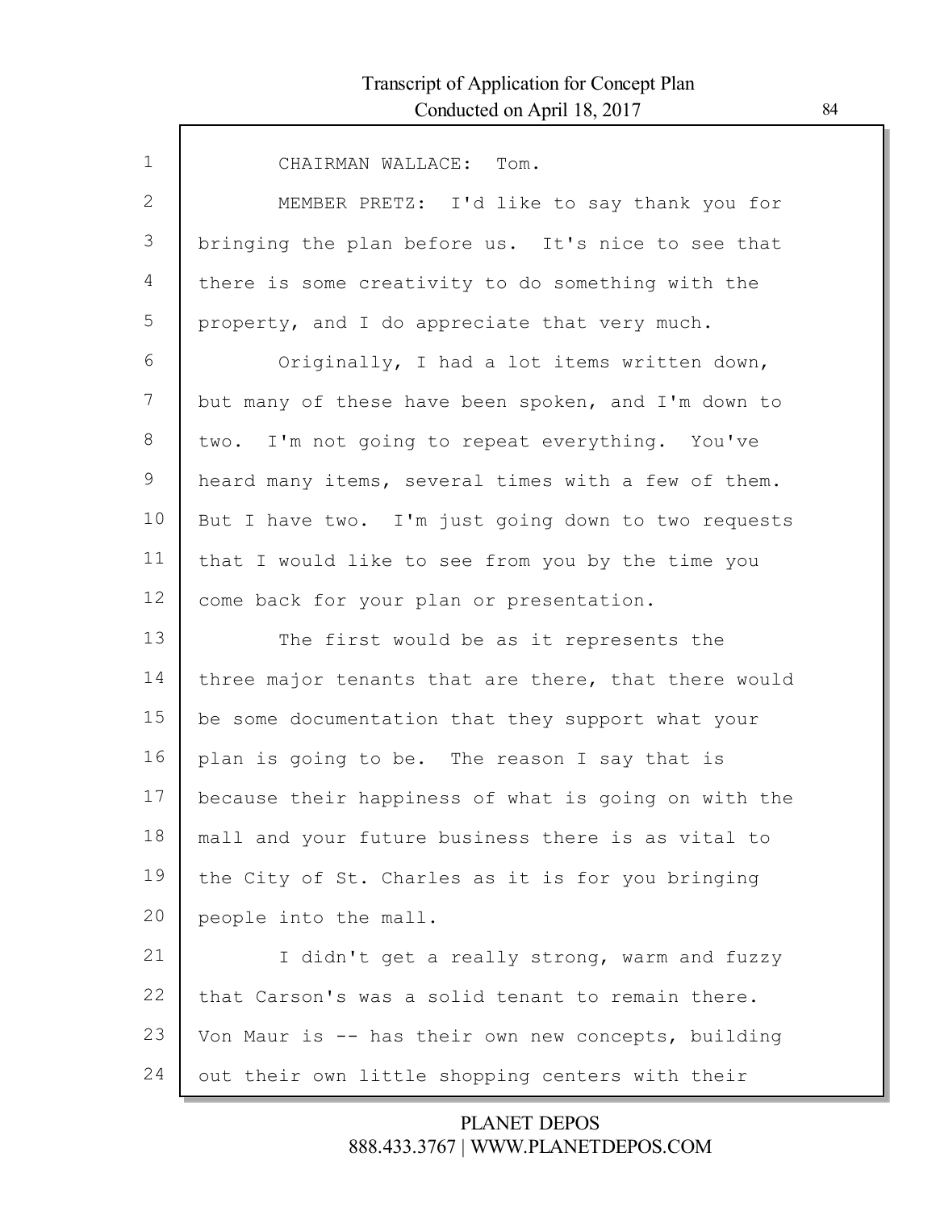CHAIRMAN WALLACE: Tom.

MEMBER PRETZ: I'd like to say thank you for bringing the plan before us. It's nice to see that there is some creativity to do something with the property, and I do appreciate that very much.

Originally, I had a lot items written down, but many of these have been spoken, and I'm down to two. I'm not going to repeat everything. You've heard many items, several times with a few of them. But I have two. I'm just going down to two requests that I would like to see from you by the time you come back for your plan or presentation.

The first would be as it represents the three major tenants that are there, that there would be some documentation that they support what your plan is going to be. The reason I say that is because their happiness of what is going on with the mall and your future business there is as vital to the City of St. Charles as it is for you bringing people into the mall.

I didn't get a really strong, warm and fuzzy that Carson's was a solid tenant to remain there. Von Maur is -- has their own new concepts, building out their own little shopping centers with their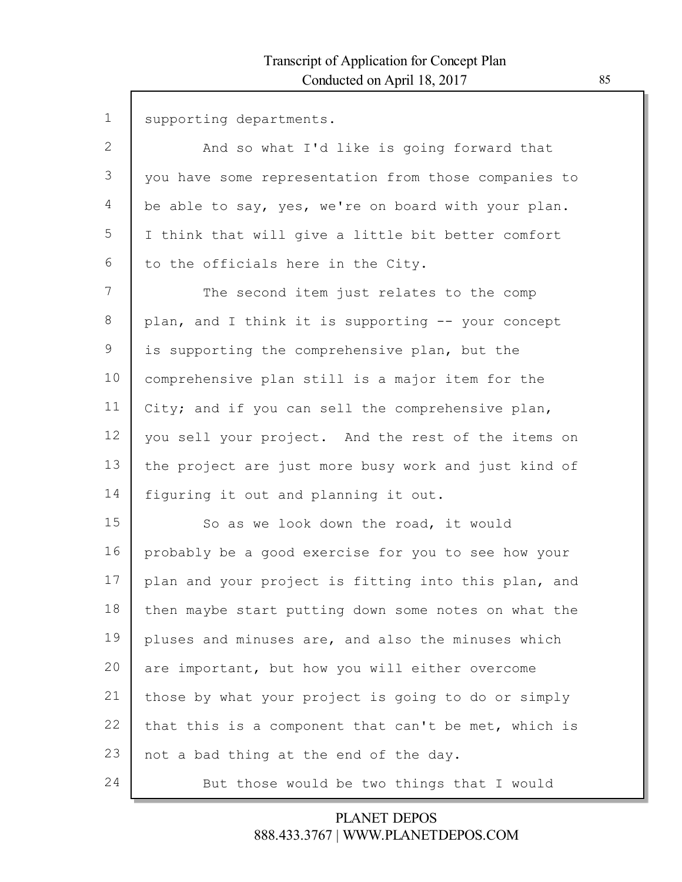supporting departments.

And so what I'd like is going forward that you have some representation from those companies to be able to say, yes, we're on board with your plan. I think that will give a little bit better comfort to the officials here in the City.

The second item just relates to the comp plan, and I think it is supporting -- your concept is supporting the comprehensive plan, but the comprehensive plan still is a major item for the City; and if you can sell the comprehensive plan, you sell your project. And the rest of the items on the project are just more busy work and just kind of figuring it out and planning it out.

So as we look down the road, it would probably be a good exercise for you to see how your plan and your project is fitting into this plan, and then maybe start putting down some notes on what the pluses and minuses are, and also the minuses which are important, but how you will either overcome those by what your project is going to do or simply that this is a component that can't be met, which is not a bad thing at the end of the day.

But those would be two things that I would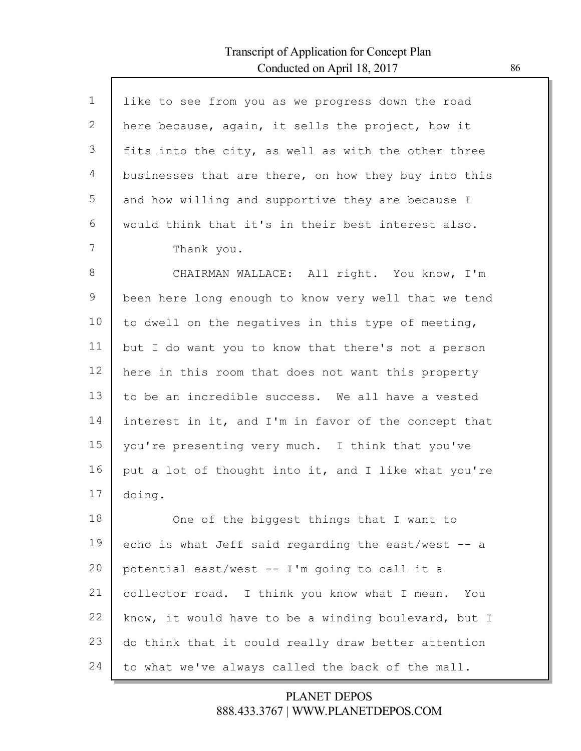like to see from you as we progress down the road here because, again, it sells the project, how it fits into the city, as well as with the other three businesses that are there, on how they buy into this and how willing and supportive they are because I would think that it's in their best interest also.

Thank you.

CHAIRMAN WALLACE: All right. You know, I'm been here long enough to know very well that we tend to dwell on the negatives in this type of meeting, but I do want you to know that there's not a person here in this room that does not want this property to be an incredible success. We all have a vested interest in it, and I'm in favor of the concept that you're presenting very much. I think that you've put a lot of thought into it, and I like what you're doing.

One of the biggest things that I want to echo is what Jeff said regarding the east/west -- a potential east/west -- I'm going to call it a collector road. I think you know what I mean. You know, it would have to be a winding boulevard, but I do think that it could really draw better attention to what we've always called the back of the mall.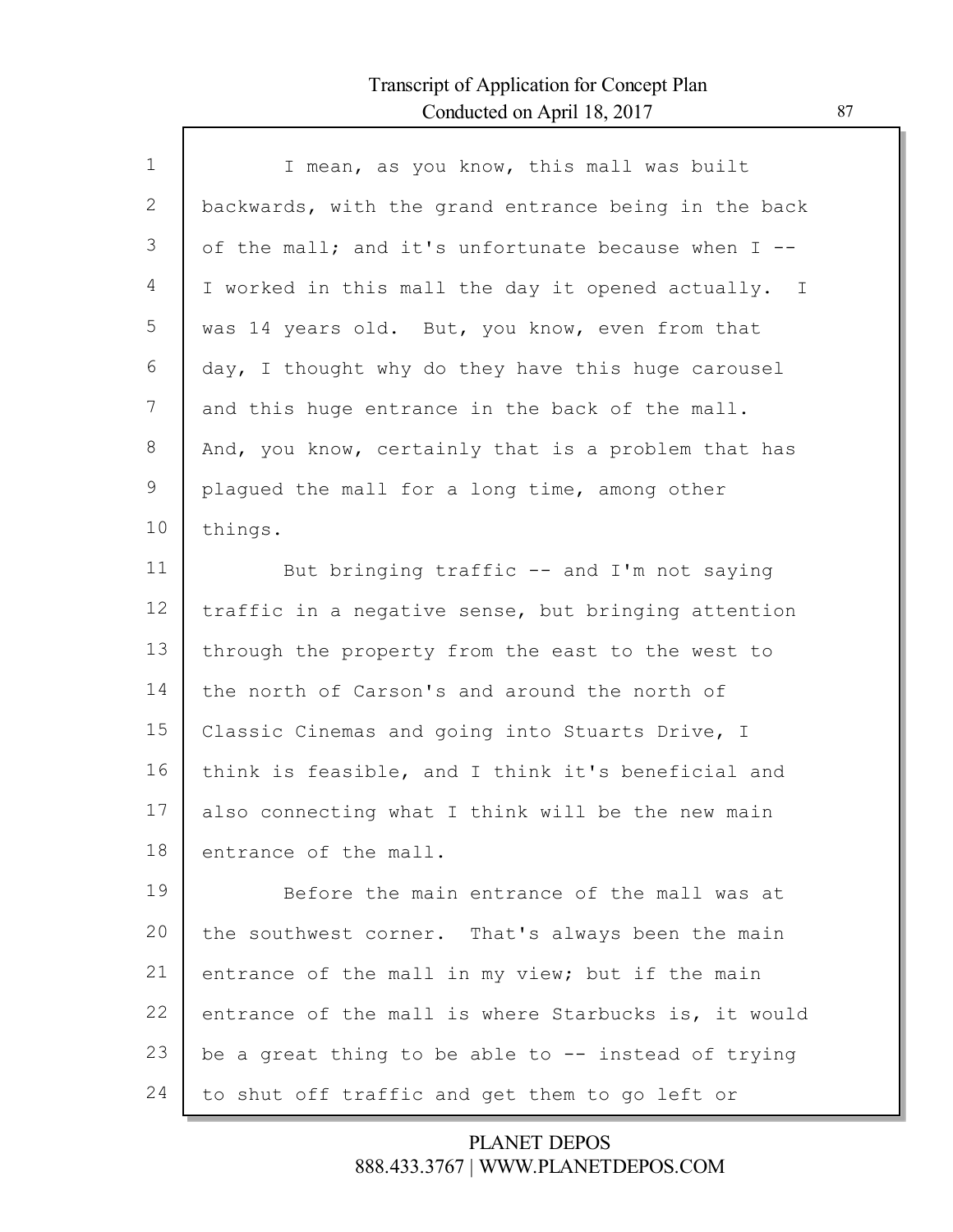I mean, as you know, this mall was built backwards, with the grand entrance being in the back of the mall; and it's unfortunate because when I -- I worked in this mall the day it opened actually. I was 14 years old. But, you know, even from that day, I thought why do they have this huge carousel and this huge entrance in the back of the mall. And, you know, certainly that is a problem that has plagued the mall for a long time, among other things.

But bringing traffic -- and I'm not saying traffic in a negative sense, but bringing attention through the property from the east to the west to the north of Carson's and around the north of Classic Cinemas and going into Stuarts Drive, I think is feasible, and I think it's beneficial and also connecting what I think will be the new main entrance of the mall.

Before the main entrance of the mall was at the southwest corner. That's always been the main entrance of the mall in my view; but if the main entrance of the mall is where Starbucks is, it would be a great thing to be able to -- instead of trying to shut off traffic and get them to go left or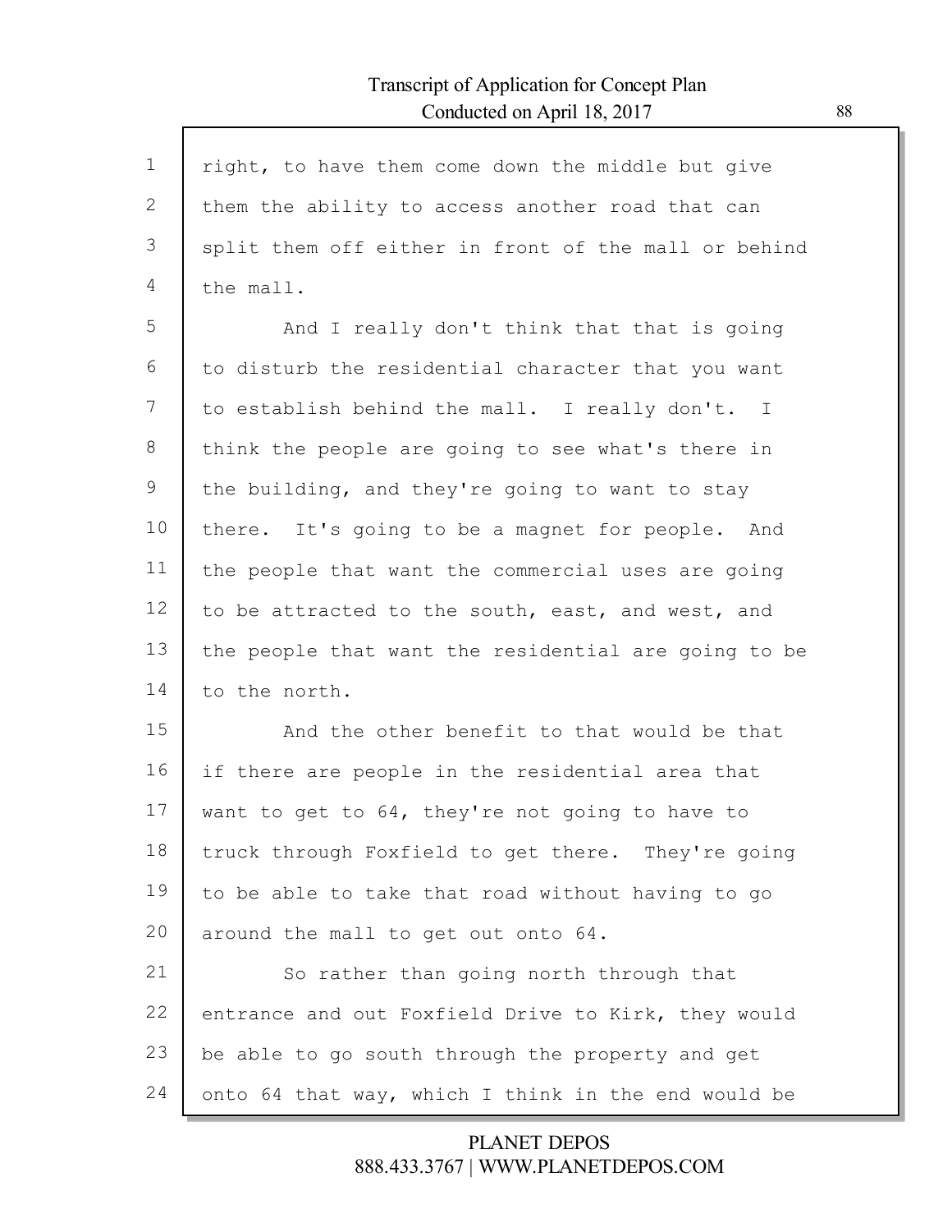right, to have them come down the middle but give them the ability to access another road that can split them off either in front of the mall or behind the mall.

And I really don't think that that is going to disturb the residential character that you want to establish behind the mall. I really don't. I think the people are going to see what's there in the building, and they're going to want to stay there. It's going to be a magnet for people. And the people that want the commercial uses are going to be attracted to the south, east, and west, and the people that want the residential are going to be to the north.

And the other benefit to that would be that if there are people in the residential area that want to get to 64, they're not going to have to truck through Foxfield to get there. They're going to be able to take that road without having to go around the mall to get out onto 64.

So rather than going north through that entrance and out Foxfield Drive to Kirk, they would be able to go south through the property and get onto 64 that way, which I think in the end would be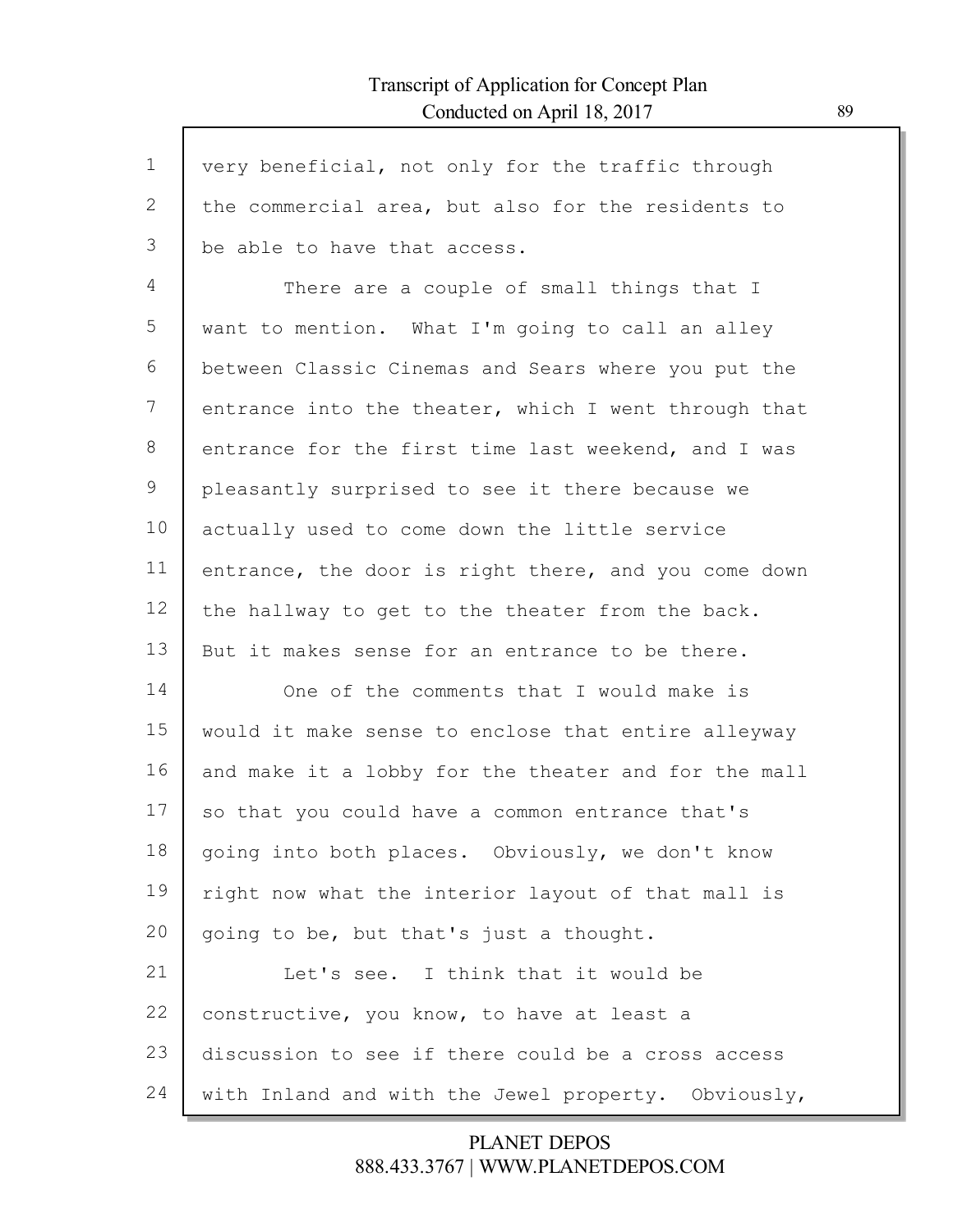very beneficial, not only for the traffic through the commercial area, but also for the residents to be able to have that access.

There are a couple of small things that I want to mention. What I'm going to call an alley between Classic Cinemas and Sears where you put the entrance into the theater, which I went through that entrance for the first time last weekend, and I was pleasantly surprised to see it there because we actually used to come down the little service entrance, the door is right there, and you come down the hallway to get to the theater from the back. But it makes sense for an entrance to be there.

One of the comments that I would make is would it make sense to enclose that entire alleyway and make it a lobby for the theater and for the mall so that you could have a common entrance that's going into both places. Obviously, we don't know right now what the interior layout of that mall is going to be, but that's just a thought.

Let's see. I think that it would be constructive, you know, to have at least a discussion to see if there could be a cross access with Inland and with the Jewel property. Obviously,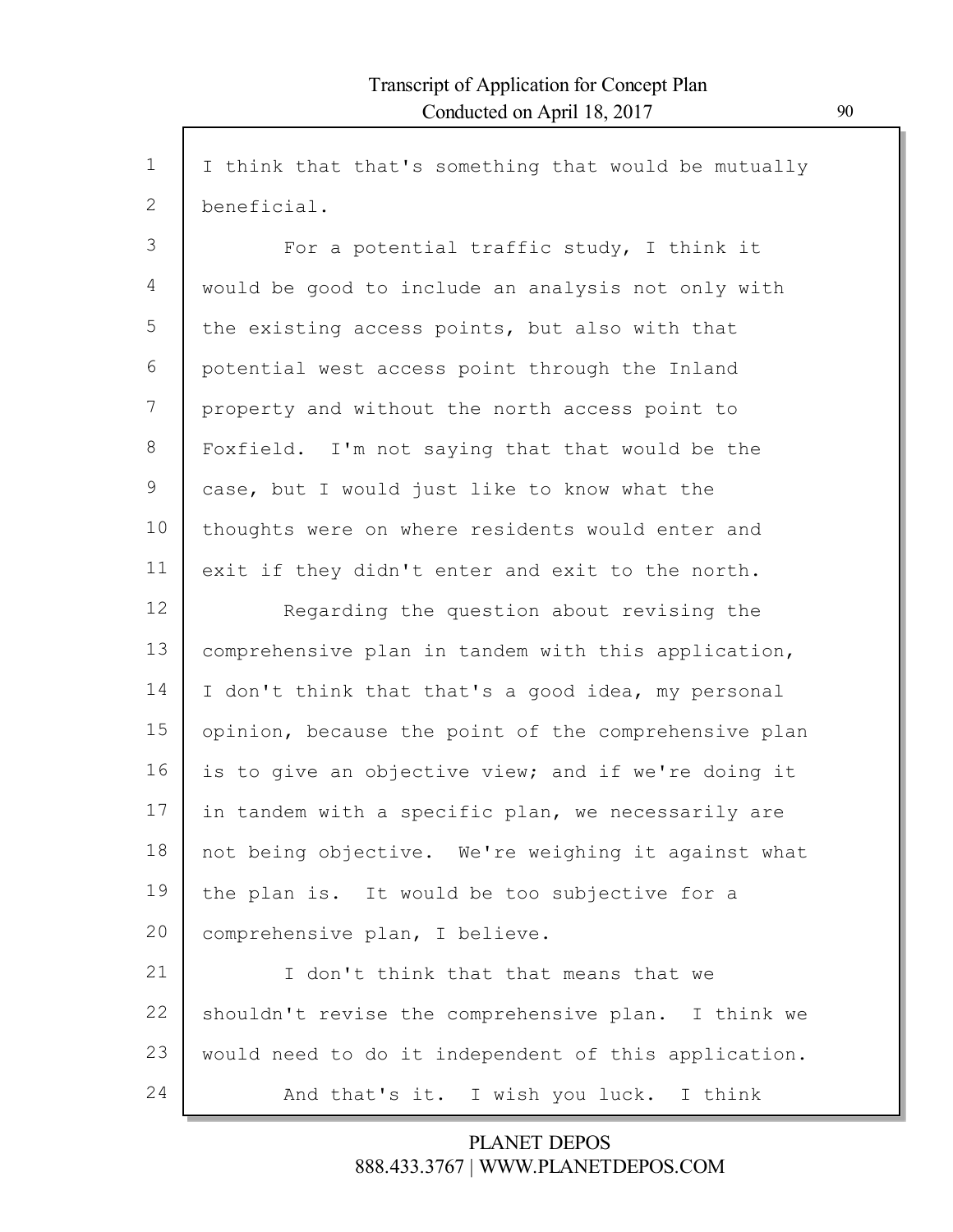I think that that's something that would be mutually beneficial.

For a potential traffic study, I think it would be good to include an analysis not only with the existing access points, but also with that potential west access point through the Inland property and without the north access point to Foxfield. I'm not saying that that would be the case, but I would just like to know what the thoughts were on where residents would enter and exit if they didn't enter and exit to the north.

Regarding the question about revising the comprehensive plan in tandem with this application, I don't think that that's a good idea, my personal opinion, because the point of the comprehensive plan is to give an objective view; and if we're doing it in tandem with a specific plan, we necessarily are not being objective. We're weighing it against what the plan is. It would be too subjective for a comprehensive plan, I believe.

I don't think that that means that we shouldn't revise the comprehensive plan. I think we would need to do it independent of this application.

And that's it. I wish you luck. I think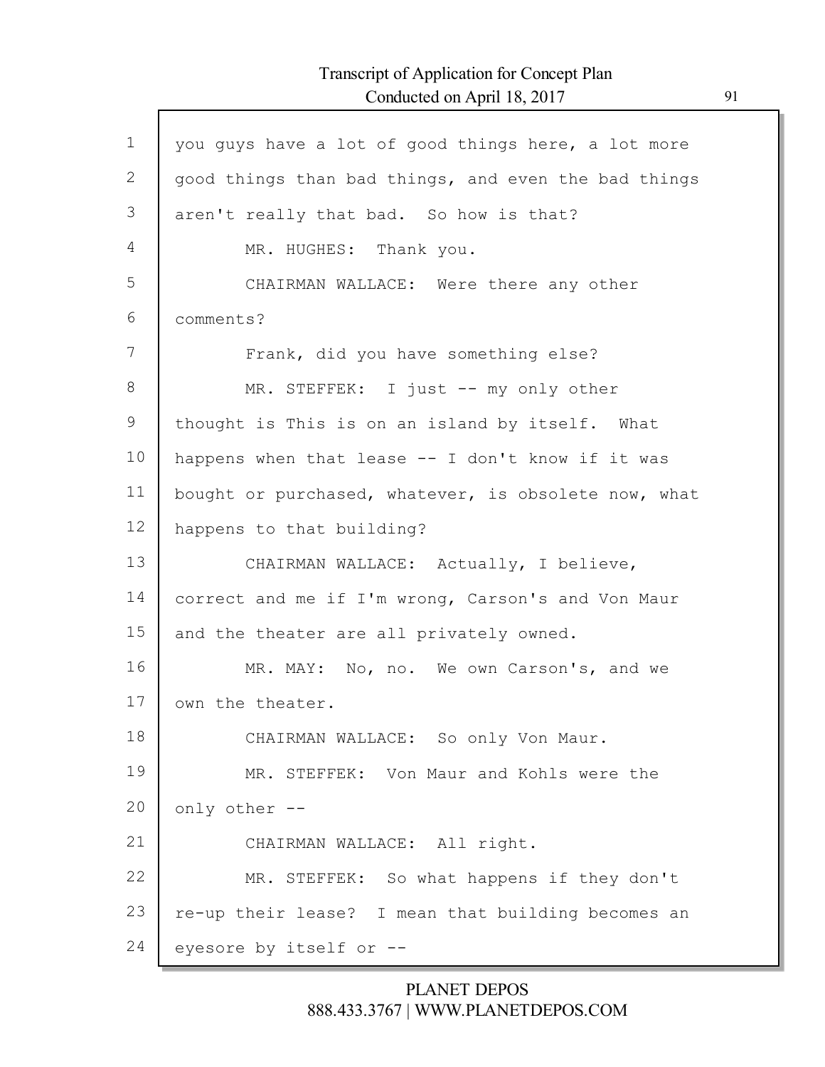you guys have a lot of good things here, a lot more good things than bad things, and even the bad things aren't really that bad. So how is that?

MR. HUGHES: Thank you.

CHAIRMAN WALLACE: Were there any other comments?

Frank, did you have something else?

MR. STEFFEK: I just -- my only other thought is This is on an island by itself. What happens when that lease -- I don't know if it was bought or purchased, whatever, is obsolete now, what happens to that building?

CHAIRMAN WALLACE: Actually, I believe, correct and me if I'm wrong, Carson's and Von Maur and the theater are all privately owned.

MR. MAY: No, no. We own Carson's, and we own the theater.

CHAIRMAN WALLACE: So only Von Maur.

MR. STEFFEK: Von Maur and Kohls were the only other --

CHAIRMAN WALLACE: All right.

MR. STEFFEK: So what happens if they don't re-up their lease? I mean that building becomes an eyesore by itself or --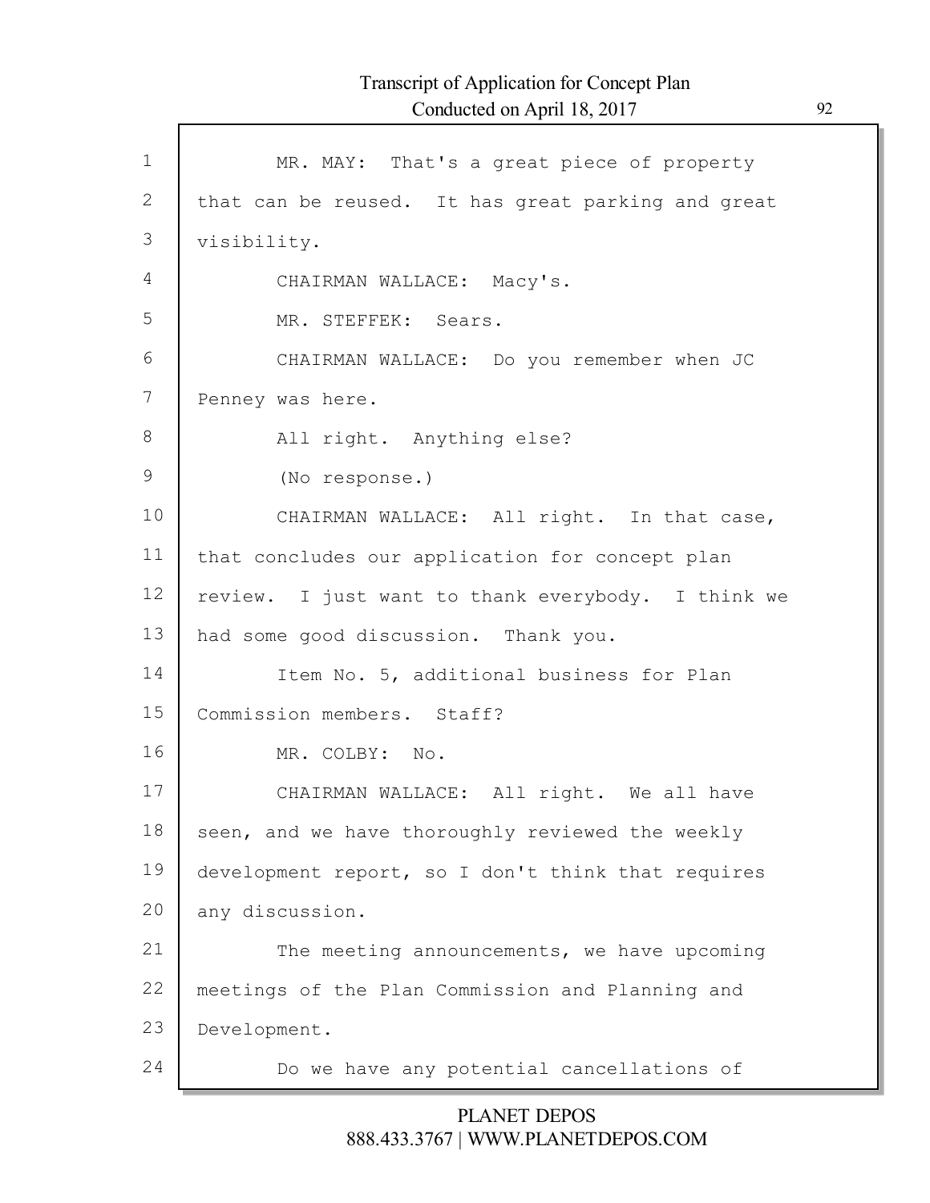MR. MAY: That's a great piece of property that can be reused. It has great parking and great visibility.

CHAIRMAN WALLACE: Macy's.

MR. STEFFEK: Sears.

CHAIRMAN WALLACE: Do you remember when JC Penney was here.

All right. Anything else?

(No response.)

CHAIRMAN WALLACE: All right. In that case, that concludes our application for concept plan review. I just want to thank everybody. I think we had some good discussion. Thank you.

Item No. 5, additional business for Plan Commission members. Staff?

MR. COLBY: No.

CHAIRMAN WALLACE: All right. We all have seen, and we have thoroughly reviewed the weekly development report, so I don't think that requires any discussion.

The meeting announcements, we have upcoming meetings of the Plan Commission and Planning and Development.

Do we have any potential cancellations of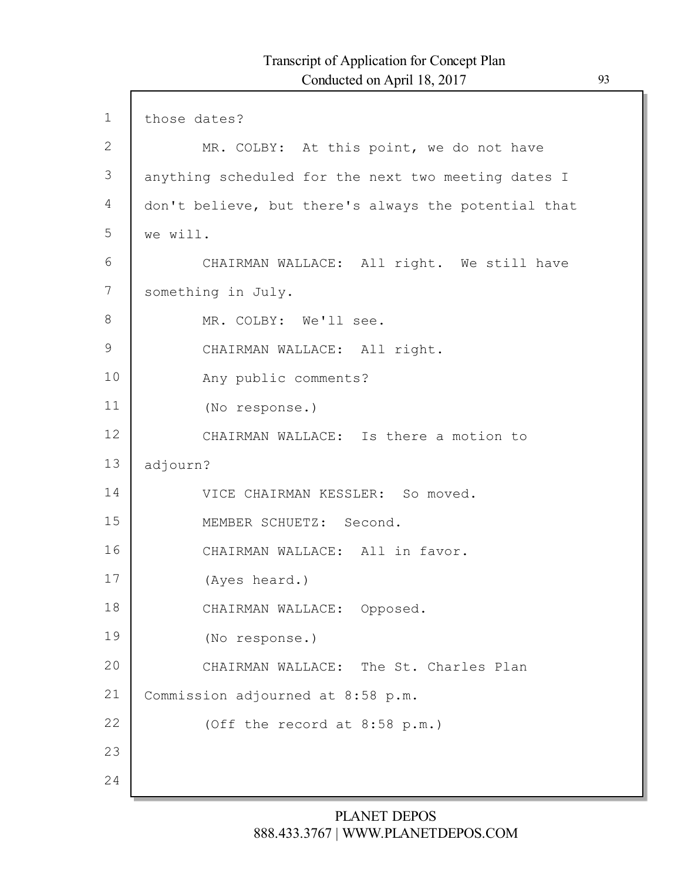those dates?

MR. COLBY: At this point, we do not have anything scheduled for the next two meeting dates I don't believe, but there's always the potential that we will.

CHAIRMAN WALLACE: All right. We still have something in July.

MR. COLBY: We'll see.

CHAIRMAN WALLACE: All right.

Any public comments?

(No response.)

CHAIRMAN WALLACE: Is there a motion to adjourn?

VICE CHAIRMAN KESSLER: So moved.

MEMBER SCHUETZ: Second.

CHAIRMAN WALLACE: All in favor.

(Ayes heard.)

CHAIRMAN WALLACE: Opposed.

(No response.)

CHAIRMAN WALLACE: The St. Charles Plan Commission adjourned at 8:58 p.m.

(Off the record at 8:58 p.m.)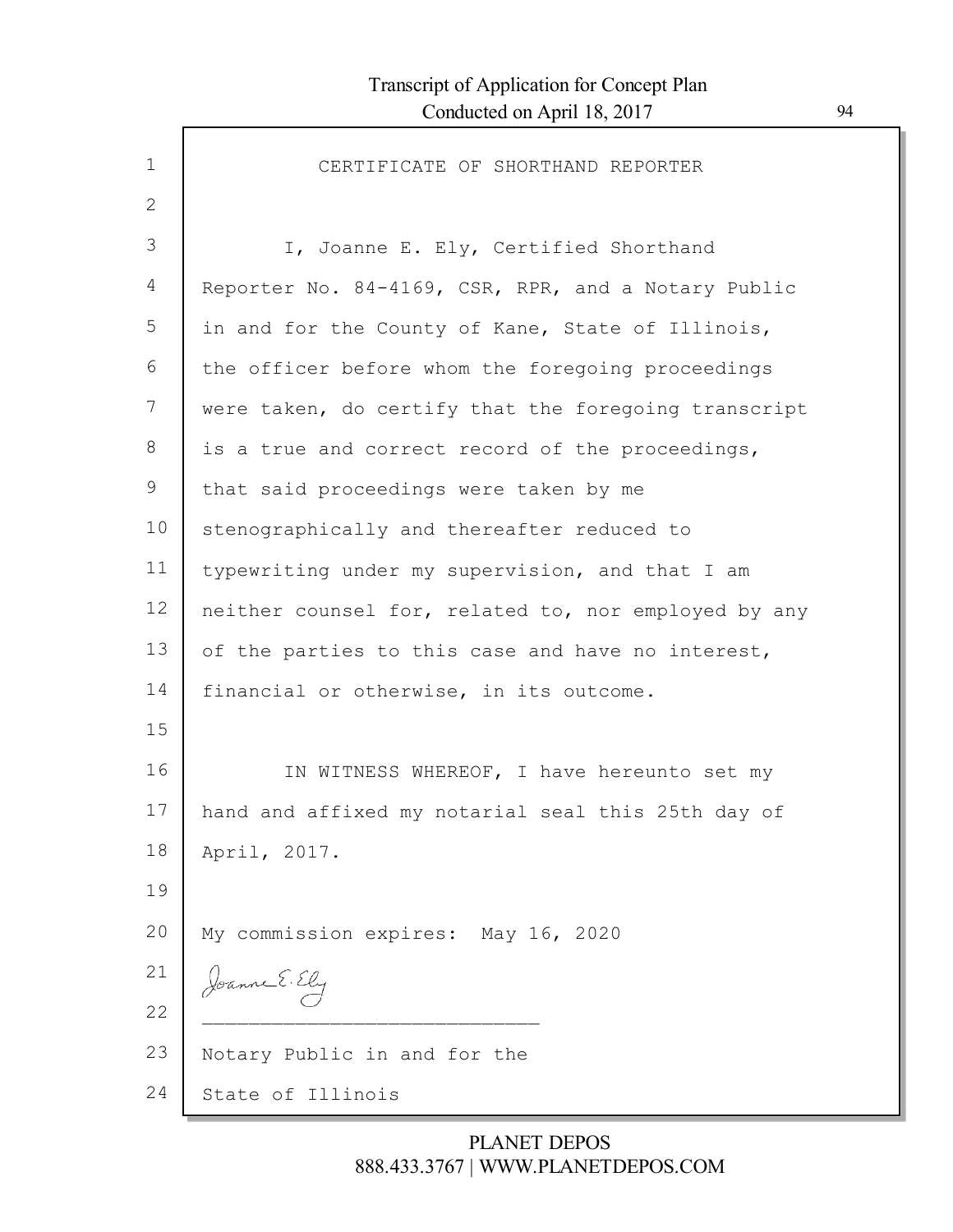# CERTIFICATE OF SHORTHAND REPORTER

I, Joanne E. Ely, Certified Shorthand Reporter No. 84-4169, CSR, RPR, and a Notary Public in and for the County of Kane, State of Illinois, the officer before whom the foregoing proceedings were taken, do certify that the foregoing transcript is a true and correct record of the proceedings, that said proceedings were taken by me stenographically and thereafter reduced to typewriting under my supervision, and that I am neither counsel for, related to, nor employed by any of the parties to this case and have no interest, financial or otherwise, in its outcome.

IN WITNESS WHEREOF, I have hereunto set my hand and affixed my notarial seal this 25th day of April, 2017.

My commission expires: May 16, 2020

Joanne E. Ely

_____________________________

Notary Public in and for the
State of Illinois